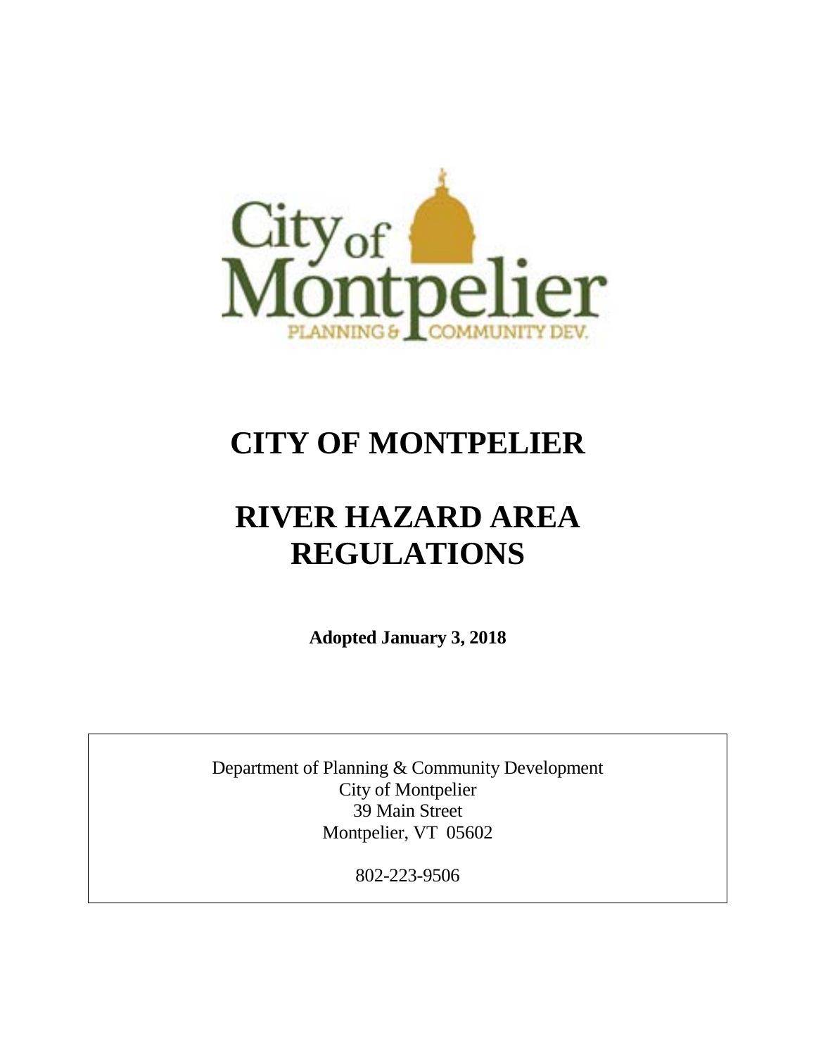# CITY OF MONTPELIER

# RIVER HAZARD AREA REGULATIONS

**Adopted January 3, 2018**

Department of Planning & Community Development
City of Montpelier
39 Main Street
Montpelier, VT 05602

802-223-9506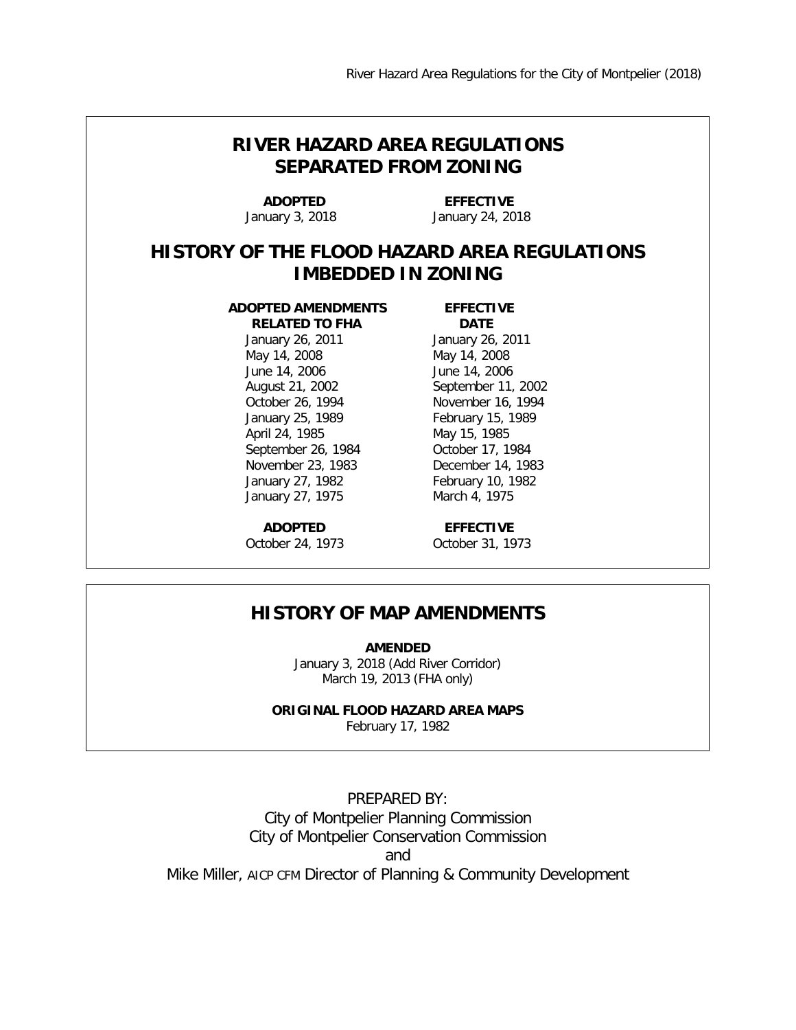## RIVER HAZARD AREA REGULATIONS SEPARATED FROM ZONING

| ADOPTED | EFFECTIVE |
|---|---|
| January 3, 2018 | January 24, 2018 |

## HISTORY OF THE FLOOD HAZARD AREA REGULATIONS IMBEDDED IN ZONING

| ADOPTED AMENDMENTS RELATED TO FHA | EFFECTIVE DATE |
|---|---|
| January 26, 2011 | January 26, 2011 |
| May 14, 2008 | May 14, 2008 |
| June 14, 2006 | June 14, 2006 |
| August 21, 2002 | September 11, 2002 |
| October 26, 1994 | November 16, 1994 |
| January 25, 1989 | February 15, 1989 |
| April 24, 1985 | May 15, 1985 |
| September 26, 1984 | October 17, 1984 |
| November 23, 1983 | December 14, 1983 |
| January 27, 1982 | February 10, 1982 |
| January 27, 1975 | March 4, 1975 |

| ADOPTED | EFFECTIVE |
|---|---|
| October 24, 1973 | October 31, 1973 |

## HISTORY OF MAP AMENDMENTS

**AMENDED**

January 3, 2018 (Add River Corridor)
March 19, 2013 (FHA only)

**ORIGINAL FLOOD HAZARD AREA MAPS**

February 17, 1982

PREPARED BY:
City of Montpelier Planning Commission
City of Montpelier Conservation Commission
and
Mike Miller, AICP CFM Director of Planning & Community Development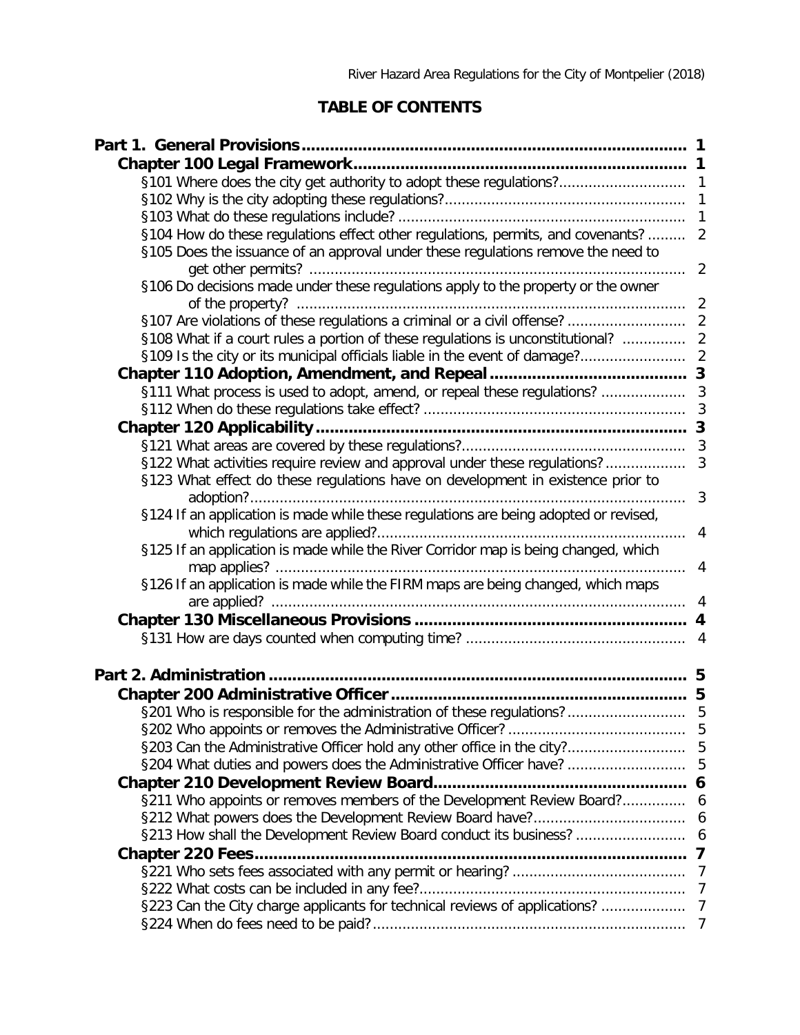# TABLE OF CONTENTS

| | |
|---|---|
| **Part 1. General Provisions** | **1** |
| **Chapter 100 Legal Framework** | **1** |
| §101 Where does the city get authority to adopt these regulations? | 1 |
| §102 Why is the city adopting these regulations? | 1 |
| §103 What do these regulations include? | 1 |
| §104 How do these regulations effect other regulations, permits, and covenants? | 2 |
| §105 Does the issuance of an approval under these regulations remove the need to get other permits? | 2 |
| §106 Do decisions made under these regulations apply to the property or the owner of the property? | 2 |
| §107 Are violations of these regulations a criminal or a civil offense? | 2 |
| §108 What if a court rules a portion of these regulations is unconstitutional? | 2 |
| §109 Is the city or its municipal officials liable in the event of damage? | 2 |
| **Chapter 110 Adoption, Amendment, and Repeal** | **3** |
| §111 What process is used to adopt, amend, or repeal these regulations? | 3 |
| §112 When do these regulations take effect? | 3 |
| **Chapter 120 Applicability** | **3** |
| §121 What areas are covered by these regulations? | 3 |
| §122 What activities require review and approval under these regulations? | 3 |
| §123 What effect do these regulations have on development in existence prior to adoption? | 3 |
| §124 If an application is made while these regulations are being adopted or revised, which regulations are applied? | 4 |
| §125 If an application is made while the River Corridor map is being changed, which map applies? | 4 |
| §126 If an application is made while the FIRM maps are being changed, which maps are applied? | 4 |
| **Chapter 130 Miscellaneous Provisions** | **4** |
| §131 How are days counted when computing time? | 4 |
| **Part 2. Administration** | **5** |
| **Chapter 200 Administrative Officer** | **5** |
| §201 Who is responsible for the administration of these regulations? | 5 |
| §202 Who appoints or removes the Administrative Officer? | 5 |
| §203 Can the Administrative Officer hold any other office in the city? | 5 |
| §204 What duties and powers does the Administrative Officer have? | 5 |
| **Chapter 210 Development Review Board** | **6** |
| §211 Who appoints or removes members of the Development Review Board? | 6 |
| §212 What powers does the Development Review Board have? | 6 |
| §213 How shall the Development Review Board conduct its business? | 6 |
| **Chapter 220 Fees** | **7** |
| §221 Who sets fees associated with any permit or hearing? | 7 |
| §222 What costs can be included in any fee? | 7 |
| §223 Can the City charge applicants for technical reviews of applications? | 7 |
| §224 When do fees need to be paid? | 7 |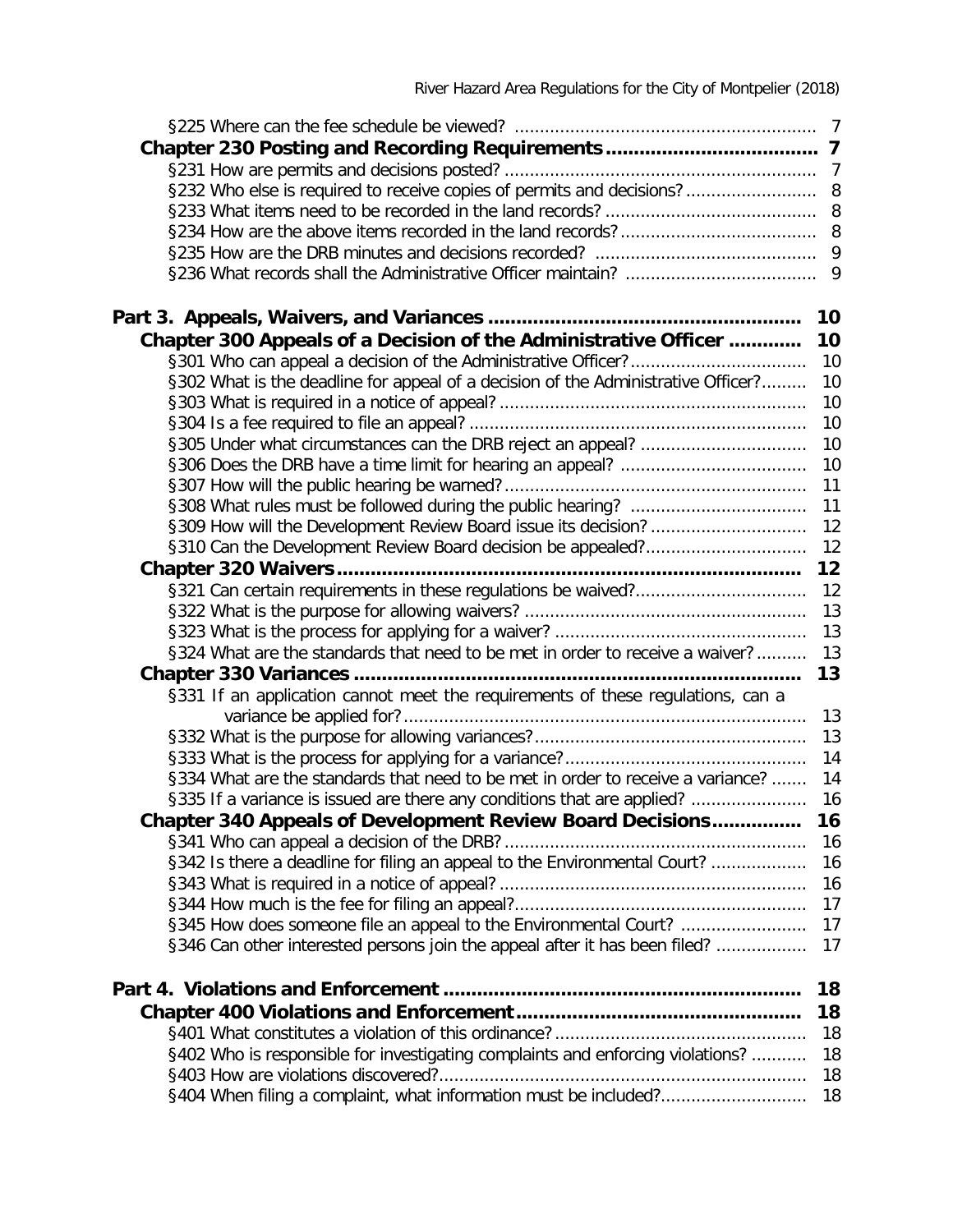§225 Where can the fee schedule be viewed? ........................................................ 7

**Chapter 230 Posting and Recording Requirements ..................................... 7**

§231 How are permits and decisions posted? ........................................................ 7

§232 Who else is required to receive copies of permits and decisions? ......................... 8

§233 What items need to be recorded in the land records? ......................................... 8

§234 How are the above items recorded in the land records? ...................................... 8

§235 How are the DRB minutes and decisions recorded? ........................................... 9

§236 What records shall the Administrative Officer maintain? .................................... 9

**Part 3. Appeals, Waivers, and Variances ...................................................... 10**

**Chapter 300 Appeals of a Decision of the Administrative Officer ............ 10**

§301 Who can appeal a decision of the Administrative Officer? .................................. 10

§302 What is the deadline for appeal of a decision of the Administrative Officer? ........ 10

§303 What is required in a notice of appeal? ........................................................... 10

§304 Is a fee required to file an appeal? .................................................................. 10

§305 Under what circumstances can the DRB reject an appeal? ................................. 10

§306 Does the DRB have a time limit for hearing an appeal? ..................................... 10

§307 How will the public hearing be warned? ........................................................... 11

§308 What rules must be followed during the public hearing? ................................... 11

§309 How will the Development Review Board issue its decision? ............................... 12

§310 Can the Development Review Board decision be appealed? ................................ 12

**Chapter 320 Waivers ........................................................................ 12**

§321 Can certain requirements in these regulations be waived? ................................. 12

§322 What is the purpose for allowing waivers? ....................................................... 13

§323 What is the process for applying for a waiver? ................................................. 13

§324 What are the standards that need to be met in order to receive a waiver? .......... 13

**Chapter 330 Variances ..................................................................... 13**

§331 If an application cannot meet the requirements of these regulations, can a variance be applied for? ........................................................................ 13

§332 What is the purpose for allowing variances? ..................................................... 13

§333 What is the process for applying for a variance? ............................................... 14

§334 What are the standards that need to be met in order to receive a variance? ....... 14

§335 If a variance is issued are there any conditions that are applied? ....................... 16

**Chapter 340 Appeals of Development Review Board Decisions ................ 16**

§341 Who can appeal a decision of the DRB? ........................................................... 16

§342 Is there a deadline for filing an appeal to the Environmental Court? ................... 16

§343 What is required in a notice of appeal? ........................................................... 16

§344 How much is the fee for filing an appeal? ......................................................... 17

§345 How does someone file an appeal to the Environmental Court? ......................... 17

§346 Can other interested persons join the appeal after it has been filed? ................. 17

**Part 4. Violations and Enforcement ............................................................ 18**

**Chapter 400 Violations and Enforcement .................................................. 18**

§401 What constitutes a violation of this ordinance? ................................................. 18

§402 Who is responsible for investigating complaints and enforcing violations? ........... 18

§403 How are violations discovered? ........................................................................ 18

§404 When filing a complaint, what information must be included? ............................. 18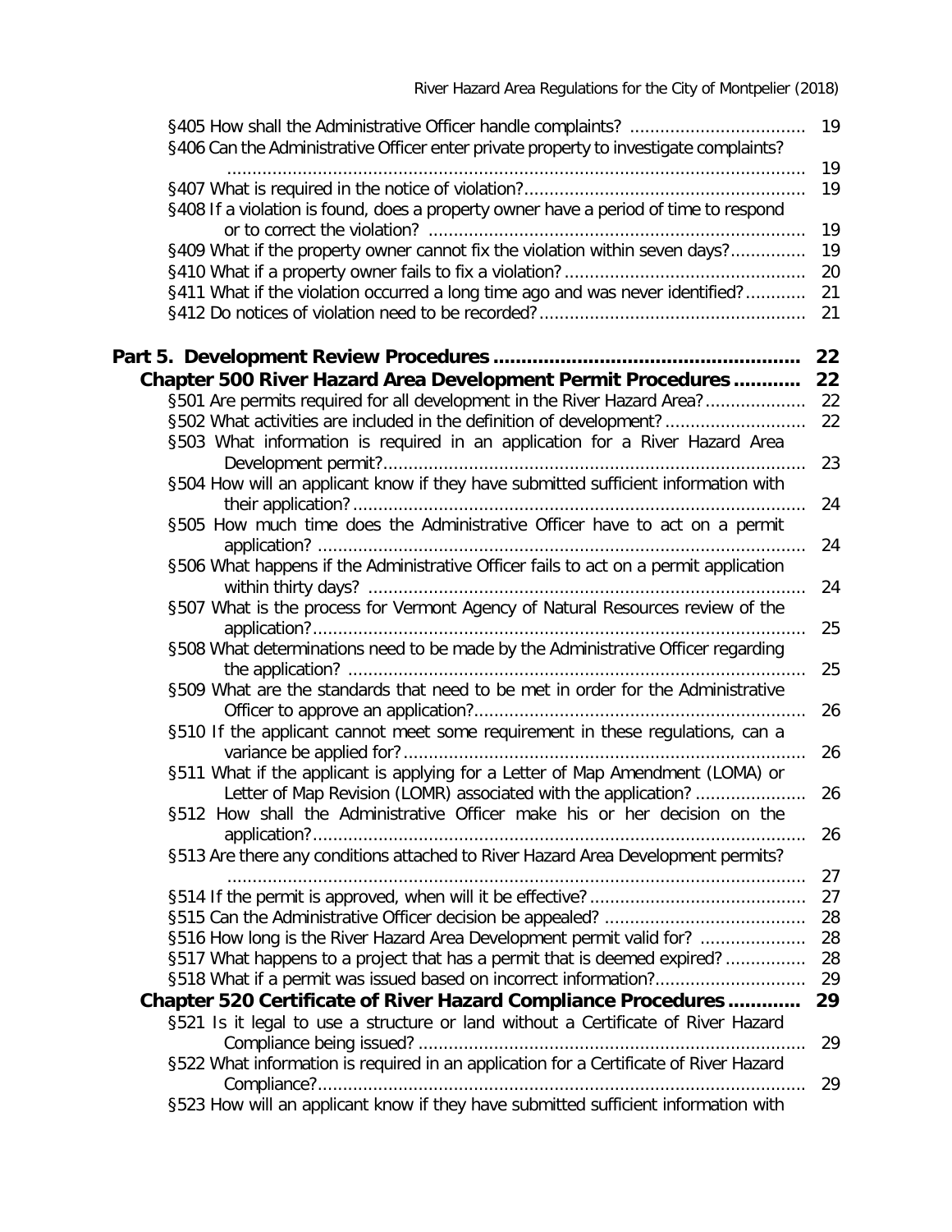§405 How shall the Administrative Officer handle complaints? ...... 19

§406 Can the Administrative Officer enter private property to investigate complaints? ...... 19

§407 What is required in the notice of violation? ...... 19

§408 If a violation is found, does a property owner have a period of time to respond or to correct the violation? ...... 19

§409 What if the property owner cannot fix the violation within seven days? ...... 19

§410 What if a property owner fails to fix a violation? ...... 20

§411 What if the violation occurred a long time ago and was never identified? ...... 21

§412 Do notices of violation need to be recorded? ...... 21

**Part 5. Development Review Procedures ...... 22**

**Chapter 500 River Hazard Area Development Permit Procedures ...... 22**

§501 Are permits required for all development in the River Hazard Area? ...... 22

§502 What activities are included in the definition of development? ...... 22

§503 What information is required in an application for a River Hazard Area Development permit? ...... 23

§504 How will an applicant know if they have submitted sufficient information with their application? ...... 24

§505 How much time does the Administrative Officer have to act on a permit application? ...... 24

§506 What happens if the Administrative Officer fails to act on a permit application within thirty days? ...... 24

§507 What is the process for Vermont Agency of Natural Resources review of the application? ...... 25

§508 What determinations need to be made by the Administrative Officer regarding the application? ...... 25

§509 What are the standards that need to be met in order for the Administrative Officer to approve an application? ...... 26

§510 If the applicant cannot meet some requirement in these regulations, can a variance be applied for? ...... 26

§511 What if the applicant is applying for a Letter of Map Amendment (LOMA) or Letter of Map Revision (LOMR) associated with the application? ...... 26

§512 How shall the Administrative Officer make his or her decision on the application? ...... 26

§513 Are there any conditions attached to River Hazard Area Development permits? ...... 27

§514 If the permit is approved, when will it be effective? ...... 27

§515 Can the Administrative Officer decision be appealed? ...... 28

§516 How long is the River Hazard Area Development permit valid for? ...... 28

§517 What happens to a project that has a permit that is deemed expired? ...... 28

§518 What if a permit was issued based on incorrect information? ...... 29

**Chapter 520 Certificate of River Hazard Compliance Procedures ...... 29**

§521 Is it legal to use a structure or land without a Certificate of River Hazard Compliance being issued? ...... 29

§522 What information is required in an application for a Certificate of River Hazard Compliance? ...... 29

§523 How will an applicant know if they have submitted sufficient information with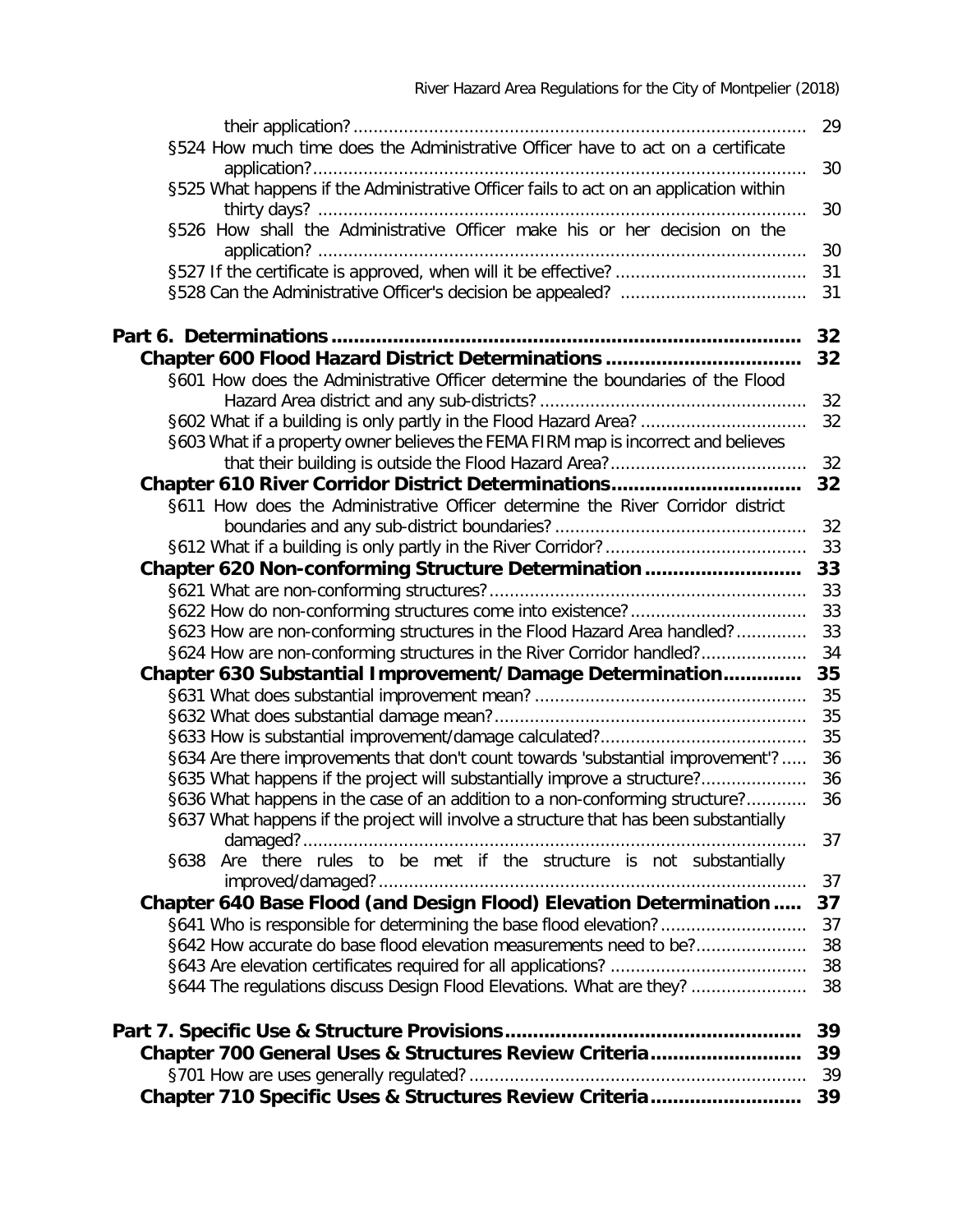their application? ........................................................................................ 29

§524 How much time does the Administrative Officer have to act on a certificate application? ........................................................................................ 30

§525 What happens if the Administrative Officer fails to act on an application within thirty days? ........................................................................................ 30

§526 How shall the Administrative Officer make his or her decision on the application? ........................................................................................ 30

§527 If the certificate is approved, when will it be effective? ..................................... 31

§528 Can the Administrative Officer's decision be appealed? .................................... 31

**Part 6. Determinations ................................................................................ 32**

**Chapter 600 Flood Hazard District Determinations .................................. 32**

§601 How does the Administrative Officer determine the boundaries of the Flood Hazard Area district and any sub-districts? ................................................... 32

§602 What if a building is only partly in the Flood Hazard Area? ................................ 32

§603 What if a property owner believes the FEMA FIRM map is incorrect and believes that their building is outside the Flood Hazard Area? ...................................... 32

**Chapter 610 River Corridor District Determinations................................. 32**

§611 How does the Administrative Officer determine the River Corridor district boundaries and any sub-district boundaries? ................................................ 32

§612 What if a building is only partly in the River Corridor? ....................................... 33

**Chapter 620 Non-conforming Structure Determination ........................... 33**

§621 What are non-conforming structures? ............................................................. 33

§622 How do non-conforming structures come into existence? .................................. 33

§623 How are non-conforming structures in the Flood Hazard Area handled? ............. 33

§624 How are non-conforming structures in the River Corridor handled? .................... 34

**Chapter 630 Substantial Improvement/Damage Determination............. 35**

§631 What does substantial improvement mean? ..................................................... 35

§632 What does substantial damage mean? ............................................................. 35

§633 How is substantial improvement/damage calculated? ........................................ 35

§634 Are there improvements that don't count towards 'substantial improvement'? ..... 36

§635 What happens if the project will substantially improve a structure? .................... 36

§636 What happens in the case of an addition to a non-conforming structure? ........... 36

§637 What happens if the project will involve a structure that has been substantially damaged? ........................................................................................ 37

§638 Are there rules to be met if the structure is not substantially improved/damaged? ........................................................................................ 37

**Chapter 640 Base Flood (and Design Flood) Elevation Determination ..... 37**

§641 Who is responsible for determining the base flood elevation? ............................ 37

§642 How accurate do base flood elevation measurements need to be? ..................... 38

§643 Are elevation certificates required for all applications? ...................................... 38

§644 The regulations discuss Design Flood Elevations. What are they? ...................... 38

**Part 7. Specific Use & Structure Provisions ................................................... 39**

**Chapter 700 General Uses & Structures Review Criteria .......................... 39**

§701 How are uses generally regulated? ................................................................. 39

**Chapter 710 Specific Uses & Structures Review Criteria .......................... 39**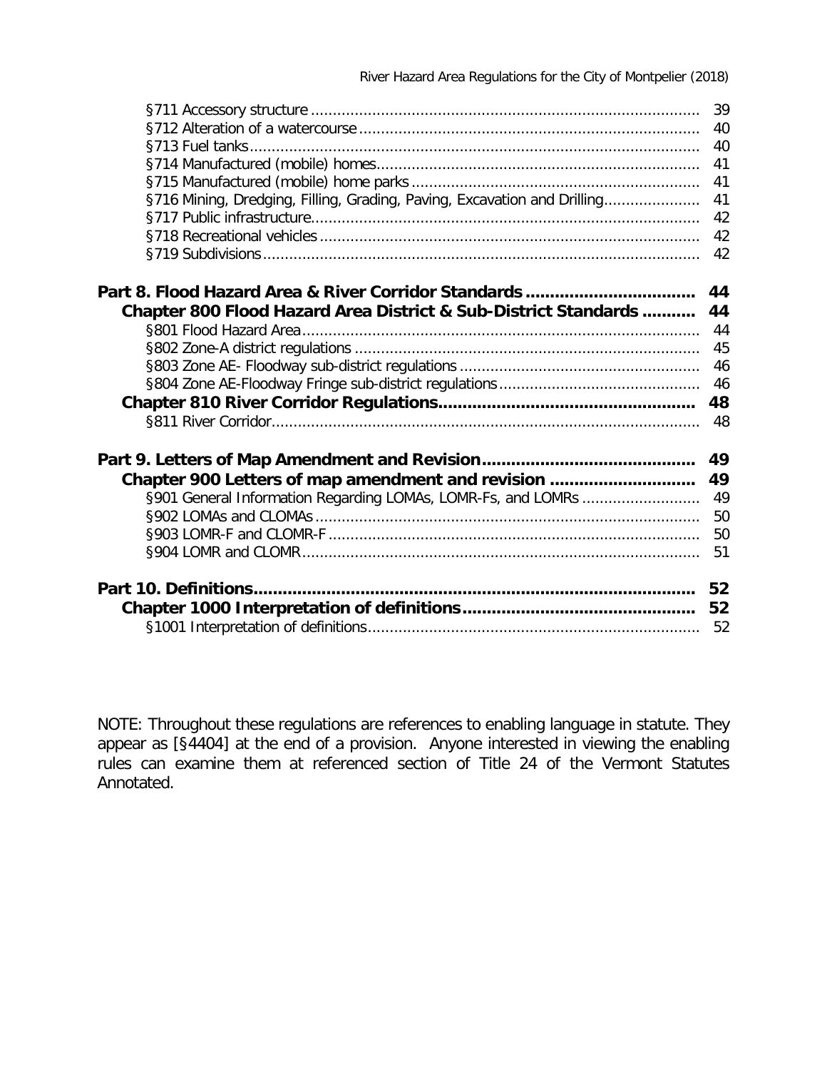§711 Accessory structure ........................................................................................ 39
§712 Alteration of a watercourse ............................................................................. 40
§713 Fuel tanks ...................................................................................................... 40
§714 Manufactured (mobile) homes .......................................................................... 41
§715 Manufactured (mobile) home parks .................................................................. 41
§716 Mining, Dredging, Filling, Grading, Paving, Excavation and Drilling ..................... 41
§717 Public infrastructure ........................................................................................ 42
§718 Recreational vehicles ....................................................................................... 42
§719 Subdivisions .................................................................................................... 42

**Part 8. Flood Hazard Area & River Corridor Standards .................................. 44**

**Chapter 800 Flood Hazard Area District & Sub-District Standards ........... 44**

§801 Flood Hazard Area .......................................................................................... 44
§802 Zone-A district regulations .............................................................................. 45
§803 Zone AE- Floodway sub-district regulations ....................................................... 46
§804 Zone AE-Floodway Fringe sub-district regulations .............................................. 46

**Chapter 810 River Corridor Regulations .................................................... 48**

§811 River Corridor .................................................................................................. 48

**Part 9. Letters of Map Amendment and Revision ........................................... 49**

**Chapter 900 Letters of map amendment and revision ............................. 49**

§901 General Information Regarding LOMAs, LOMR-Fs, and LOMRs ........................... 49
§902 LOMAs and CLOMAs ........................................................................................ 50
§903 LOMR-F and CLOMR-F ..................................................................................... 50
§904 LOMR and CLOMR ........................................................................................... 51

**Part 10. Definitions ......................................................................................... 52**

**Chapter 1000 Interpretation of definitions ............................................... 52**

§1001 Interpretation of definitions ........................................................................... 52

NOTE: Throughout these regulations are references to enabling language in statute. They appear as [§4404] at the end of a provision. Anyone interested in viewing the enabling rules can examine them at referenced section of Title 24 of the Vermont Statutes Annotated.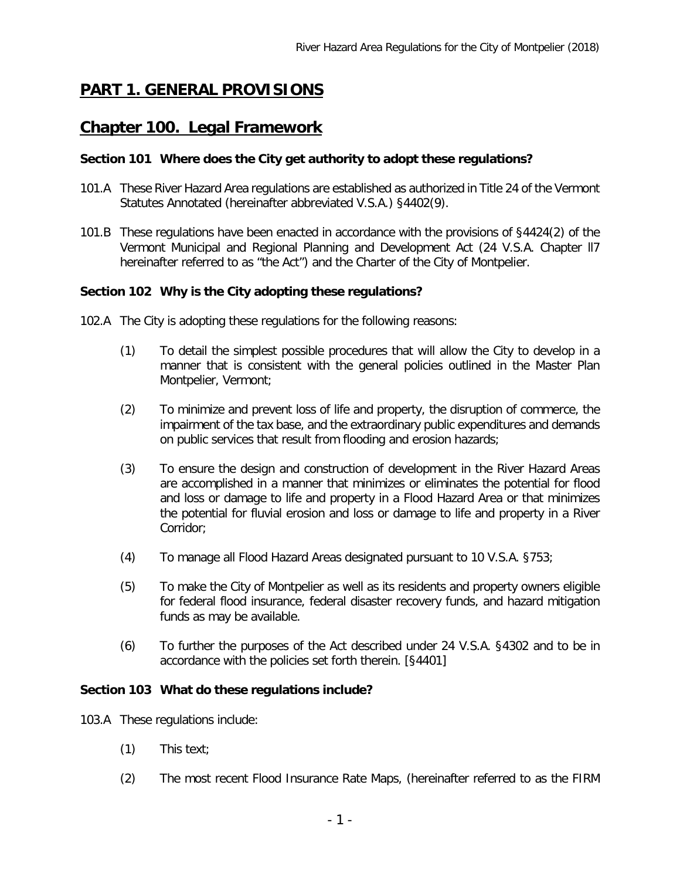# PART 1. GENERAL PROVISIONS

# Chapter 100. Legal Framework

### Section 101 Where does the City get authority to adopt these regulations?

101.A These River Hazard Area regulations are established as authorized in Title 24 of the Vermont Statutes Annotated (hereinafter abbreviated V.S.A.) §4402(9).

101.B These regulations have been enacted in accordance with the provisions of §4424(2) of the Vermont Municipal and Regional Planning and Development Act (24 V.S.A. Chapter ll7 hereinafter referred to as "the Act") and the Charter of the City of Montpelier.

### Section 102 Why is the City adopting these regulations?

102.A The City is adopting these regulations for the following reasons:

(1) To detail the simplest possible procedures that will allow the City to develop in a manner that is consistent with the general policies outlined in the Master Plan Montpelier, Vermont;

(2) To minimize and prevent loss of life and property, the disruption of commerce, the impairment of the tax base, and the extraordinary public expenditures and demands on public services that result from flooding and erosion hazards;

(3) To ensure the design and construction of development in the River Hazard Areas are accomplished in a manner that minimizes or eliminates the potential for flood and loss or damage to life and property in a Flood Hazard Area or that minimizes the potential for fluvial erosion and loss or damage to life and property in a River Corridor;

(4) To manage all Flood Hazard Areas designated pursuant to 10 V.S.A. §753;

(5) To make the City of Montpelier as well as its residents and property owners eligible for federal flood insurance, federal disaster recovery funds, and hazard mitigation funds as may be available.

(6) To further the purposes of the Act described under 24 V.S.A. §4302 and to be in accordance with the policies set forth therein. [§4401]

### Section 103 What do these regulations include?

103.A These regulations include:

(1) This text;

(2) The most recent Flood Insurance Rate Maps, (hereinafter referred to as the FIRM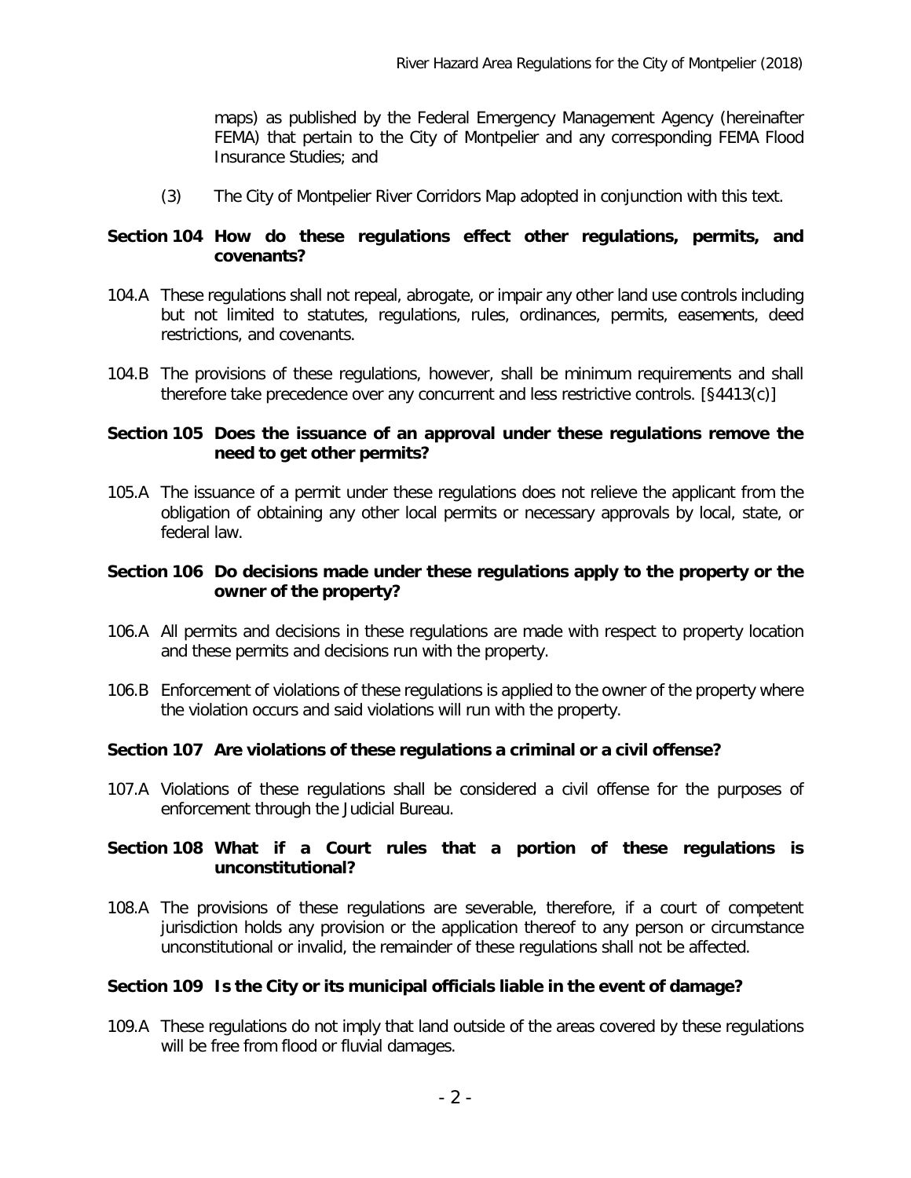maps) as published by the Federal Emergency Management Agency (hereinafter FEMA) that pertain to the City of Montpelier and any corresponding FEMA Flood Insurance Studies; and

(3) The City of Montpelier River Corridors Map adopted in conjunction with this text.

### Section 104 How do these regulations effect other regulations, permits, and covenants?

104.A These regulations shall not repeal, abrogate, or impair any other land use controls including but not limited to statutes, regulations, rules, ordinances, permits, easements, deed restrictions, and covenants.

104.B The provisions of these regulations, however, shall be minimum requirements and shall therefore take precedence over any concurrent and less restrictive controls. [§4413(c)]

### Section 105 Does the issuance of an approval under these regulations remove the need to get other permits?

105.A The issuance of a permit under these regulations does not relieve the applicant from the obligation of obtaining any other local permits or necessary approvals by local, state, or federal law.

### Section 106 Do decisions made under these regulations apply to the property or the owner of the property?

106.A All permits and decisions in these regulations are made with respect to property location and these permits and decisions run with the property.

106.B Enforcement of violations of these regulations is applied to the owner of the property where the violation occurs and said violations will run with the property.

### Section 107 Are violations of these regulations a criminal or a civil offense?

107.A Violations of these regulations shall be considered a civil offense for the purposes of enforcement through the Judicial Bureau.

### Section 108 What if a Court rules that a portion of these regulations is unconstitutional?

108.A The provisions of these regulations are severable, therefore, if a court of competent jurisdiction holds any provision or the application thereof to any person or circumstance unconstitutional or invalid, the remainder of these regulations shall not be affected.

### Section 109 Is the City or its municipal officials liable in the event of damage?

109.A These regulations do not imply that land outside of the areas covered by these regulations will be free from flood or fluvial damages.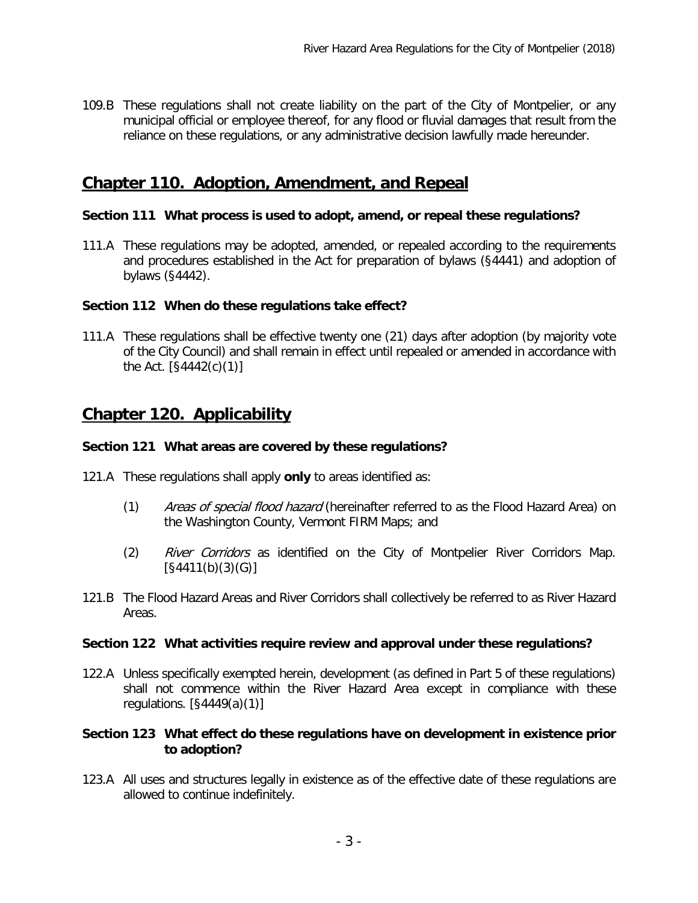109.B These regulations shall not create liability on the part of the City of Montpelier, or any municipal official or employee thereof, for any flood or fluvial damages that result from the reliance on these regulations, or any administrative decision lawfully made hereunder.

## Chapter 110. Adoption, Amendment, and Repeal

### Section 111 What process is used to adopt, amend, or repeal these regulations?

111.A These regulations may be adopted, amended, or repealed according to the requirements and procedures established in the Act for preparation of bylaws (§4441) and adoption of bylaws (§4442).

### Section 112 When do these regulations take effect?

111.A These regulations shall be effective twenty one (21) days after adoption (by majority vote of the City Council) and shall remain in effect until repealed or amended in accordance with the Act. [§4442(c)(1)]

## Chapter 120. Applicability

### Section 121 What areas are covered by these regulations?

121.A These regulations shall apply **only** to areas identified as:

(1) *Areas of special flood hazard* (hereinafter referred to as the Flood Hazard Area) on the Washington County, Vermont FIRM Maps; and

(2) *River Corridors* as identified on the City of Montpelier River Corridors Map. [§4411(b)(3)(G)]

121.B The Flood Hazard Areas and River Corridors shall collectively be referred to as River Hazard Areas.

### Section 122 What activities require review and approval under these regulations?

122.A Unless specifically exempted herein, development (as defined in Part 5 of these regulations) shall not commence within the River Hazard Area except in compliance with these regulations. [§4449(a)(1)]

### Section 123 What effect do these regulations have on development in existence prior to adoption?

123.A All uses and structures legally in existence as of the effective date of these regulations are allowed to continue indefinitely.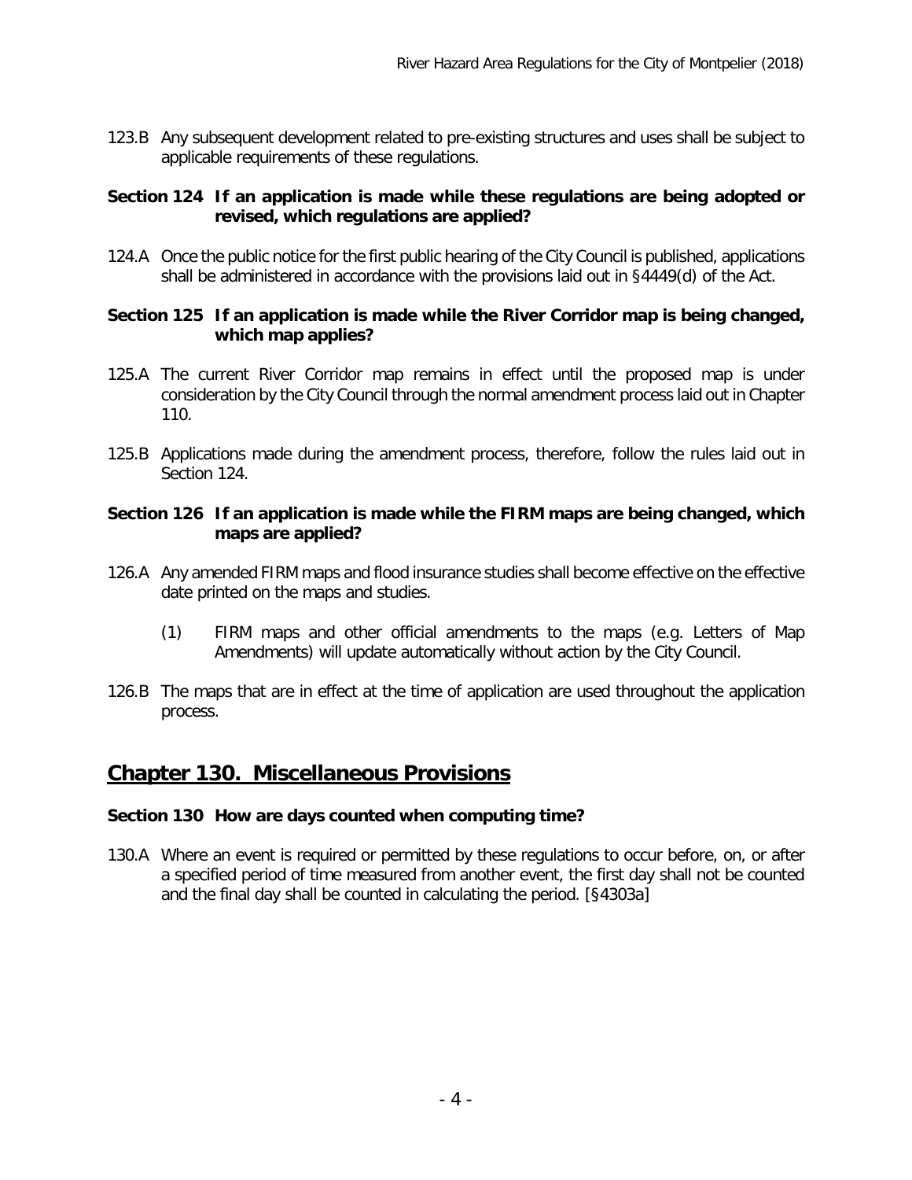123.B Any subsequent development related to pre-existing structures and uses shall be subject to applicable requirements of these regulations.

### Section 124 If an application is made while these regulations are being adopted or revised, which regulations are applied?

124.A Once the public notice for the first public hearing of the City Council is published, applications shall be administered in accordance with the provisions laid out in §4449(d) of the Act.

### Section 125 If an application is made while the River Corridor map is being changed, which map applies?

125.A The current River Corridor map remains in effect until the proposed map is under consideration by the City Council through the normal amendment process laid out in Chapter 110.

125.B Applications made during the amendment process, therefore, follow the rules laid out in Section 124.

### Section 126 If an application is made while the FIRM maps are being changed, which maps are applied?

126.A Any amended FIRM maps and flood insurance studies shall become effective on the effective date printed on the maps and studies.

(1) FIRM maps and other official amendments to the maps (e.g. Letters of Map Amendments) will update automatically without action by the City Council.

126.B The maps that are in effect at the time of application are used throughout the application process.

## Chapter 130. Miscellaneous Provisions

### Section 130 How are days counted when computing time?

130.A Where an event is required or permitted by these regulations to occur before, on, or after a specified period of time measured from another event, the first day shall not be counted and the final day shall be counted in calculating the period. [§4303a]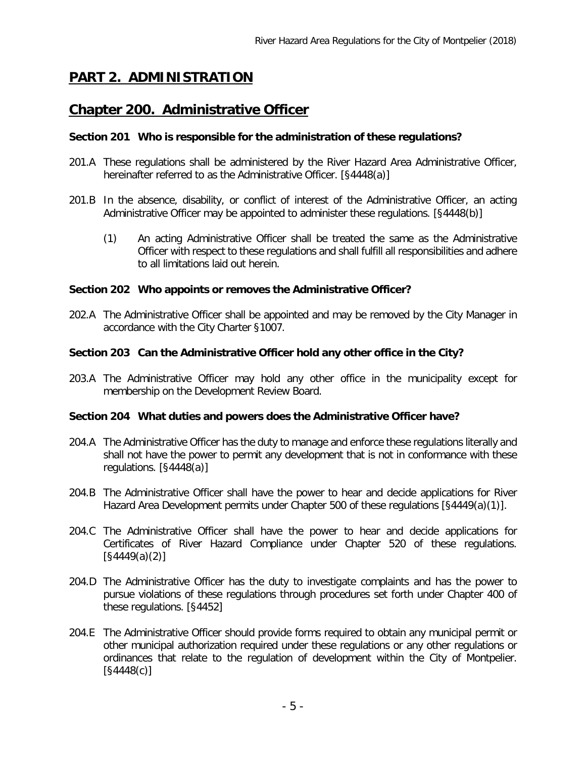# PART 2. ADMINISTRATION

## Chapter 200. Administrative Officer

**Section 201 Who is responsible for the administration of these regulations?**

201.A These regulations shall be administered by the River Hazard Area Administrative Officer, hereinafter referred to as the Administrative Officer. [§4448(a)]

201.B In the absence, disability, or conflict of interest of the Administrative Officer, an acting Administrative Officer may be appointed to administer these regulations. [§4448(b)]

(1) An acting Administrative Officer shall be treated the same as the Administrative Officer with respect to these regulations and shall fulfill all responsibilities and adhere to all limitations laid out herein.

**Section 202 Who appoints or removes the Administrative Officer?**

202.A The Administrative Officer shall be appointed and may be removed by the City Manager in accordance with the City Charter §1007.

**Section 203 Can the Administrative Officer hold any other office in the City?**

203.A The Administrative Officer may hold any other office in the municipality except for membership on the Development Review Board.

**Section 204 What duties and powers does the Administrative Officer have?**

204.A The Administrative Officer has the duty to manage and enforce these regulations literally and shall not have the power to permit any development that is not in conformance with these regulations. [§4448(a)]

204.B The Administrative Officer shall have the power to hear and decide applications for River Hazard Area Development permits under Chapter 500 of these regulations [§4449(a)(1)].

204.C The Administrative Officer shall have the power to hear and decide applications for Certificates of River Hazard Compliance under Chapter 520 of these regulations. [§4449(a)(2)]

204.D The Administrative Officer has the duty to investigate complaints and has the power to pursue violations of these regulations through procedures set forth under Chapter 400 of these regulations. [§4452]

204.E The Administrative Officer should provide forms required to obtain any municipal permit or other municipal authorization required under these regulations or any other regulations or ordinances that relate to the regulation of development within the City of Montpelier. [§4448(c)]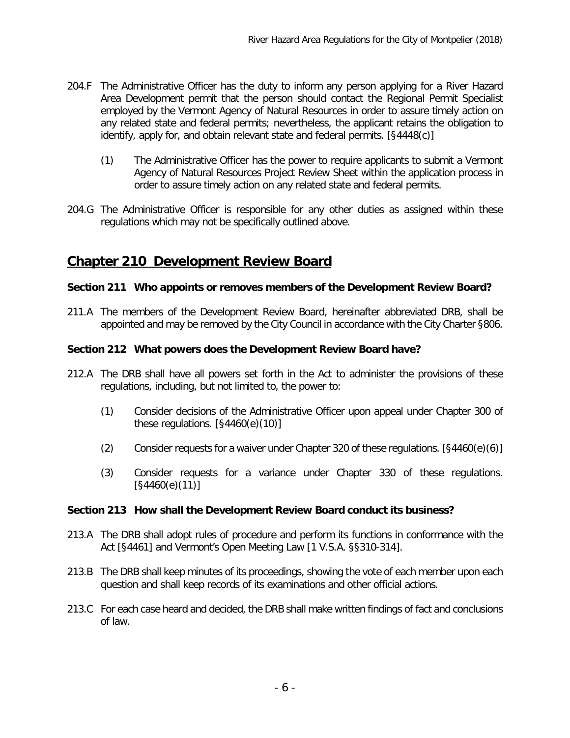204.F The Administrative Officer has the duty to inform any person applying for a River Hazard Area Development permit that the person should contact the Regional Permit Specialist employed by the Vermont Agency of Natural Resources in order to assure timely action on any related state and federal permits; nevertheless, the applicant retains the obligation to identify, apply for, and obtain relevant state and federal permits. [§4448(c)]

(1) The Administrative Officer has the power to require applicants to submit a Vermont Agency of Natural Resources Project Review Sheet within the application process in order to assure timely action on any related state and federal permits.

204.G The Administrative Officer is responsible for any other duties as assigned within these regulations which may not be specifically outlined above.

## Chapter 210 Development Review Board

### Section 211 Who appoints or removes members of the Development Review Board?

211.A The members of the Development Review Board, hereinafter abbreviated DRB, shall be appointed and may be removed by the City Council in accordance with the City Charter §806.

### Section 212 What powers does the Development Review Board have?

212.A The DRB shall have all powers set forth in the Act to administer the provisions of these regulations, including, but not limited to, the power to:

(1) Consider decisions of the Administrative Officer upon appeal under Chapter 300 of these regulations. [§4460(e)(10)]

(2) Consider requests for a waiver under Chapter 320 of these regulations. [§4460(e)(6)]

(3) Consider requests for a variance under Chapter 330 of these regulations. [§4460(e)(11)]

### Section 213 How shall the Development Review Board conduct its business?

213.A The DRB shall adopt rules of procedure and perform its functions in conformance with the Act [§4461] and Vermont's Open Meeting Law [1 V.S.A. §§310-314].

213.B The DRB shall keep minutes of its proceedings, showing the vote of each member upon each question and shall keep records of its examinations and other official actions.

213.C For each case heard and decided, the DRB shall make written findings of fact and conclusions of law.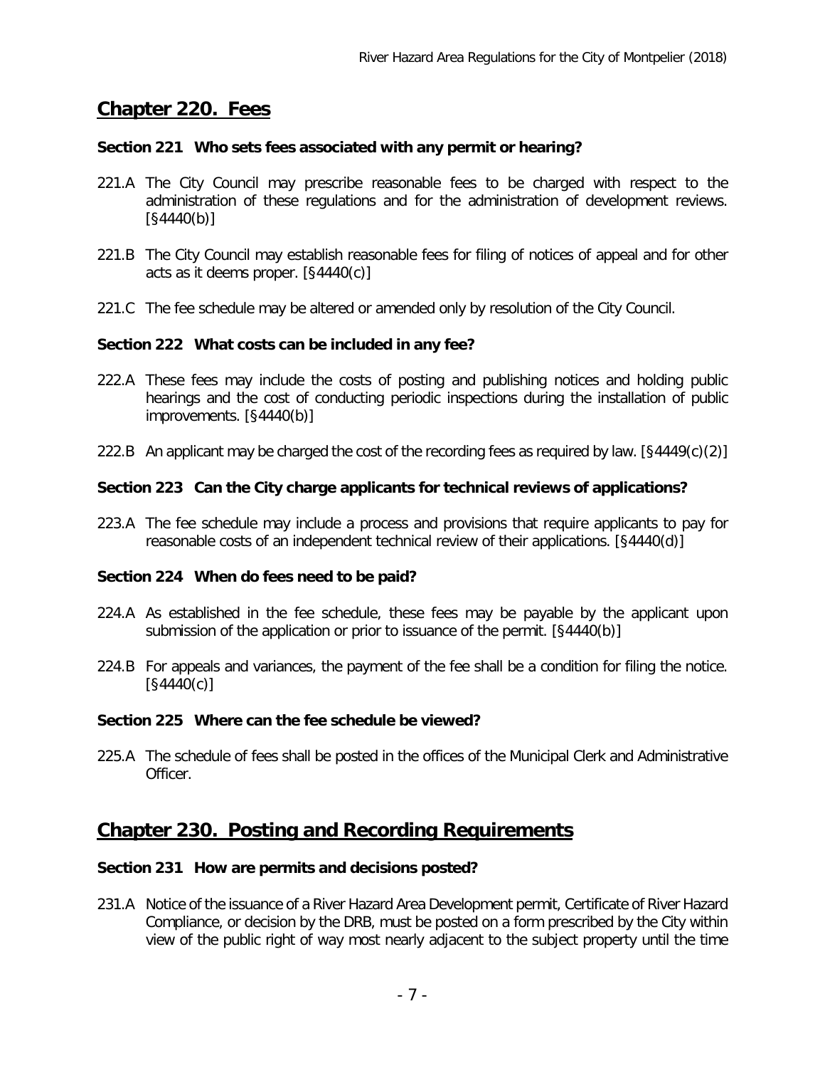## Chapter 220. Fees

### Section 221 Who sets fees associated with any permit or hearing?

221.A The City Council may prescribe reasonable fees to be charged with respect to the administration of these regulations and for the administration of development reviews. [§4440(b)]

221.B The City Council may establish reasonable fees for filing of notices of appeal and for other acts as it deems proper. [§4440(c)]

221.C The fee schedule may be altered or amended only by resolution of the City Council.

### Section 222 What costs can be included in any fee?

222.A These fees may include the costs of posting and publishing notices and holding public hearings and the cost of conducting periodic inspections during the installation of public improvements. [§4440(b)]

222.B An applicant may be charged the cost of the recording fees as required by law. [§4449(c)(2)]

### Section 223 Can the City charge applicants for technical reviews of applications?

223.A The fee schedule may include a process and provisions that require applicants to pay for reasonable costs of an independent technical review of their applications. [§4440(d)]

### Section 224 When do fees need to be paid?

224.A As established in the fee schedule, these fees may be payable by the applicant upon submission of the application or prior to issuance of the permit. [§4440(b)]

224.B For appeals and variances, the payment of the fee shall be a condition for filing the notice. [§4440(c)]

### Section 225 Where can the fee schedule be viewed?

225.A The schedule of fees shall be posted in the offices of the Municipal Clerk and Administrative Officer.

## Chapter 230. Posting and Recording Requirements

### Section 231 How are permits and decisions posted?

231.A Notice of the issuance of a River Hazard Area Development permit, Certificate of River Hazard Compliance, or decision by the DRB, must be posted on a form prescribed by the City within view of the public right of way most nearly adjacent to the subject property until the time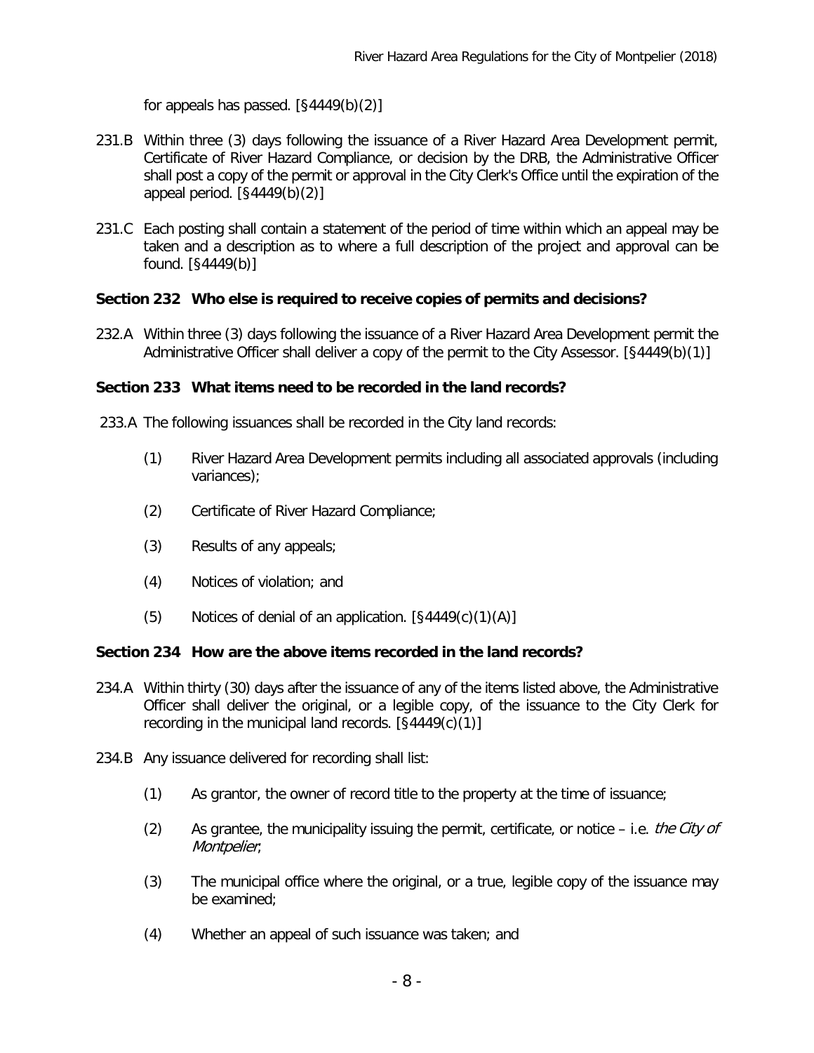for appeals has passed. [§4449(b)(2)]

231.B Within three (3) days following the issuance of a River Hazard Area Development permit, Certificate of River Hazard Compliance, or decision by the DRB, the Administrative Officer shall post a copy of the permit or approval in the City Clerk's Office until the expiration of the appeal period. [§4449(b)(2)]

231.C Each posting shall contain a statement of the period of time within which an appeal may be taken and a description as to where a full description of the project and approval can be found. [§4449(b)]

**Section 232 Who else is required to receive copies of permits and decisions?**

232.A Within three (3) days following the issuance of a River Hazard Area Development permit the Administrative Officer shall deliver a copy of the permit to the City Assessor. [§4449(b)(1)]

**Section 233 What items need to be recorded in the land records?**

233.A The following issuances shall be recorded in the City land records:

(1) River Hazard Area Development permits including all associated approvals (including variances);

(2) Certificate of River Hazard Compliance;

(3) Results of any appeals;

(4) Notices of violation; and

(5) Notices of denial of an application. [§4449(c)(1)(A)]

**Section 234 How are the above items recorded in the land records?**

234.A Within thirty (30) days after the issuance of any of the items listed above, the Administrative Officer shall deliver the original, or a legible copy, of the issuance to the City Clerk for recording in the municipal land records. [§4449(c)(1)]

234.B Any issuance delivered for recording shall list:

(1) As grantor, the owner of record title to the property at the time of issuance;

(2) As grantee, the municipality issuing the permit, certificate, or notice – i.e. *the City of Montpelier*;

(3) The municipal office where the original, or a true, legible copy of the issuance may be examined;

(4) Whether an appeal of such issuance was taken; and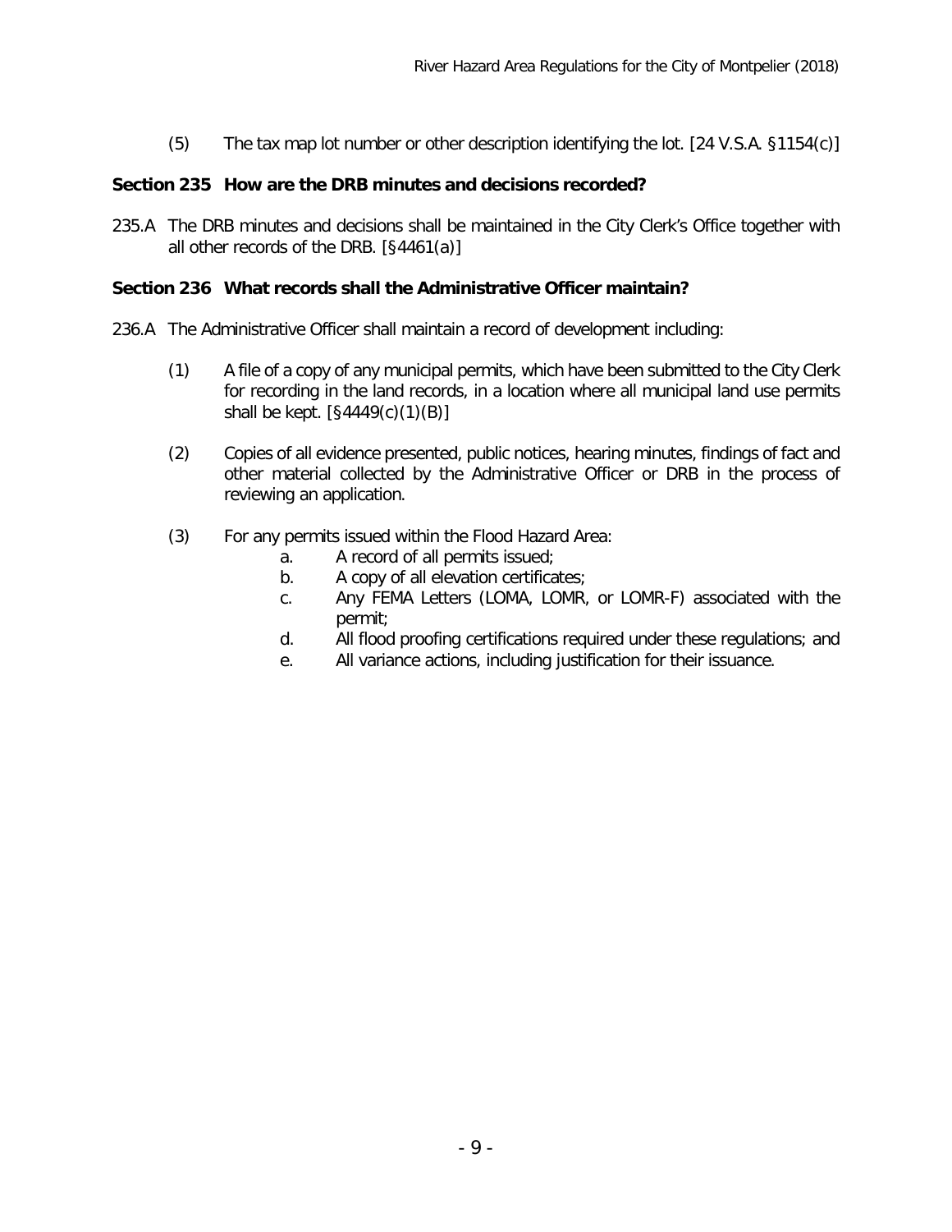(5) The tax map lot number or other description identifying the lot. [24 V.S.A. §1154(c)]

### Section 235 How are the DRB minutes and decisions recorded?

235.A The DRB minutes and decisions shall be maintained in the City Clerk's Office together with all other records of the DRB. [§4461(a)]

### Section 236 What records shall the Administrative Officer maintain?

236.A The Administrative Officer shall maintain a record of development including:

(1) A file of a copy of any municipal permits, which have been submitted to the City Clerk for recording in the land records, in a location where all municipal land use permits shall be kept. [§4449(c)(1)(B)]

(2) Copies of all evidence presented, public notices, hearing minutes, findings of fact and other material collected by the Administrative Officer or DRB in the process of reviewing an application.

(3) For any permits issued within the Flood Hazard Area:

a. A record of all permits issued;

b. A copy of all elevation certificates;

c. Any FEMA Letters (LOMA, LOMR, or LOMR-F) associated with the permit;

d. All flood proofing certifications required under these regulations; and

e. All variance actions, including justification for their issuance.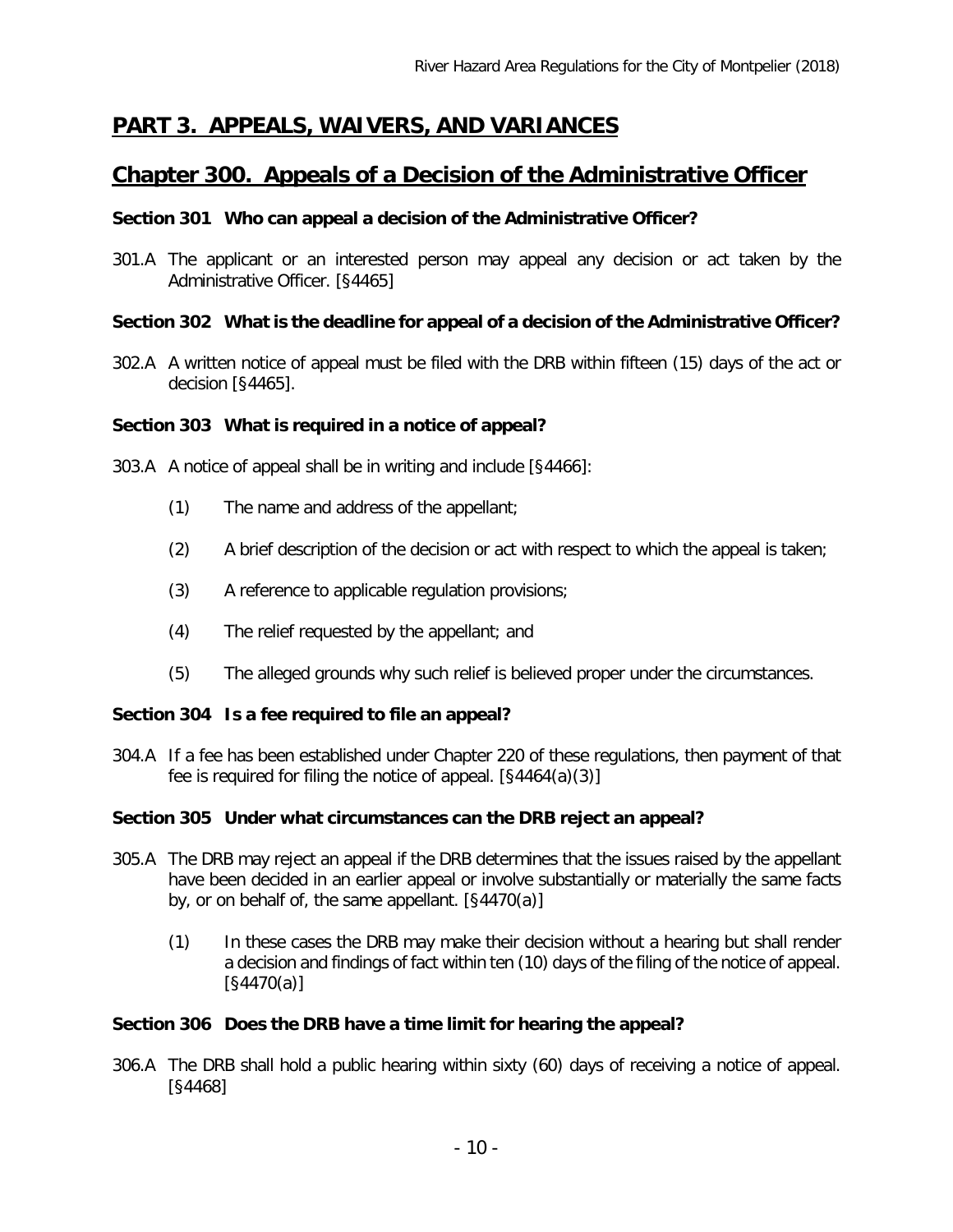# PART 3. APPEALS, WAIVERS, AND VARIANCES

## Chapter 300. Appeals of a Decision of the Administrative Officer

### Section 301 Who can appeal a decision of the Administrative Officer?

301.A The applicant or an interested person may appeal any decision or act taken by the Administrative Officer. [§4465]

### Section 302 What is the deadline for appeal of a decision of the Administrative Officer?

302.A A written notice of appeal must be filed with the DRB within fifteen (15) days of the act or decision [§4465].

### Section 303 What is required in a notice of appeal?

303.A A notice of appeal shall be in writing and include [§4466]:

(1) The name and address of the appellant;

(2) A brief description of the decision or act with respect to which the appeal is taken;

(3) A reference to applicable regulation provisions;

(4) The relief requested by the appellant; and

(5) The alleged grounds why such relief is believed proper under the circumstances.

### Section 304 Is a fee required to file an appeal?

304.A If a fee has been established under Chapter 220 of these regulations, then payment of that fee is required for filing the notice of appeal. [§4464(a)(3)]

### Section 305 Under what circumstances can the DRB reject an appeal?

305.A The DRB may reject an appeal if the DRB determines that the issues raised by the appellant have been decided in an earlier appeal or involve substantially or materially the same facts by, or on behalf of, the same appellant. [§4470(a)]

(1) In these cases the DRB may make their decision without a hearing but shall render a decision and findings of fact within ten (10) days of the filing of the notice of appeal. [§4470(a)]

### Section 306 Does the DRB have a time limit for hearing the appeal?

306.A The DRB shall hold a public hearing within sixty (60) days of receiving a notice of appeal. [§4468]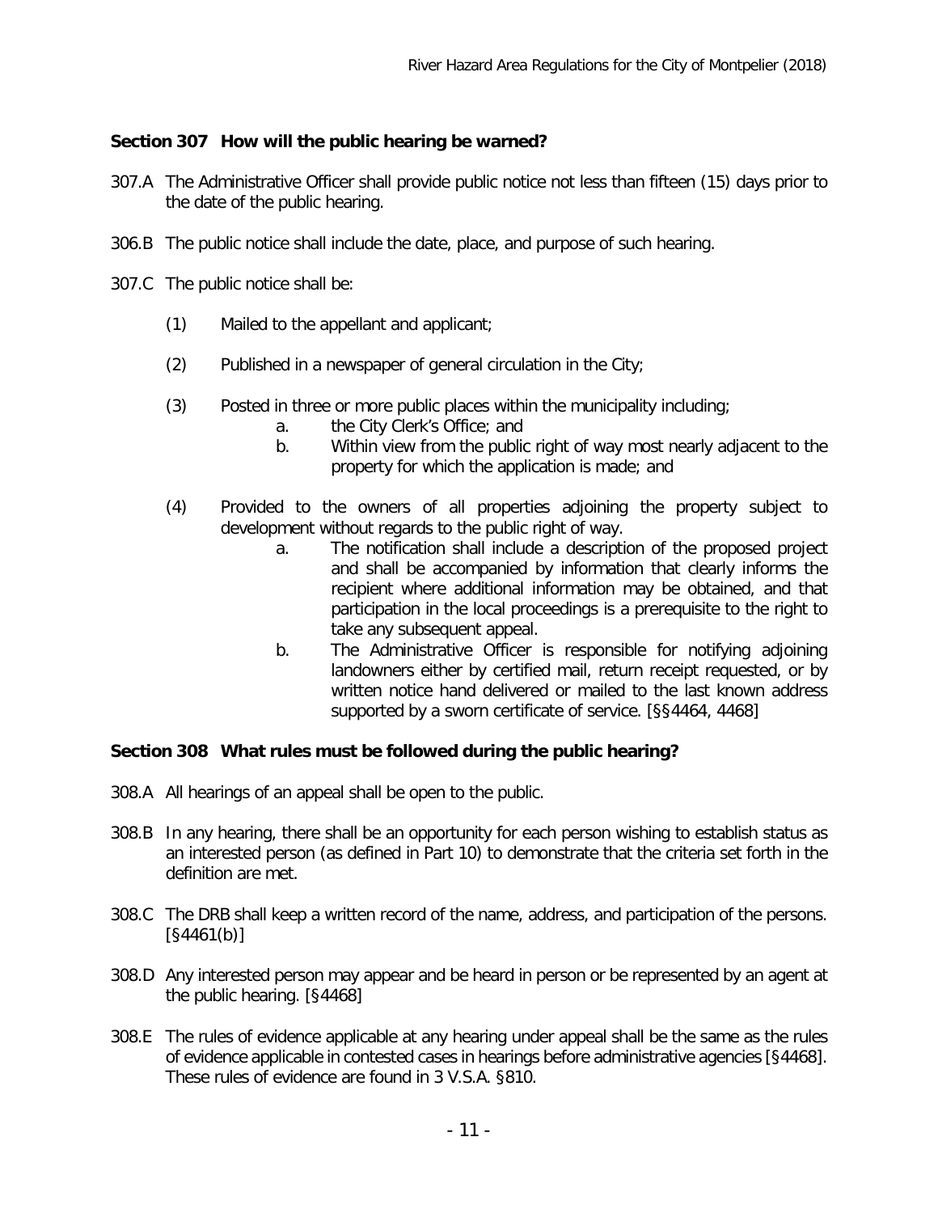### Section 307 How will the public hearing be warned?

307.A The Administrative Officer shall provide public notice not less than fifteen (15) days prior to the date of the public hearing.

306.B The public notice shall include the date, place, and purpose of such hearing.

307.C The public notice shall be:

(1) Mailed to the appellant and applicant;

(2) Published in a newspaper of general circulation in the City;

(3) Posted in three or more public places within the municipality including;
   a. the City Clerk's Office; and
   b. Within view from the public right of way most nearly adjacent to the property for which the application is made; and

(4) Provided to the owners of all properties adjoining the property subject to development without regards to the public right of way.
   a. The notification shall include a description of the proposed project and shall be accompanied by information that clearly informs the recipient where additional information may be obtained, and that participation in the local proceedings is a prerequisite to the right to take any subsequent appeal.
   b. The Administrative Officer is responsible for notifying adjoining landowners either by certified mail, return receipt requested, or by written notice hand delivered or mailed to the last known address supported by a sworn certificate of service. [§§4464, 4468]

### Section 308 What rules must be followed during the public hearing?

308.A All hearings of an appeal shall be open to the public.

308.B In any hearing, there shall be an opportunity for each person wishing to establish status as an interested person (as defined in Part 10) to demonstrate that the criteria set forth in the definition are met.

308.C The DRB shall keep a written record of the name, address, and participation of the persons. [§4461(b)]

308.D Any interested person may appear and be heard in person or be represented by an agent at the public hearing. [§4468]

308.E The rules of evidence applicable at any hearing under appeal shall be the same as the rules of evidence applicable in contested cases in hearings before administrative agencies [§4468]. These rules of evidence are found in 3 V.S.A. §810.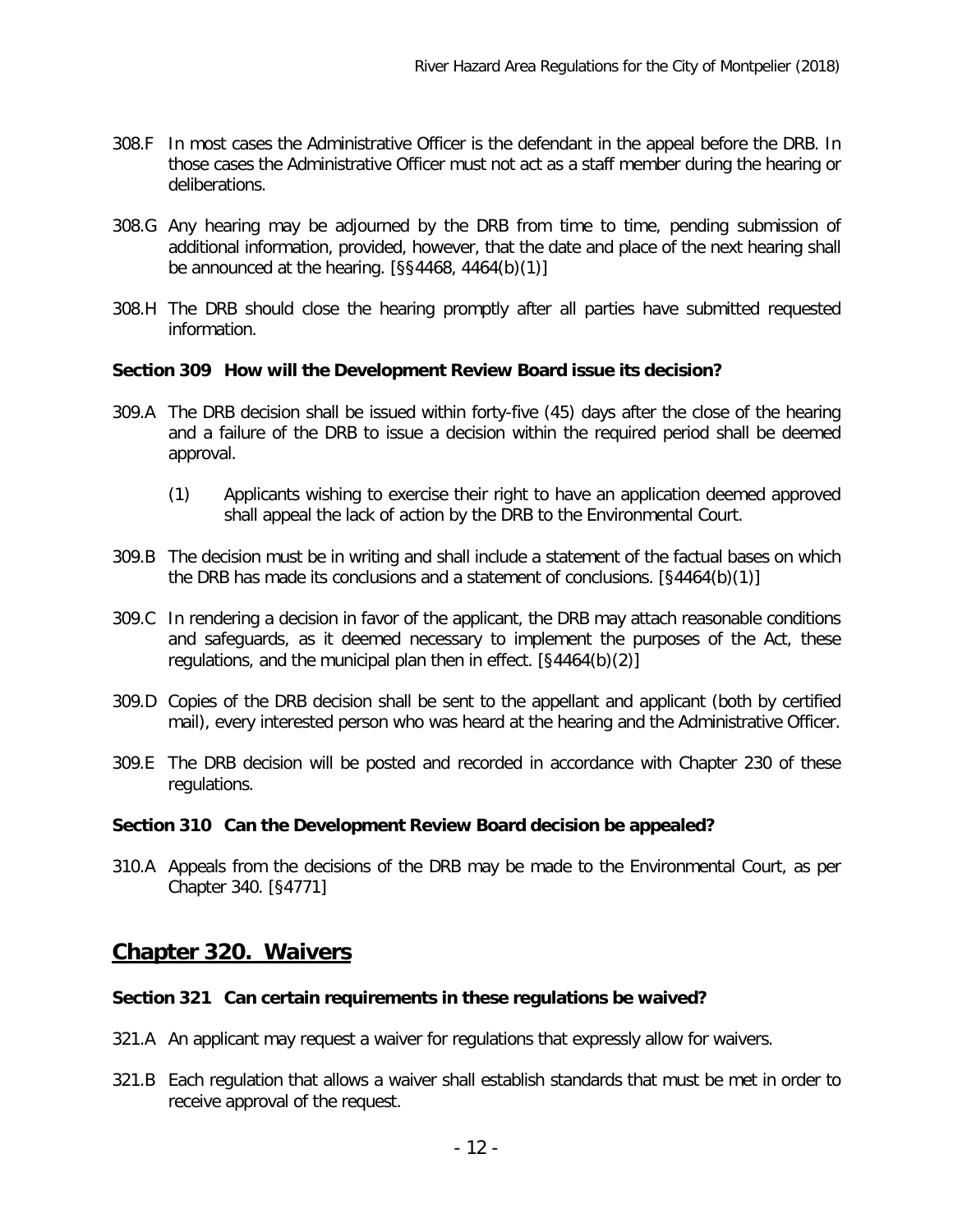308.F In most cases the Administrative Officer is the defendant in the appeal before the DRB. In those cases the Administrative Officer must not act as a staff member during the hearing or deliberations.

308.G Any hearing may be adjourned by the DRB from time to time, pending submission of additional information, provided, however, that the date and place of the next hearing shall be announced at the hearing. [§§4468, 4464(b)(1)]

308.H The DRB should close the hearing promptly after all parties have submitted requested information.

**Section 309 How will the Development Review Board issue its decision?**

309.A The DRB decision shall be issued within forty-five (45) days after the close of the hearing and a failure of the DRB to issue a decision within the required period shall be deemed approval.

(1) Applicants wishing to exercise their right to have an application deemed approved shall appeal the lack of action by the DRB to the Environmental Court.

309.B The decision must be in writing and shall include a statement of the factual bases on which the DRB has made its conclusions and a statement of conclusions. [§4464(b)(1)]

309.C In rendering a decision in favor of the applicant, the DRB may attach reasonable conditions and safeguards, as it deemed necessary to implement the purposes of the Act, these regulations, and the municipal plan then in effect. [§4464(b)(2)]

309.D Copies of the DRB decision shall be sent to the appellant and applicant (both by certified mail), every interested person who was heard at the hearing and the Administrative Officer.

309.E The DRB decision will be posted and recorded in accordance with Chapter 230 of these regulations.

**Section 310 Can the Development Review Board decision be appealed?**

310.A Appeals from the decisions of the DRB may be made to the Environmental Court, as per Chapter 340. [§4771]

## Chapter 320. Waivers

**Section 321 Can certain requirements in these regulations be waived?**

321.A An applicant may request a waiver for regulations that expressly allow for waivers.

321.B Each regulation that allows a waiver shall establish standards that must be met in order to receive approval of the request.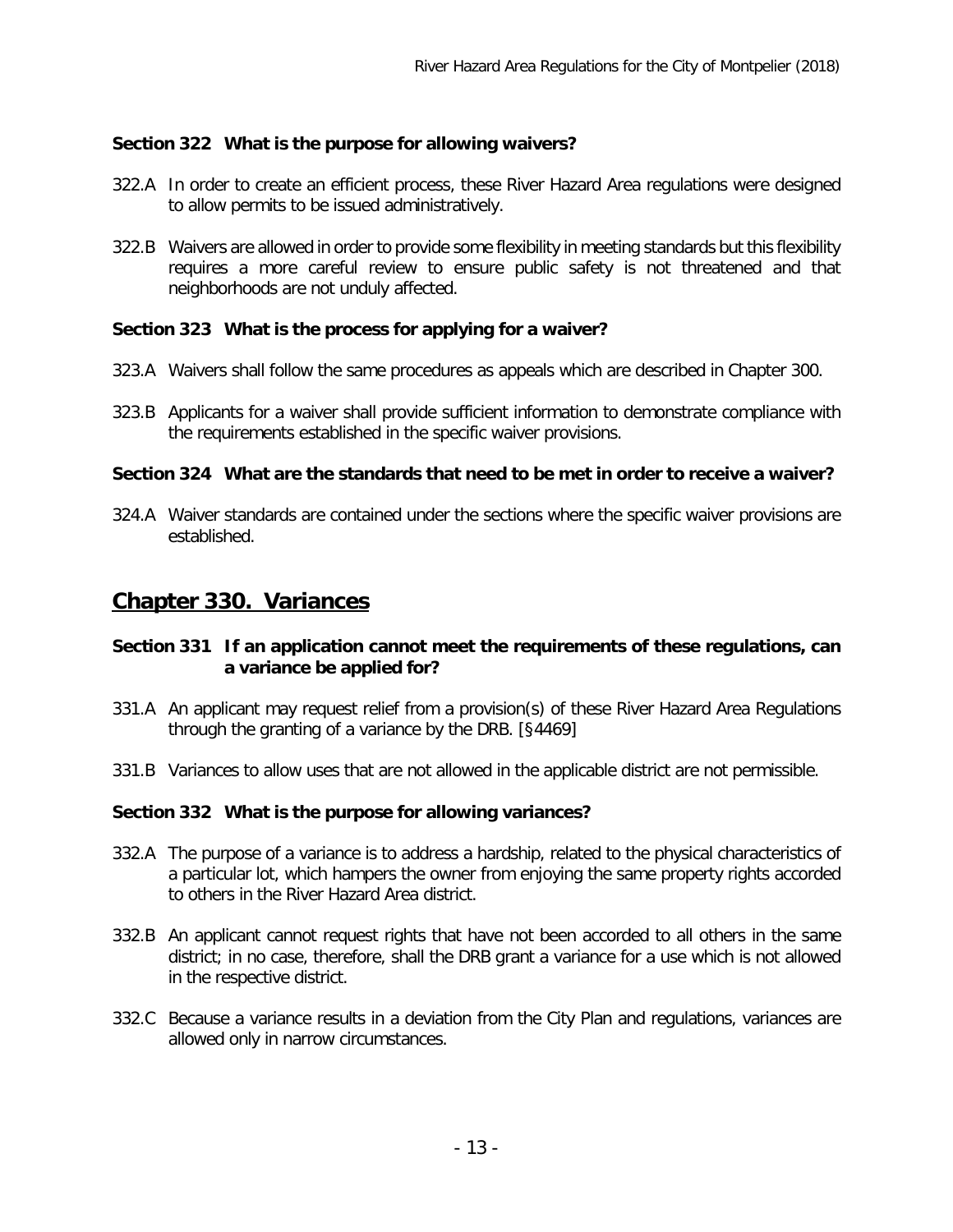### Section 322 What is the purpose for allowing waivers?

322.A In order to create an efficient process, these River Hazard Area regulations were designed to allow permits to be issued administratively.

322.B Waivers are allowed in order to provide some flexibility in meeting standards but this flexibility requires a more careful review to ensure public safety is not threatened and that neighborhoods are not unduly affected.

### Section 323 What is the process for applying for a waiver?

323.A Waivers shall follow the same procedures as appeals which are described in Chapter 300.

323.B Applicants for a waiver shall provide sufficient information to demonstrate compliance with the requirements established in the specific waiver provisions.

### Section 324 What are the standards that need to be met in order to receive a waiver?

324.A Waiver standards are contained under the sections where the specific waiver provisions are established.

## Chapter 330. Variances

### Section 331 If an application cannot meet the requirements of these regulations, can a variance be applied for?

331.A An applicant may request relief from a provision(s) of these River Hazard Area Regulations through the granting of a variance by the DRB. [§4469]

331.B Variances to allow uses that are not allowed in the applicable district are not permissible.

### Section 332 What is the purpose for allowing variances?

332.A The purpose of a variance is to address a hardship, related to the physical characteristics of a particular lot, which hampers the owner from enjoying the same property rights accorded to others in the River Hazard Area district.

332.B An applicant cannot request rights that have not been accorded to all others in the same district; in no case, therefore, shall the DRB grant a variance for a use which is not allowed in the respective district.

332.C Because a variance results in a deviation from the City Plan and regulations, variances are allowed only in narrow circumstances.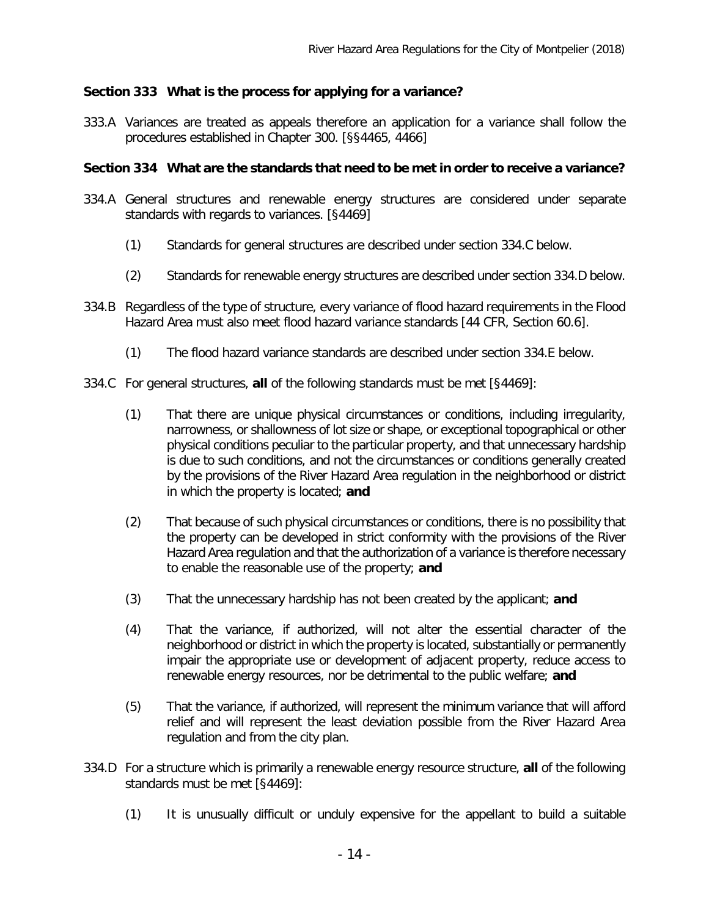### Section 333 What is the process for applying for a variance?

333.A Variances are treated as appeals therefore an application for a variance shall follow the procedures established in Chapter 300. [§§4465, 4466]

### Section 334 What are the standards that need to be met in order to receive a variance?

334.A General structures and renewable energy structures are considered under separate standards with regards to variances. [§4469]

(1) Standards for general structures are described under section 334.C below.

(2) Standards for renewable energy structures are described under section 334.D below.

334.B Regardless of the type of structure, every variance of flood hazard requirements in the Flood Hazard Area must also meet flood hazard variance standards [44 CFR, Section 60.6].

(1) The flood hazard variance standards are described under section 334.E below.

334.C For general structures, **all** of the following standards must be met [§4469]:

(1) That there are unique physical circumstances or conditions, including irregularity, narrowness, or shallowness of lot size or shape, or exceptional topographical or other physical conditions peculiar to the particular property, and that unnecessary hardship is due to such conditions, and not the circumstances or conditions generally created by the provisions of the River Hazard Area regulation in the neighborhood or district in which the property is located; **and**

(2) That because of such physical circumstances or conditions, there is no possibility that the property can be developed in strict conformity with the provisions of the River Hazard Area regulation and that the authorization of a variance is therefore necessary to enable the reasonable use of the property; **and**

(3) That the unnecessary hardship has not been created by the applicant; **and**

(4) That the variance, if authorized, will not alter the essential character of the neighborhood or district in which the property is located, substantially or permanently impair the appropriate use or development of adjacent property, reduce access to renewable energy resources, nor be detrimental to the public welfare; **and**

(5) That the variance, if authorized, will represent the minimum variance that will afford relief and will represent the least deviation possible from the River Hazard Area regulation and from the city plan.

334.D For a structure which is primarily a renewable energy resource structure, **all** of the following standards must be met [§4469]:

(1) It is unusually difficult or unduly expensive for the appellant to build a suitable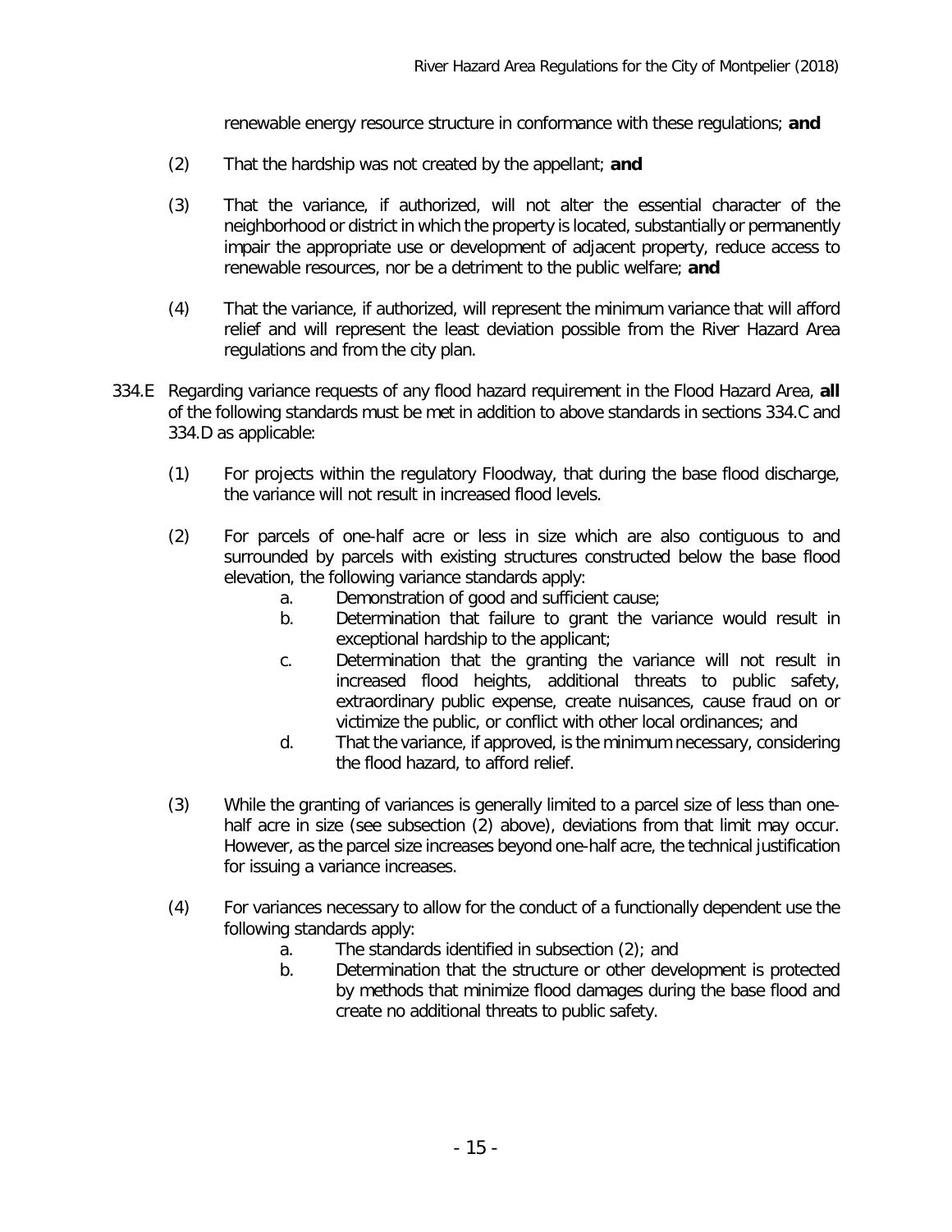renewable energy resource structure in conformance with these regulations; **and**

(2) That the hardship was not created by the appellant; **and**

(3) That the variance, if authorized, will not alter the essential character of the neighborhood or district in which the property is located, substantially or permanently impair the appropriate use or development of adjacent property, reduce access to renewable resources, nor be a detriment to the public welfare; **and**

(4) That the variance, if authorized, will represent the minimum variance that will afford relief and will represent the least deviation possible from the River Hazard Area regulations and from the city plan.

334.E Regarding variance requests of any flood hazard requirement in the Flood Hazard Area, **all** of the following standards must be met in addition to above standards in sections 334.C and 334.D as applicable:

(1) For projects within the regulatory Floodway, that during the base flood discharge, the variance will not result in increased flood levels.

(2) For parcels of one-half acre or less in size which are also contiguous to and surrounded by parcels with existing structures constructed below the base flood elevation, the following variance standards apply:

   a. Demonstration of good and sufficient cause;
   b. Determination that failure to grant the variance would result in exceptional hardship to the applicant;
   c. Determination that the granting the variance will not result in increased flood heights, additional threats to public safety, extraordinary public expense, create nuisances, cause fraud on or victimize the public, or conflict with other local ordinances; and
   d. That the variance, if approved, is the minimum necessary, considering the flood hazard, to afford relief.

(3) While the granting of variances is generally limited to a parcel size of less than one-half acre in size (see subsection (2) above), deviations from that limit may occur. However, as the parcel size increases beyond one-half acre, the technical justification for issuing a variance increases.

(4) For variances necessary to allow for the conduct of a functionally dependent use the following standards apply:

   a. The standards identified in subsection (2); and
   b. Determination that the structure or other development is protected by methods that minimize flood damages during the base flood and create no additional threats to public safety.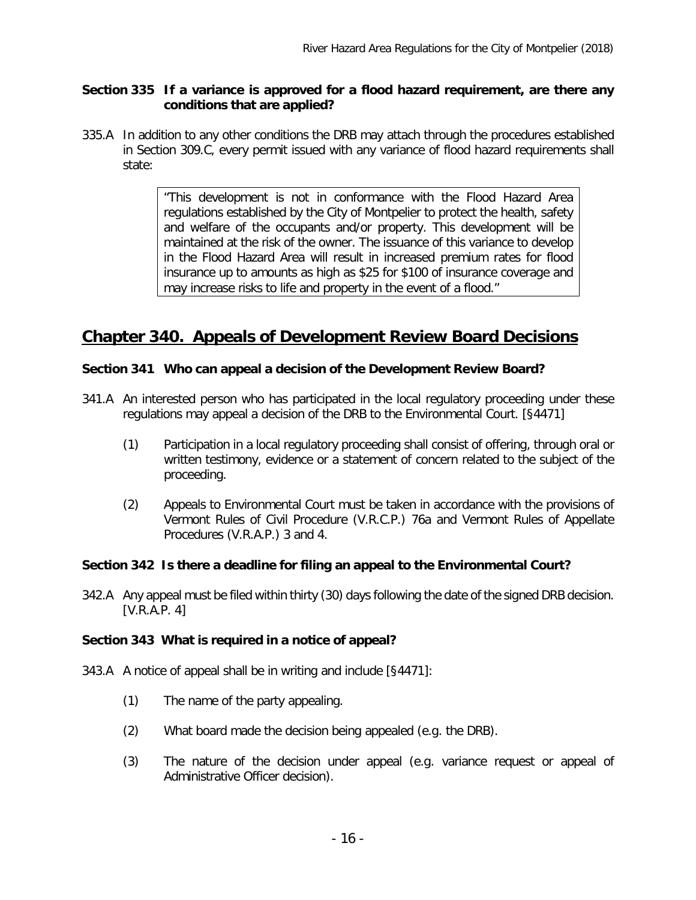**Section 335 If a variance is approved for a flood hazard requirement, are there any conditions that are applied?**

335.A In addition to any other conditions the DRB may attach through the procedures established in Section 309.C, every permit issued with any variance of flood hazard requirements shall state:

> "This development is not in conformance with the Flood Hazard Area regulations established by the City of Montpelier to protect the health, safety and welfare of the occupants and/or property. This development will be maintained at the risk of the owner. The issuance of this variance to develop in the Flood Hazard Area will result in increased premium rates for flood insurance up to amounts as high as $25 for $100 of insurance coverage and may increase risks to life and property in the event of a flood."

## Chapter 340. Appeals of Development Review Board Decisions

**Section 341 Who can appeal a decision of the Development Review Board?**

341.A An interested person who has participated in the local regulatory proceeding under these regulations may appeal a decision of the DRB to the Environmental Court. [§4471]

(1) Participation in a local regulatory proceeding shall consist of offering, through oral or written testimony, evidence or a statement of concern related to the subject of the proceeding.

(2) Appeals to Environmental Court must be taken in accordance with the provisions of Vermont Rules of Civil Procedure (V.R.C.P.) 76a and Vermont Rules of Appellate Procedures (V.R.A.P.) 3 and 4.

**Section 342 Is there a deadline for filing an appeal to the Environmental Court?**

342.A Any appeal must be filed within thirty (30) days following the date of the signed DRB decision. [V.R.A.P. 4]

**Section 343 What is required in a notice of appeal?**

343.A A notice of appeal shall be in writing and include [§4471]:

(1) The name of the party appealing.

(2) What board made the decision being appealed (e.g. the DRB).

(3) The nature of the decision under appeal (e.g. variance request or appeal of Administrative Officer decision).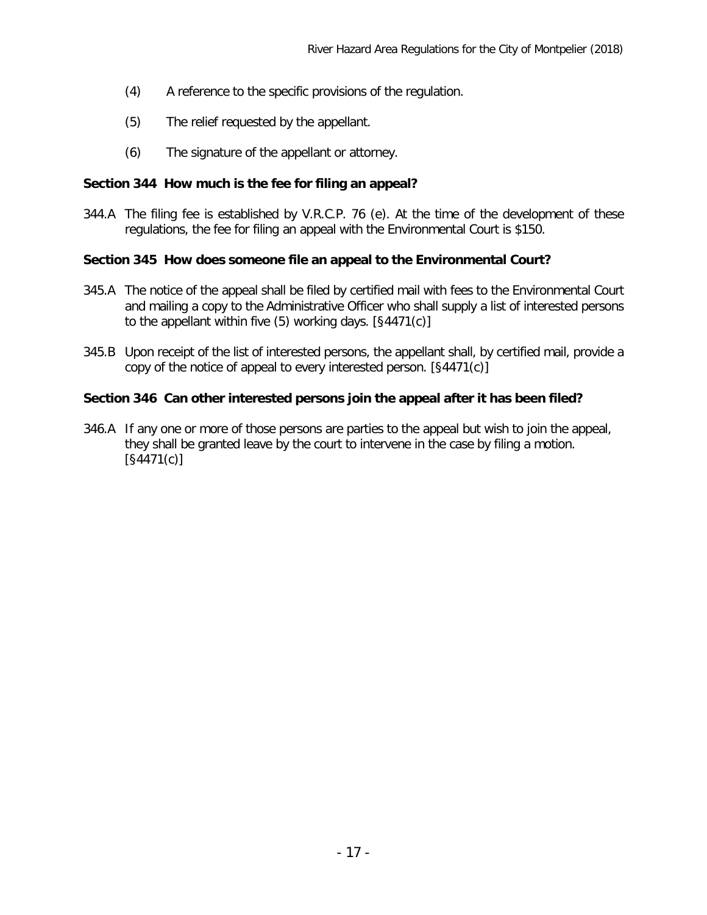(4) A reference to the specific provisions of the regulation.

(5) The relief requested by the appellant.

(6) The signature of the appellant or attorney.

**Section 344 How much is the fee for filing an appeal?**

344.A The filing fee is established by V.R.C.P. 76 (e). At the time of the development of these regulations, the fee for filing an appeal with the Environmental Court is $150.

**Section 345 How does someone file an appeal to the Environmental Court?**

345.A The notice of the appeal shall be filed by certified mail with fees to the Environmental Court and mailing a copy to the Administrative Officer who shall supply a list of interested persons to the appellant within five (5) working days. [§4471(c)]

345.B Upon receipt of the list of interested persons, the appellant shall, by certified mail, provide a copy of the notice of appeal to every interested person. [§4471(c)]

**Section 346 Can other interested persons join the appeal after it has been filed?**

346.A If any one or more of those persons are parties to the appeal but wish to join the appeal, they shall be granted leave by the court to intervene in the case by filing a motion. [§4471(c)]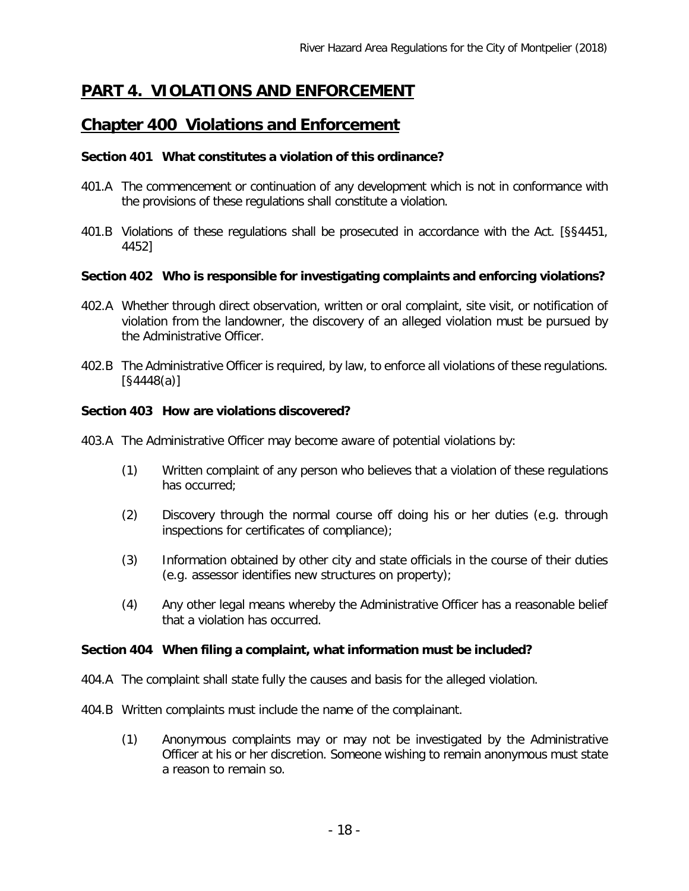# PART 4. VIOLATIONS AND ENFORCEMENT

## Chapter 400 Violations and Enforcement

### Section 401 What constitutes a violation of this ordinance?

401.A The commencement or continuation of any development which is not in conformance with the provisions of these regulations shall constitute a violation.

401.B Violations of these regulations shall be prosecuted in accordance with the Act. [§§4451, 4452]

### Section 402 Who is responsible for investigating complaints and enforcing violations?

402.A Whether through direct observation, written or oral complaint, site visit, or notification of violation from the landowner, the discovery of an alleged violation must be pursued by the Administrative Officer.

402.B The Administrative Officer is required, by law, to enforce all violations of these regulations. [§4448(a)]

### Section 403 How are violations discovered?

403.A The Administrative Officer may become aware of potential violations by:

(1) Written complaint of any person who believes that a violation of these regulations has occurred;

(2) Discovery through the normal course off doing his or her duties (e.g. through inspections for certificates of compliance);

(3) Information obtained by other city and state officials in the course of their duties (e.g. assessor identifies new structures on property);

(4) Any other legal means whereby the Administrative Officer has a reasonable belief that a violation has occurred.

### Section 404 When filing a complaint, what information must be included?

404.A The complaint shall state fully the causes and basis for the alleged violation.

404.B Written complaints must include the name of the complainant.

(1) Anonymous complaints may or may not be investigated by the Administrative Officer at his or her discretion. Someone wishing to remain anonymous must state a reason to remain so.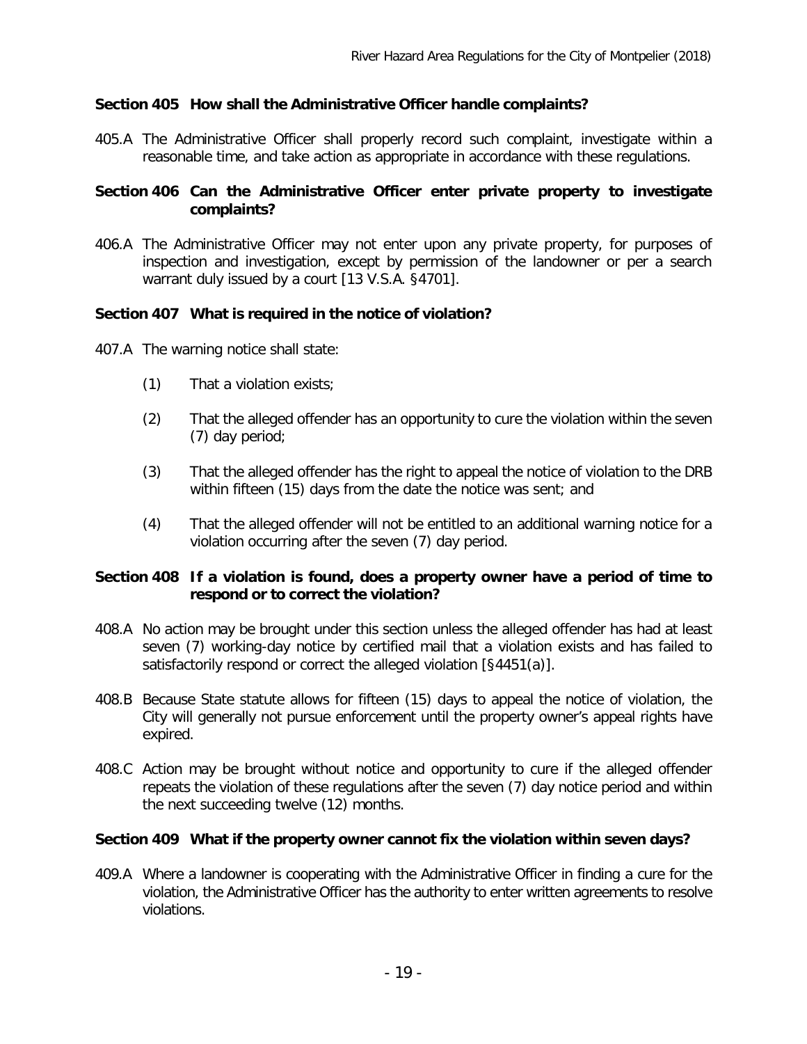### Section 405 How shall the Administrative Officer handle complaints?

405.A The Administrative Officer shall properly record such complaint, investigate within a reasonable time, and take action as appropriate in accordance with these regulations.

### Section 406 Can the Administrative Officer enter private property to investigate complaints?

406.A The Administrative Officer may not enter upon any private property, for purposes of inspection and investigation, except by permission of the landowner or per a search warrant duly issued by a court [13 V.S.A. §4701].

### Section 407 What is required in the notice of violation?

407.A The warning notice shall state:

(1) That a violation exists;

(2) That the alleged offender has an opportunity to cure the violation within the seven (7) day period;

(3) That the alleged offender has the right to appeal the notice of violation to the DRB within fifteen (15) days from the date the notice was sent; and

(4) That the alleged offender will not be entitled to an additional warning notice for a violation occurring after the seven (7) day period.

### Section 408 If a violation is found, does a property owner have a period of time to respond or to correct the violation?

408.A No action may be brought under this section unless the alleged offender has had at least seven (7) working-day notice by certified mail that a violation exists and has failed to satisfactorily respond or correct the alleged violation [§4451(a)].

408.B Because State statute allows for fifteen (15) days to appeal the notice of violation, the City will generally not pursue enforcement until the property owner's appeal rights have expired.

408.C Action may be brought without notice and opportunity to cure if the alleged offender repeats the violation of these regulations after the seven (7) day notice period and within the next succeeding twelve (12) months.

### Section 409 What if the property owner cannot fix the violation within seven days?

409.A Where a landowner is cooperating with the Administrative Officer in finding a cure for the violation, the Administrative Officer has the authority to enter written agreements to resolve violations.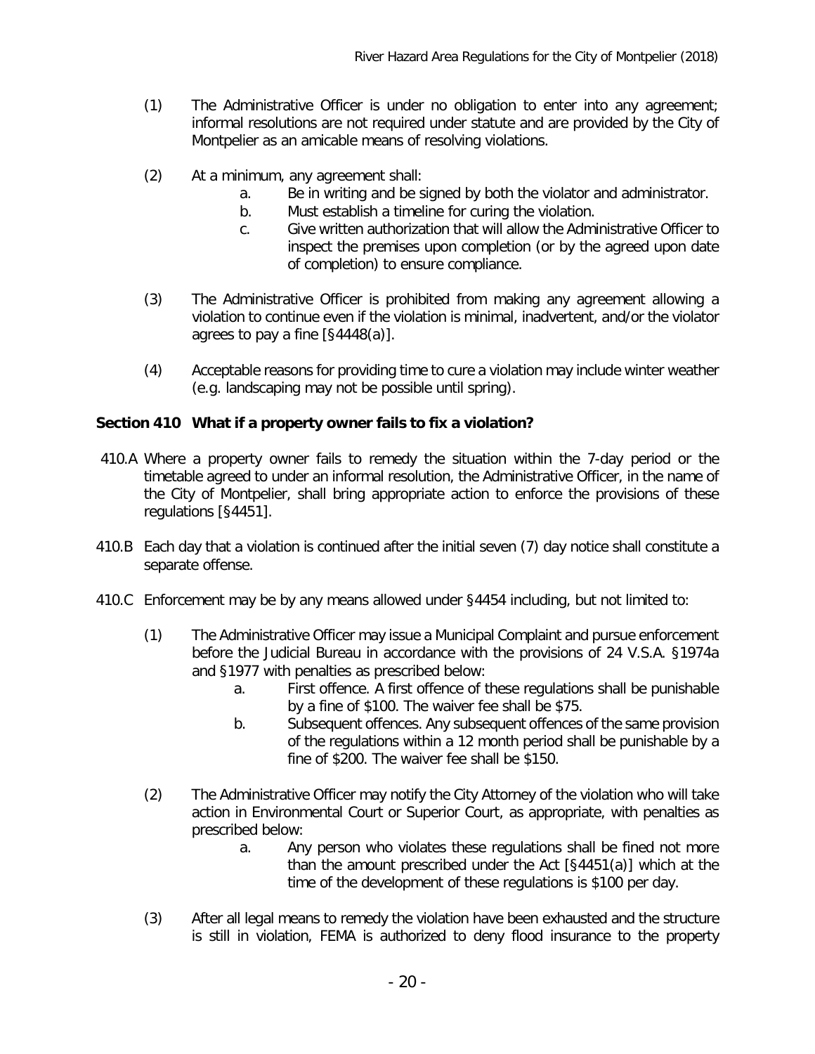(1) The Administrative Officer is under no obligation to enter into any agreement; informal resolutions are not required under statute and are provided by the City of Montpelier as an amicable means of resolving violations.

(2) At a minimum, any agreement shall:

   a. Be in writing and be signed by both the violator and administrator.
   b. Must establish a timeline for curing the violation.
   c. Give written authorization that will allow the Administrative Officer to inspect the premises upon completion (or by the agreed upon date of completion) to ensure compliance.

(3) The Administrative Officer is prohibited from making any agreement allowing a violation to continue even if the violation is minimal, inadvertent, and/or the violator agrees to pay a fine [§4448(a)].

(4) Acceptable reasons for providing time to cure a violation may include winter weather (e.g. landscaping may not be possible until spring).

**Section 410 What if a property owner fails to fix a violation?**

410.A Where a property owner fails to remedy the situation within the 7-day period or the timetable agreed to under an informal resolution, the Administrative Officer, in the name of the City of Montpelier, shall bring appropriate action to enforce the provisions of these regulations [§4451].

410.B Each day that a violation is continued after the initial seven (7) day notice shall constitute a separate offense.

410.C Enforcement may be by any means allowed under §4454 including, but not limited to:

(1) The Administrative Officer may issue a Municipal Complaint and pursue enforcement before the Judicial Bureau in accordance with the provisions of 24 V.S.A. §1974a and §1977 with penalties as prescribed below:

   a. First offence. A first offence of these regulations shall be punishable by a fine of $100. The waiver fee shall be $75.
   b. Subsequent offences. Any subsequent offences of the same provision of the regulations within a 12 month period shall be punishable by a fine of $200. The waiver fee shall be $150.

(2) The Administrative Officer may notify the City Attorney of the violation who will take action in Environmental Court or Superior Court, as appropriate, with penalties as prescribed below:

   a. Any person who violates these regulations shall be fined not more than the amount prescribed under the Act [§4451(a)] which at the time of the development of these regulations is $100 per day.

(3) After all legal means to remedy the violation have been exhausted and the structure is still in violation, FEMA is authorized to deny flood insurance to the property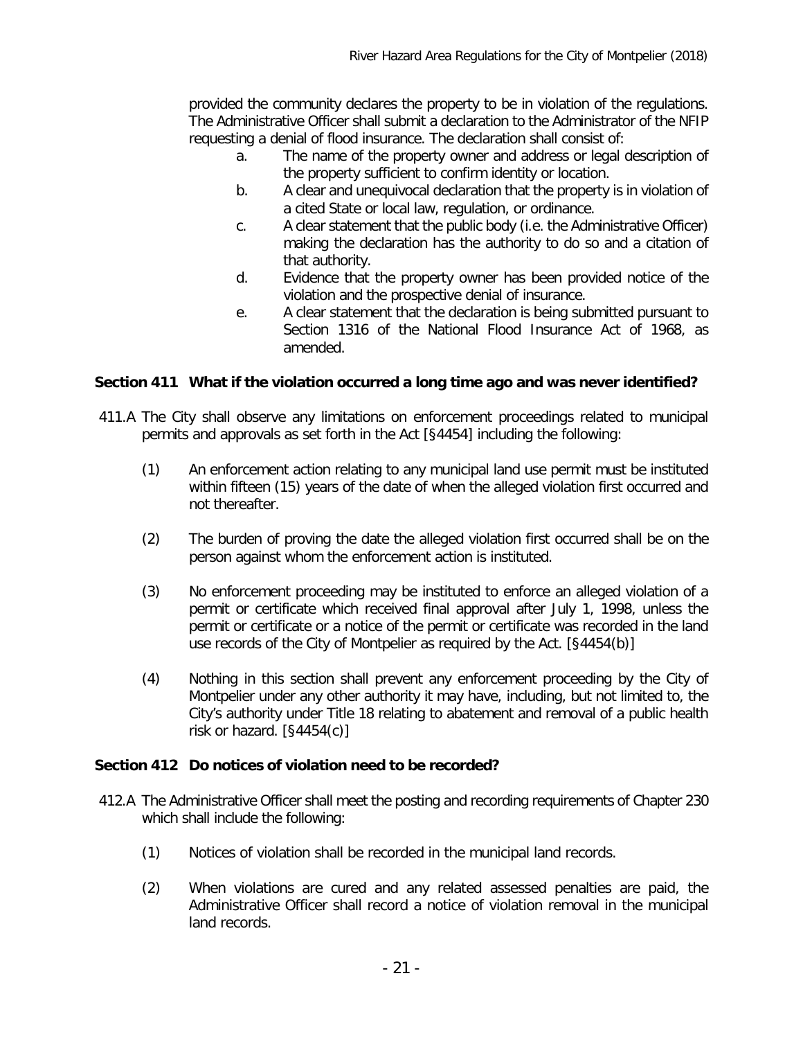provided the community declares the property to be in violation of the regulations. The Administrative Officer shall submit a declaration to the Administrator of the NFIP requesting a denial of flood insurance. The declaration shall consist of:

a. The name of the property owner and address or legal description of the property sufficient to confirm identity or location.
b. A clear and unequivocal declaration that the property is in violation of a cited State or local law, regulation, or ordinance.
c. A clear statement that the public body (i.e. the Administrative Officer) making the declaration has the authority to do so and a citation of that authority.
d. Evidence that the property owner has been provided notice of the violation and the prospective denial of insurance.
e. A clear statement that the declaration is being submitted pursuant to Section 1316 of the National Flood Insurance Act of 1968, as amended.

### Section 411 What if the violation occurred a long time ago and was never identified?

411.A The City shall observe any limitations on enforcement proceedings related to municipal permits and approvals as set forth in the Act [§4454] including the following:

(1) An enforcement action relating to any municipal land use permit must be instituted within fifteen (15) years of the date of when the alleged violation first occurred and not thereafter.

(2) The burden of proving the date the alleged violation first occurred shall be on the person against whom the enforcement action is instituted.

(3) No enforcement proceeding may be instituted to enforce an alleged violation of a permit or certificate which received final approval after July 1, 1998, unless the permit or certificate or a notice of the permit or certificate was recorded in the land use records of the City of Montpelier as required by the Act. [§4454(b)]

(4) Nothing in this section shall prevent any enforcement proceeding by the City of Montpelier under any other authority it may have, including, but not limited to, the City's authority under Title 18 relating to abatement and removal of a public health risk or hazard. [§4454(c)]

### Section 412 Do notices of violation need to be recorded?

412.A The Administrative Officer shall meet the posting and recording requirements of Chapter 230 which shall include the following:

(1) Notices of violation shall be recorded in the municipal land records.

(2) When violations are cured and any related assessed penalties are paid, the Administrative Officer shall record a notice of violation removal in the municipal land records.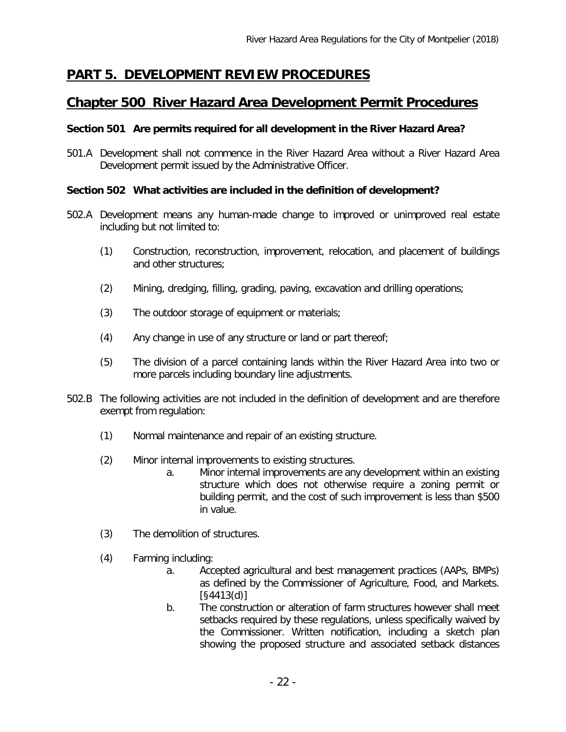# PART 5. DEVELOPMENT REVIEW PROCEDURES

## Chapter 500 River Hazard Area Development Permit Procedures

### Section 501 Are permits required for all development in the River Hazard Area?

501.A Development shall not commence in the River Hazard Area without a River Hazard Area Development permit issued by the Administrative Officer.

### Section 502 What activities are included in the definition of development?

502.A Development means any human-made change to improved or unimproved real estate including but not limited to:

(1) Construction, reconstruction, improvement, relocation, and placement of buildings and other structures;

(2) Mining, dredging, filling, grading, paving, excavation and drilling operations;

(3) The outdoor storage of equipment or materials;

(4) Any change in use of any structure or land or part thereof;

(5) The division of a parcel containing lands within the River Hazard Area into two or more parcels including boundary line adjustments.

502.B The following activities are not included in the definition of development and are therefore exempt from regulation:

(1) Normal maintenance and repair of an existing structure.

(2) Minor internal improvements to existing structures.

   a. Minor internal improvements are any development within an existing structure which does not otherwise require a zoning permit or building permit, and the cost of such improvement is less than $500 in value.

(3) The demolition of structures.

(4) Farming including:

   a. Accepted agricultural and best management practices (AAPs, BMPs) as defined by the Commissioner of Agriculture, Food, and Markets. [§4413(d)]

   b. The construction or alteration of farm structures however shall meet setbacks required by these regulations, unless specifically waived by the Commissioner. Written notification, including a sketch plan showing the proposed structure and associated setback distances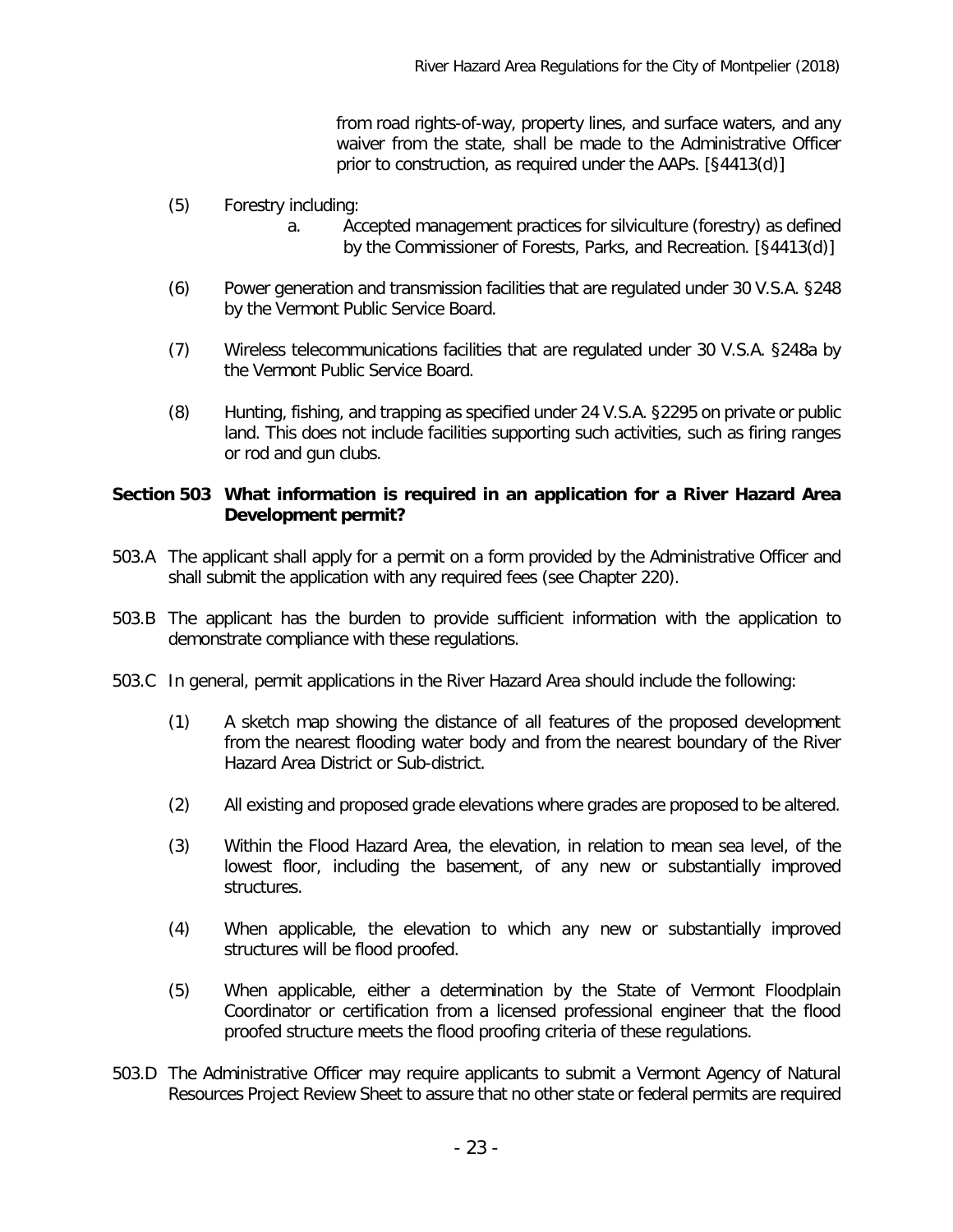from road rights-of-way, property lines, and surface waters, and any waiver from the state, shall be made to the Administrative Officer prior to construction, as required under the AAPs. [§4413(d)]

(5) Forestry including:

a. Accepted management practices for silviculture (forestry) as defined by the Commissioner of Forests, Parks, and Recreation. [§4413(d)]

(6) Power generation and transmission facilities that are regulated under 30 V.S.A. §248 by the Vermont Public Service Board.

(7) Wireless telecommunications facilities that are regulated under 30 V.S.A. §248a by the Vermont Public Service Board.

(8) Hunting, fishing, and trapping as specified under 24 V.S.A. §2295 on private or public land. This does not include facilities supporting such activities, such as firing ranges or rod and gun clubs.

### Section 503 What information is required in an application for a River Hazard Area Development permit?

503.A The applicant shall apply for a permit on a form provided by the Administrative Officer and shall submit the application with any required fees (see Chapter 220).

503.B The applicant has the burden to provide sufficient information with the application to demonstrate compliance with these regulations.

503.C In general, permit applications in the River Hazard Area should include the following:

(1) A sketch map showing the distance of all features of the proposed development from the nearest flooding water body and from the nearest boundary of the River Hazard Area District or Sub-district.

(2) All existing and proposed grade elevations where grades are proposed to be altered.

(3) Within the Flood Hazard Area, the elevation, in relation to mean sea level, of the lowest floor, including the basement, of any new or substantially improved structures.

(4) When applicable, the elevation to which any new or substantially improved structures will be flood proofed.

(5) When applicable, either a determination by the State of Vermont Floodplain Coordinator or certification from a licensed professional engineer that the flood proofed structure meets the flood proofing criteria of these regulations.

503.D The Administrative Officer may require applicants to submit a Vermont Agency of Natural Resources Project Review Sheet to assure that no other state or federal permits are required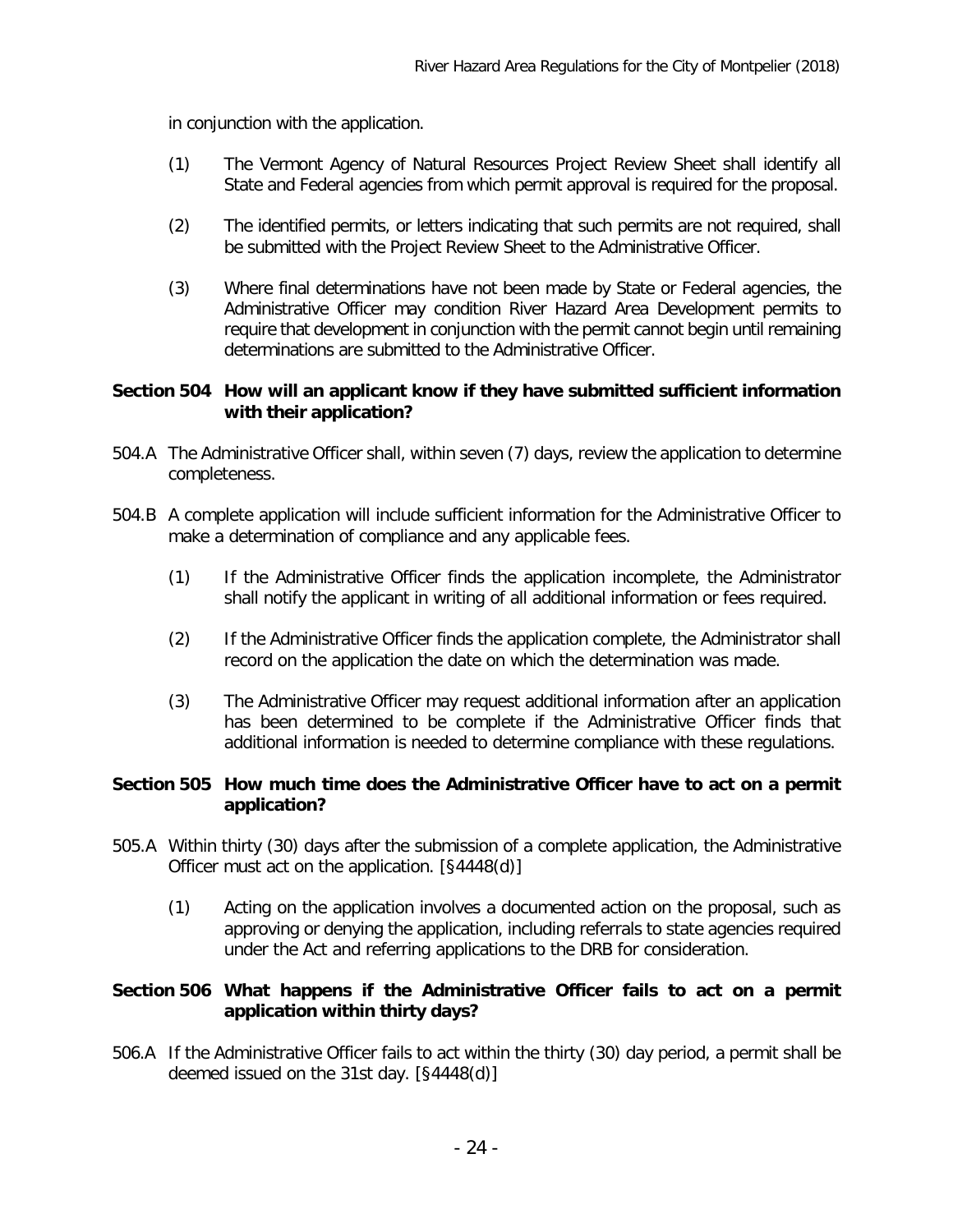in conjunction with the application.

(1) The Vermont Agency of Natural Resources Project Review Sheet shall identify all State and Federal agencies from which permit approval is required for the proposal.

(2) The identified permits, or letters indicating that such permits are not required, shall be submitted with the Project Review Sheet to the Administrative Officer.

(3) Where final determinations have not been made by State or Federal agencies, the Administrative Officer may condition River Hazard Area Development permits to require that development in conjunction with the permit cannot begin until remaining determinations are submitted to the Administrative Officer.

### Section 504 How will an applicant know if they have submitted sufficient information with their application?

504.A The Administrative Officer shall, within seven (7) days, review the application to determine completeness.

504.B A complete application will include sufficient information for the Administrative Officer to make a determination of compliance and any applicable fees.

(1) If the Administrative Officer finds the application incomplete, the Administrator shall notify the applicant in writing of all additional information or fees required.

(2) If the Administrative Officer finds the application complete, the Administrator shall record on the application the date on which the determination was made.

(3) The Administrative Officer may request additional information after an application has been determined to be complete if the Administrative Officer finds that additional information is needed to determine compliance with these regulations.

### Section 505 How much time does the Administrative Officer have to act on a permit application?

505.A Within thirty (30) days after the submission of a complete application, the Administrative Officer must act on the application. [§4448(d)]

(1) Acting on the application involves a documented action on the proposal, such as approving or denying the application, including referrals to state agencies required under the Act and referring applications to the DRB for consideration.

### Section 506 What happens if the Administrative Officer fails to act on a permit application within thirty days?

506.A If the Administrative Officer fails to act within the thirty (30) day period, a permit shall be deemed issued on the 31st day. [§4448(d)]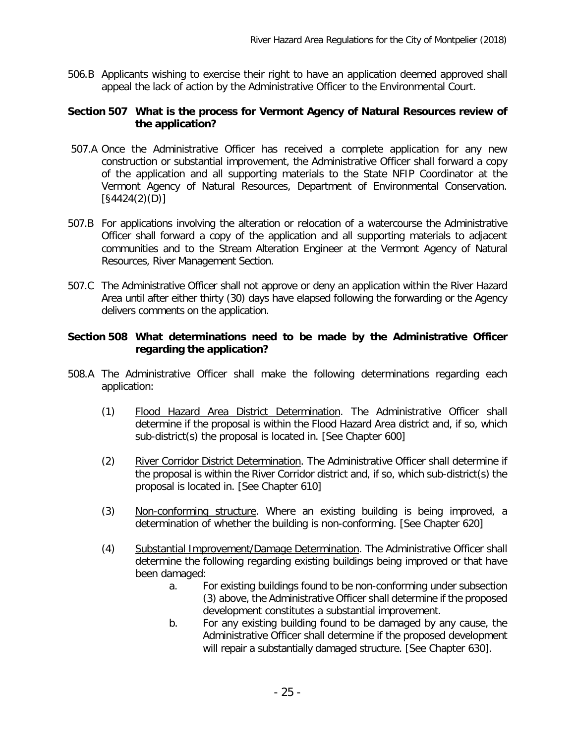506.B Applicants wishing to exercise their right to have an application deemed approved shall appeal the lack of action by the Administrative Officer to the Environmental Court.

### Section 507 What is the process for Vermont Agency of Natural Resources review of the application?

507.A Once the Administrative Officer has received a complete application for any new construction or substantial improvement, the Administrative Officer shall forward a copy of the application and all supporting materials to the State NFIP Coordinator at the Vermont Agency of Natural Resources, Department of Environmental Conservation. [§4424(2)(D)]

507.B For applications involving the alteration or relocation of a watercourse the Administrative Officer shall forward a copy of the application and all supporting materials to adjacent communities and to the Stream Alteration Engineer at the Vermont Agency of Natural Resources, River Management Section.

507.C The Administrative Officer shall not approve or deny an application within the River Hazard Area until after either thirty (30) days have elapsed following the forwarding or the Agency delivers comments on the application.

### Section 508 What determinations need to be made by the Administrative Officer regarding the application?

508.A The Administrative Officer shall make the following determinations regarding each application:

(1) Flood Hazard Area District Determination. The Administrative Officer shall determine if the proposal is within the Flood Hazard Area district and, if so, which sub-district(s) the proposal is located in. [See Chapter 600]

(2) River Corridor District Determination. The Administrative Officer shall determine if the proposal is within the River Corridor district and, if so, which sub-district(s) the proposal is located in. [See Chapter 610]

(3) Non-conforming structure. Where an existing building is being improved, a determination of whether the building is non-conforming. [See Chapter 620]

(4) Substantial Improvement/Damage Determination. The Administrative Officer shall determine the following regarding existing buildings being improved or that have been damaged:

a. For existing buildings found to be non-conforming under subsection (3) above, the Administrative Officer shall determine if the proposed development constitutes a substantial improvement.

b. For any existing building found to be damaged by any cause, the Administrative Officer shall determine if the proposed development will repair a substantially damaged structure. [See Chapter 630].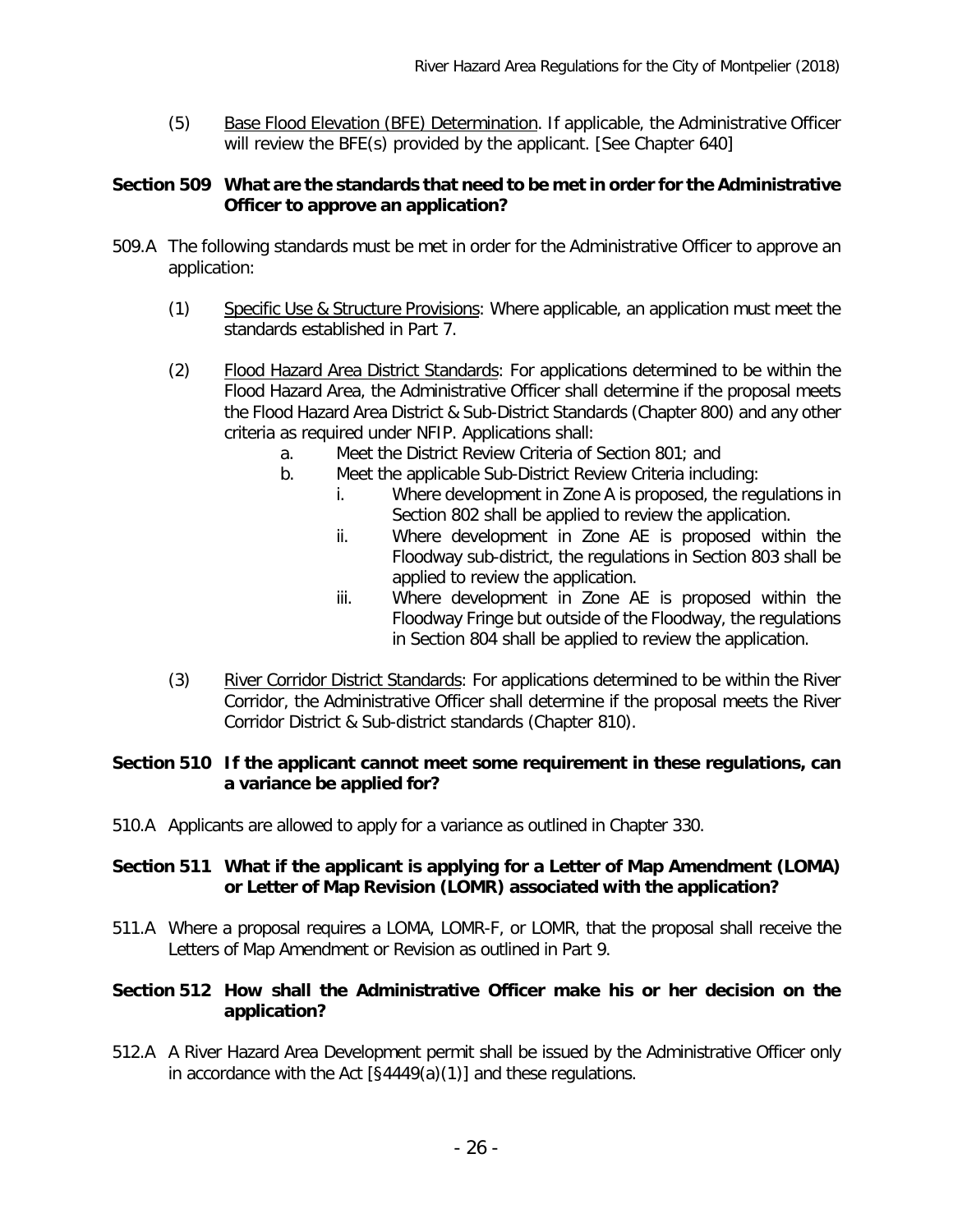(5) Base Flood Elevation (BFE) Determination. If applicable, the Administrative Officer will review the BFE(s) provided by the applicant. [See Chapter 640]

### Section 509 What are the standards that need to be met in order for the Administrative Officer to approve an application?

509.A The following standards must be met in order for the Administrative Officer to approve an application:

(1) Specific Use & Structure Provisions: Where applicable, an application must meet the standards established in Part 7.

(2) Flood Hazard Area District Standards: For applications determined to be within the Flood Hazard Area, the Administrative Officer shall determine if the proposal meets the Flood Hazard Area District & Sub-District Standards (Chapter 800) and any other criteria as required under NFIP. Applications shall:

  a. Meet the District Review Criteria of Section 801; and
  b. Meet the applicable Sub-District Review Criteria including:
    i. Where development in Zone A is proposed, the regulations in Section 802 shall be applied to review the application.
    ii. Where development in Zone AE is proposed within the Floodway sub-district, the regulations in Section 803 shall be applied to review the application.
    iii. Where development in Zone AE is proposed within the Floodway Fringe but outside of the Floodway, the regulations in Section 804 shall be applied to review the application.

(3) River Corridor District Standards: For applications determined to be within the River Corridor, the Administrative Officer shall determine if the proposal meets the River Corridor District & Sub-district standards (Chapter 810).

### Section 510 If the applicant cannot meet some requirement in these regulations, can a variance be applied for?

510.A Applicants are allowed to apply for a variance as outlined in Chapter 330.

### Section 511 What if the applicant is applying for a Letter of Map Amendment (LOMA) or Letter of Map Revision (LOMR) associated with the application?

511.A Where a proposal requires a LOMA, LOMR-F, or LOMR, that the proposal shall receive the Letters of Map Amendment or Revision as outlined in Part 9.

### Section 512 How shall the Administrative Officer make his or her decision on the application?

512.A A River Hazard Area Development permit shall be issued by the Administrative Officer only in accordance with the Act [§4449(a)(1)] and these regulations.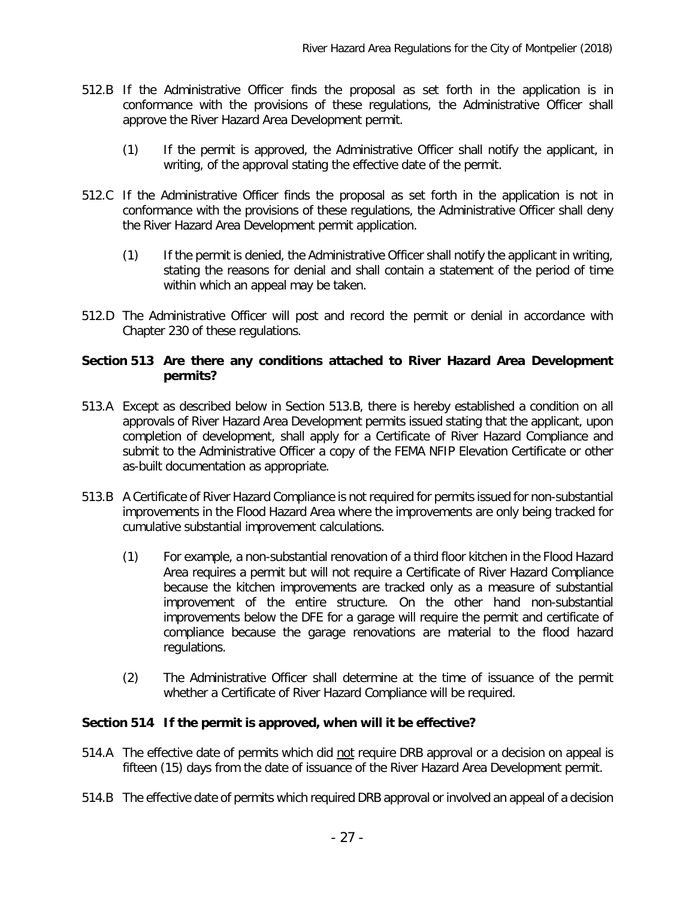512.B If the Administrative Officer finds the proposal as set forth in the application is in conformance with the provisions of these regulations, the Administrative Officer shall approve the River Hazard Area Development permit.

(1) If the permit is approved, the Administrative Officer shall notify the applicant, in writing, of the approval stating the effective date of the permit.

512.C If the Administrative Officer finds the proposal as set forth in the application is not in conformance with the provisions of these regulations, the Administrative Officer shall deny the River Hazard Area Development permit application.

(1) If the permit is denied, the Administrative Officer shall notify the applicant in writing, stating the reasons for denial and shall contain a statement of the period of time within which an appeal may be taken.

512.D The Administrative Officer will post and record the permit or denial in accordance with Chapter 230 of these regulations.

### Section 513 Are there any conditions attached to River Hazard Area Development permits?

513.A Except as described below in Section 513.B, there is hereby established a condition on all approvals of River Hazard Area Development permits issued stating that the applicant, upon completion of development, shall apply for a Certificate of River Hazard Compliance and submit to the Administrative Officer a copy of the FEMA NFIP Elevation Certificate or other as-built documentation as appropriate.

513.B A Certificate of River Hazard Compliance is not required for permits issued for non-substantial improvements in the Flood Hazard Area where the improvements are only being tracked for cumulative substantial improvement calculations.

(1) For example, a non-substantial renovation of a third floor kitchen in the Flood Hazard Area requires a permit but will not require a Certificate of River Hazard Compliance because the kitchen improvements are tracked only as a measure of substantial improvement of the entire structure. On the other hand non-substantial improvements below the DFE for a garage will require the permit and certificate of compliance because the garage renovations are material to the flood hazard regulations.

(2) The Administrative Officer shall determine at the time of issuance of the permit whether a Certificate of River Hazard Compliance will be required.

### Section 514 If the permit is approved, when will it be effective?

514.A The effective date of permits which did not require DRB approval or a decision on appeal is fifteen (15) days from the date of issuance of the River Hazard Area Development permit.

514.B The effective date of permits which required DRB approval or involved an appeal of a decision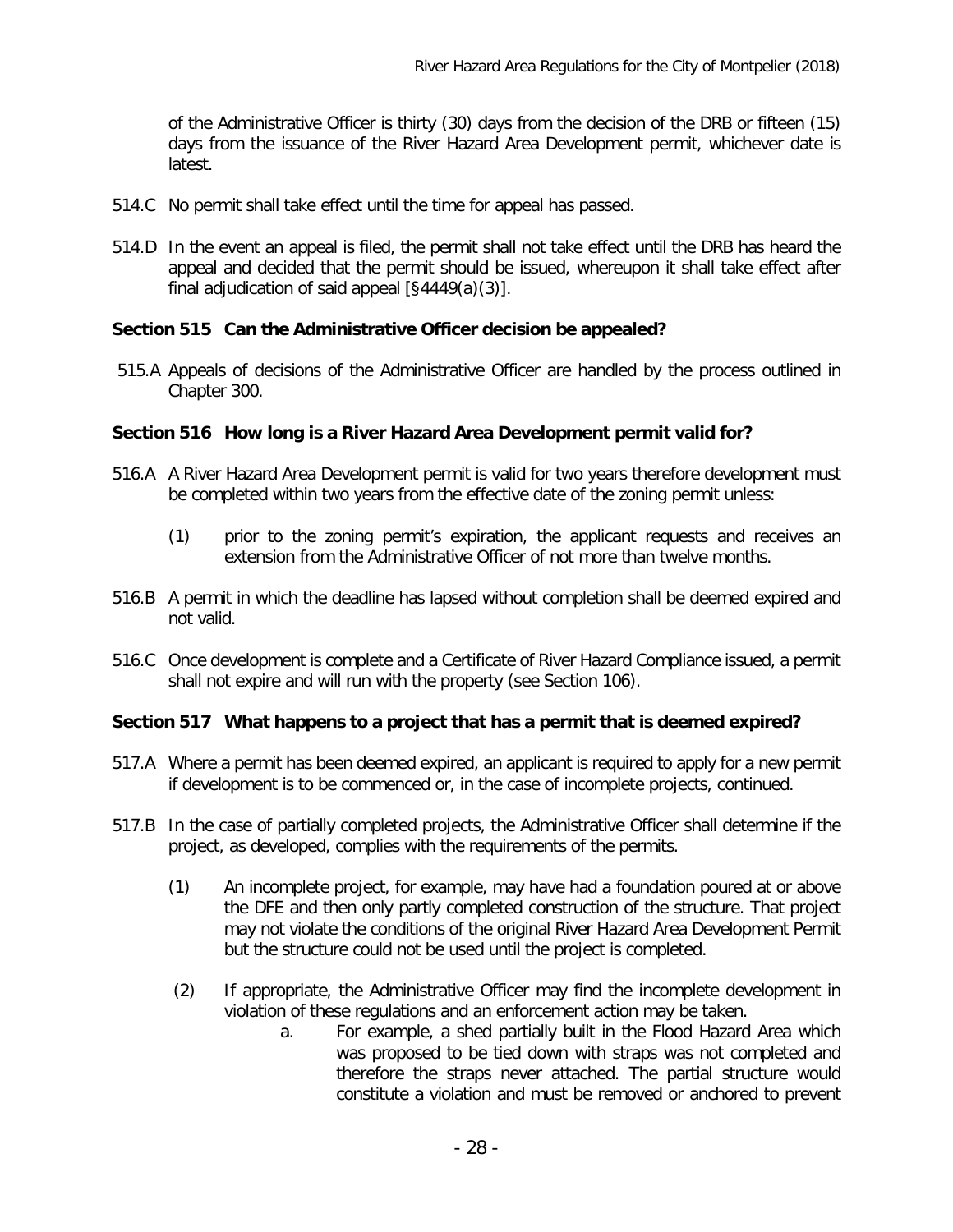of the Administrative Officer is thirty (30) days from the decision of the DRB or fifteen (15) days from the issuance of the River Hazard Area Development permit, whichever date is latest.

514.C No permit shall take effect until the time for appeal has passed.

514.D In the event an appeal is filed, the permit shall not take effect until the DRB has heard the appeal and decided that the permit should be issued, whereupon it shall take effect after final adjudication of said appeal [§4449(a)(3)].

### Section 515 Can the Administrative Officer decision be appealed?

515.A Appeals of decisions of the Administrative Officer are handled by the process outlined in Chapter 300.

### Section 516 How long is a River Hazard Area Development permit valid for?

516.A A River Hazard Area Development permit is valid for two years therefore development must be completed within two years from the effective date of the zoning permit unless:

(1) prior to the zoning permit's expiration, the applicant requests and receives an extension from the Administrative Officer of not more than twelve months.

516.B A permit in which the deadline has lapsed without completion shall be deemed expired and not valid.

516.C Once development is complete and a Certificate of River Hazard Compliance issued, a permit shall not expire and will run with the property (see Section 106).

### Section 517 What happens to a project that has a permit that is deemed expired?

517.A Where a permit has been deemed expired, an applicant is required to apply for a new permit if development is to be commenced or, in the case of incomplete projects, continued.

517.B In the case of partially completed projects, the Administrative Officer shall determine if the project, as developed, complies with the requirements of the permits.

(1) An incomplete project, for example, may have had a foundation poured at or above the DFE and then only partly completed construction of the structure. That project may not violate the conditions of the original River Hazard Area Development Permit but the structure could not be used until the project is completed.

(2) If appropriate, the Administrative Officer may find the incomplete development in violation of these regulations and an enforcement action may be taken.

a. For example, a shed partially built in the Flood Hazard Area which was proposed to be tied down with straps was not completed and therefore the straps never attached. The partial structure would constitute a violation and must be removed or anchored to prevent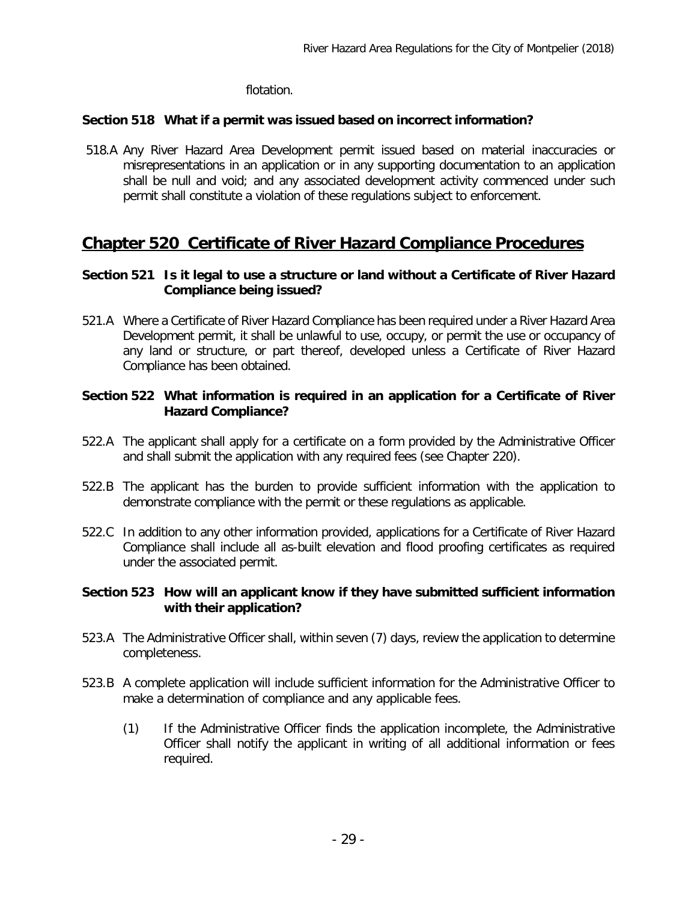flotation.

### Section 518 What if a permit was issued based on incorrect information?

518.A Any River Hazard Area Development permit issued based on material inaccuracies or misrepresentations in an application or in any supporting documentation to an application shall be null and void; and any associated development activity commenced under such permit shall constitute a violation of these regulations subject to enforcement.

## Chapter 520 Certificate of River Hazard Compliance Procedures

### Section 521 Is it legal to use a structure or land without a Certificate of River Hazard Compliance being issued?

521.A Where a Certificate of River Hazard Compliance has been required under a River Hazard Area Development permit, it shall be unlawful to use, occupy, or permit the use or occupancy of any land or structure, or part thereof, developed unless a Certificate of River Hazard Compliance has been obtained.

### Section 522 What information is required in an application for a Certificate of River Hazard Compliance?

522.A The applicant shall apply for a certificate on a form provided by the Administrative Officer and shall submit the application with any required fees (see Chapter 220).

522.B The applicant has the burden to provide sufficient information with the application to demonstrate compliance with the permit or these regulations as applicable.

522.C In addition to any other information provided, applications for a Certificate of River Hazard Compliance shall include all as-built elevation and flood proofing certificates as required under the associated permit.

### Section 523 How will an applicant know if they have submitted sufficient information with their application?

523.A The Administrative Officer shall, within seven (7) days, review the application to determine completeness.

523.B A complete application will include sufficient information for the Administrative Officer to make a determination of compliance and any applicable fees.

(1) If the Administrative Officer finds the application incomplete, the Administrative Officer shall notify the applicant in writing of all additional information or fees required.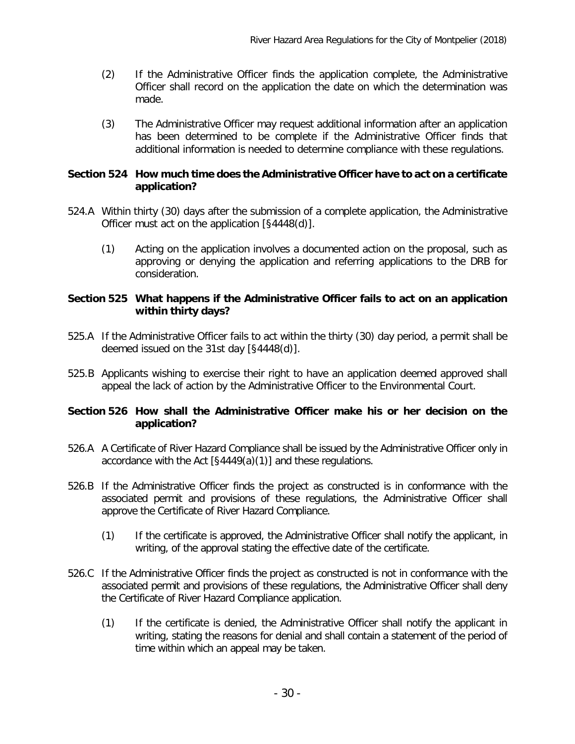(2) If the Administrative Officer finds the application complete, the Administrative Officer shall record on the application the date on which the determination was made.

(3) The Administrative Officer may request additional information after an application has been determined to be complete if the Administrative Officer finds that additional information is needed to determine compliance with these regulations.

### Section 524 How much time does the Administrative Officer have to act on a certificate application?

524.A Within thirty (30) days after the submission of a complete application, the Administrative Officer must act on the application [§4448(d)].

(1) Acting on the application involves a documented action on the proposal, such as approving or denying the application and referring applications to the DRB for consideration.

### Section 525 What happens if the Administrative Officer fails to act on an application within thirty days?

525.A If the Administrative Officer fails to act within the thirty (30) day period, a permit shall be deemed issued on the 31st day [§4448(d)].

525.B Applicants wishing to exercise their right to have an application deemed approved shall appeal the lack of action by the Administrative Officer to the Environmental Court.

### Section 526 How shall the Administrative Officer make his or her decision on the application?

526.A A Certificate of River Hazard Compliance shall be issued by the Administrative Officer only in accordance with the Act [§4449(a)(1)] and these regulations.

526.B If the Administrative Officer finds the project as constructed is in conformance with the associated permit and provisions of these regulations, the Administrative Officer shall approve the Certificate of River Hazard Compliance.

(1) If the certificate is approved, the Administrative Officer shall notify the applicant, in writing, of the approval stating the effective date of the certificate.

526.C If the Administrative Officer finds the project as constructed is not in conformance with the associated permit and provisions of these regulations, the Administrative Officer shall deny the Certificate of River Hazard Compliance application.

(1) If the certificate is denied, the Administrative Officer shall notify the applicant in writing, stating the reasons for denial and shall contain a statement of the period of time within which an appeal may be taken.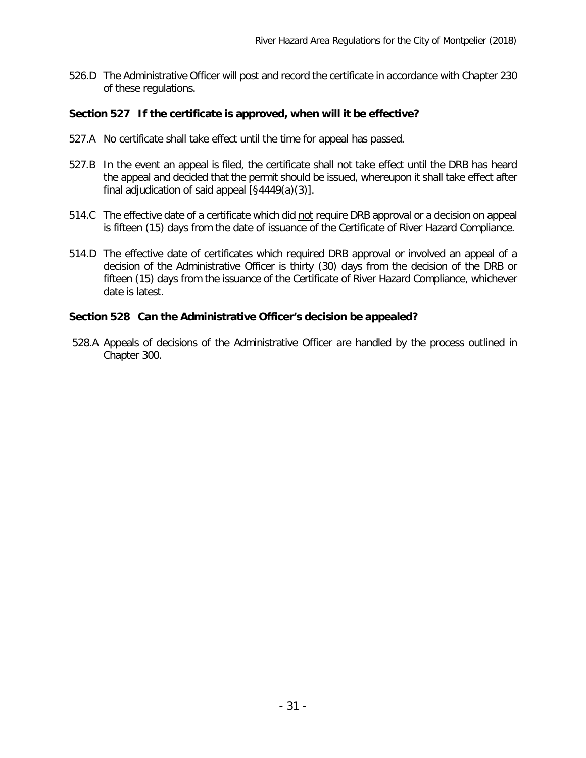526.D The Administrative Officer will post and record the certificate in accordance with Chapter 230 of these regulations.

### Section 527 If the certificate is approved, when will it be effective?

527.A No certificate shall take effect until the time for appeal has passed.

527.B In the event an appeal is filed, the certificate shall not take effect until the DRB has heard the appeal and decided that the permit should be issued, whereupon it shall take effect after final adjudication of said appeal [§4449(a)(3)].

514.C The effective date of a certificate which did <u>not</u> require DRB approval or a decision on appeal is fifteen (15) days from the date of issuance of the Certificate of River Hazard Compliance.

514.D The effective date of certificates which required DRB approval or involved an appeal of a decision of the Administrative Officer is thirty (30) days from the decision of the DRB or fifteen (15) days from the issuance of the Certificate of River Hazard Compliance, whichever date is latest.

### Section 528 Can the Administrative Officer's decision be appealed?

528.A Appeals of decisions of the Administrative Officer are handled by the process outlined in Chapter 300.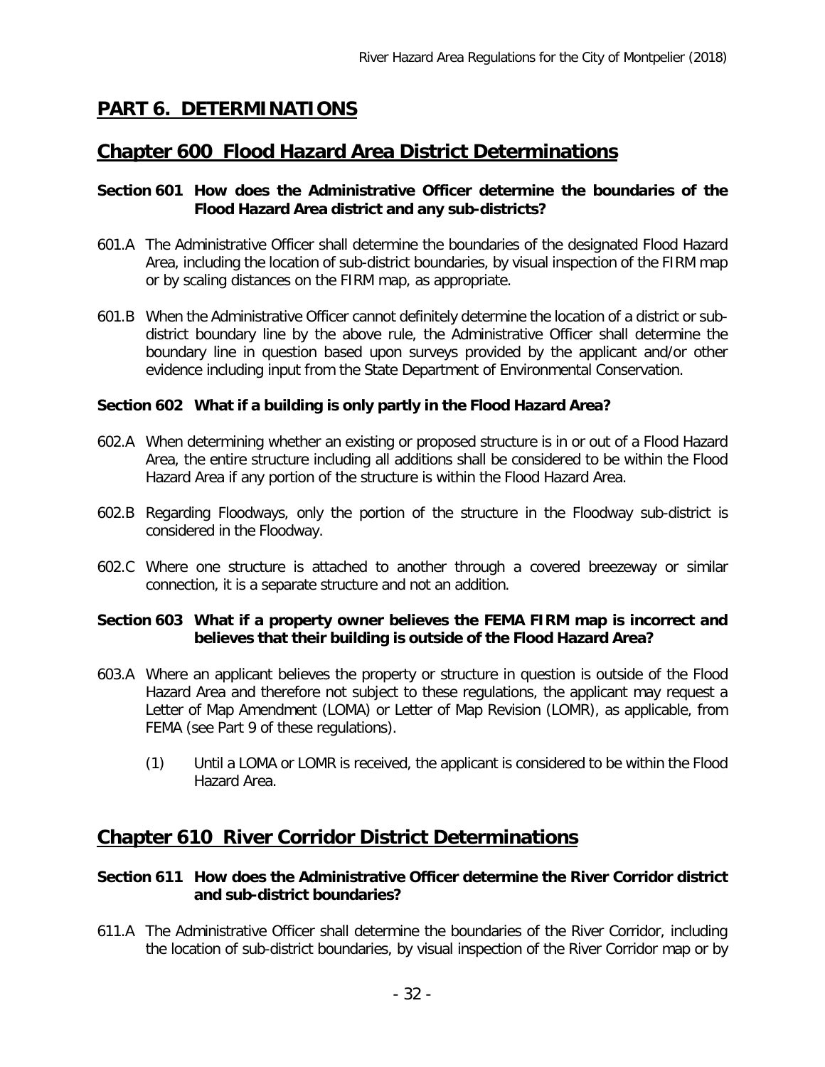# PART 6. DETERMINATIONS

## Chapter 600 Flood Hazard Area District Determinations

### Section 601 How does the Administrative Officer determine the boundaries of the Flood Hazard Area district and any sub-districts?

601.A The Administrative Officer shall determine the boundaries of the designated Flood Hazard Area, including the location of sub-district boundaries, by visual inspection of the FIRM map or by scaling distances on the FIRM map, as appropriate.

601.B When the Administrative Officer cannot definitely determine the location of a district or sub-district boundary line by the above rule, the Administrative Officer shall determine the boundary line in question based upon surveys provided by the applicant and/or other evidence including input from the State Department of Environmental Conservation.

### Section 602 What if a building is only partly in the Flood Hazard Area?

602.A When determining whether an existing or proposed structure is in or out of a Flood Hazard Area, the entire structure including all additions shall be considered to be within the Flood Hazard Area if any portion of the structure is within the Flood Hazard Area.

602.B Regarding Floodways, only the portion of the structure in the Floodway sub-district is considered in the Floodway.

602.C Where one structure is attached to another through a covered breezeway or similar connection, it is a separate structure and not an addition.

### Section 603 What if a property owner believes the FEMA FIRM map is incorrect and believes that their building is outside of the Flood Hazard Area?

603.A Where an applicant believes the property or structure in question is outside of the Flood Hazard Area and therefore not subject to these regulations, the applicant may request a Letter of Map Amendment (LOMA) or Letter of Map Revision (LOMR), as applicable, from FEMA (see Part 9 of these regulations).

(1) Until a LOMA or LOMR is received, the applicant is considered to be within the Flood Hazard Area.

## Chapter 610 River Corridor District Determinations

### Section 611 How does the Administrative Officer determine the River Corridor district and sub-district boundaries?

611.A The Administrative Officer shall determine the boundaries of the River Corridor, including the location of sub-district boundaries, by visual inspection of the River Corridor map or by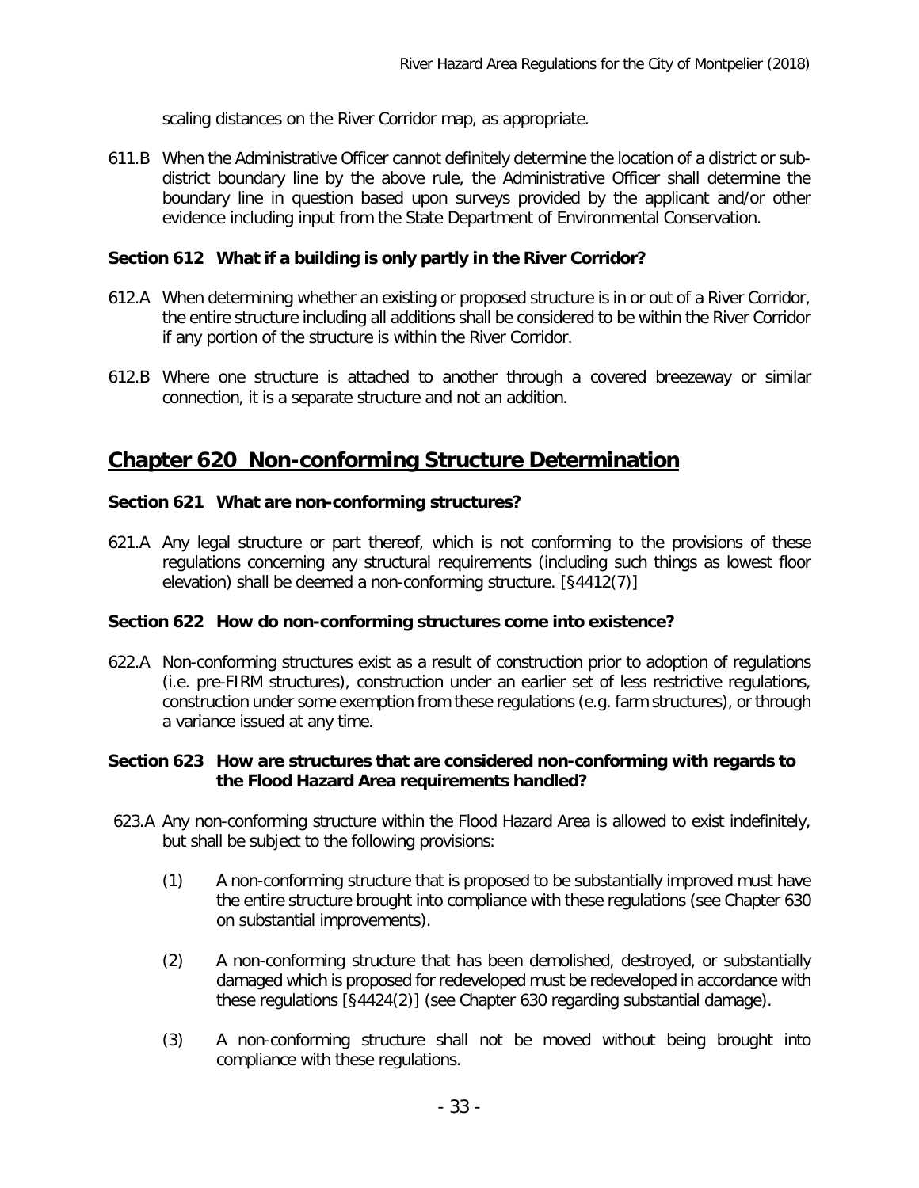scaling distances on the River Corridor map, as appropriate.

611.B When the Administrative Officer cannot definitely determine the location of a district or sub-district boundary line by the above rule, the Administrative Officer shall determine the boundary line in question based upon surveys provided by the applicant and/or other evidence including input from the State Department of Environmental Conservation.

**Section 612 What if a building is only partly in the River Corridor?**

612.A When determining whether an existing or proposed structure is in or out of a River Corridor, the entire structure including all additions shall be considered to be within the River Corridor if any portion of the structure is within the River Corridor.

612.B Where one structure is attached to another through a covered breezeway or similar connection, it is a separate structure and not an addition.

## Chapter 620 Non-conforming Structure Determination

**Section 621 What are non-conforming structures?**

621.A Any legal structure or part thereof, which is not conforming to the provisions of these regulations concerning any structural requirements (including such things as lowest floor elevation) shall be deemed a non-conforming structure. [§4412(7)]

**Section 622 How do non-conforming structures come into existence?**

622.A Non-conforming structures exist as a result of construction prior to adoption of regulations (i.e. pre-FIRM structures), construction under an earlier set of less restrictive regulations, construction under some exemption from these regulations (e.g. farm structures), or through a variance issued at any time.

**Section 623 How are structures that are considered non-conforming with regards to the Flood Hazard Area requirements handled?**

623.A Any non-conforming structure within the Flood Hazard Area is allowed to exist indefinitely, but shall be subject to the following provisions:

(1) A non-conforming structure that is proposed to be substantially improved must have the entire structure brought into compliance with these regulations (see Chapter 630 on substantial improvements).

(2) A non-conforming structure that has been demolished, destroyed, or substantially damaged which is proposed for redeveloped must be redeveloped in accordance with these regulations [§4424(2)] (see Chapter 630 regarding substantial damage).

(3) A non-conforming structure shall not be moved without being brought into compliance with these regulations.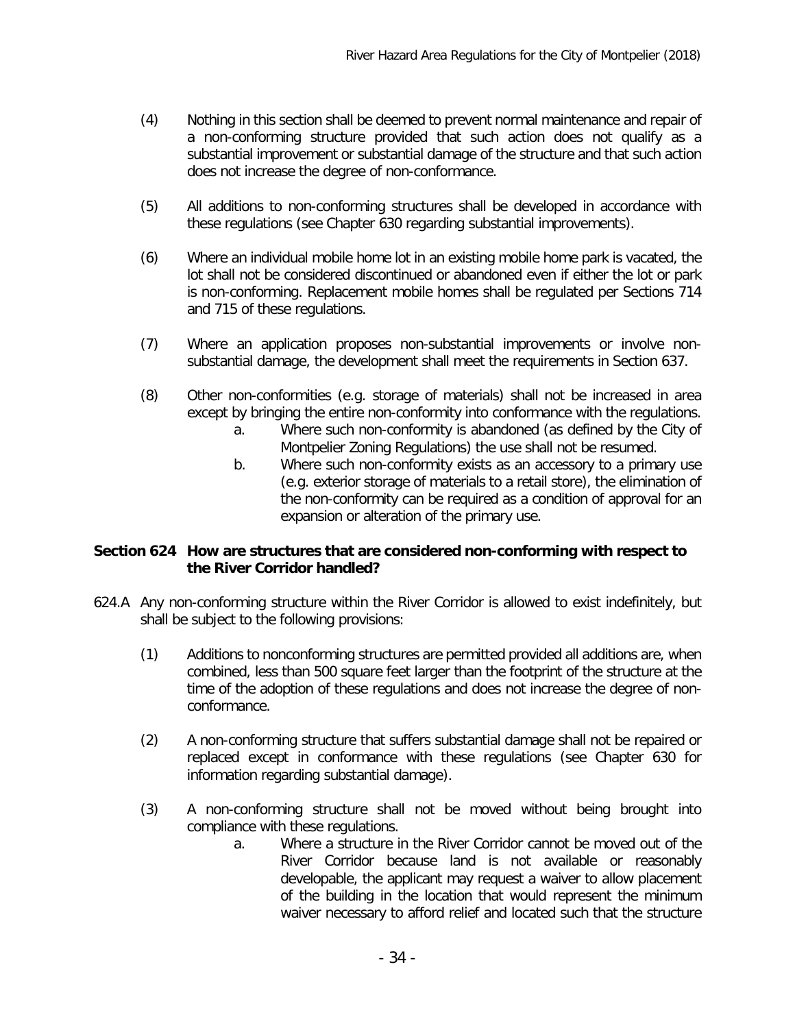(4) Nothing in this section shall be deemed to prevent normal maintenance and repair of a non-conforming structure provided that such action does not qualify as a substantial improvement or substantial damage of the structure and that such action does not increase the degree of non-conformance.

(5) All additions to non-conforming structures shall be developed in accordance with these regulations (see Chapter 630 regarding substantial improvements).

(6) Where an individual mobile home lot in an existing mobile home park is vacated, the lot shall not be considered discontinued or abandoned even if either the lot or park is non-conforming. Replacement mobile homes shall be regulated per Sections 714 and 715 of these regulations.

(7) Where an application proposes non-substantial improvements or involve non-substantial damage, the development shall meet the requirements in Section 637.

(8) Other non-conformities (e.g. storage of materials) shall not be increased in area except by bringing the entire non-conformity into conformance with the regulations.

   a. Where such non-conformity is abandoned (as defined by the City of Montpelier Zoning Regulations) the use shall not be resumed.

   b. Where such non-conformity exists as an accessory to a primary use (e.g. exterior storage of materials to a retail store), the elimination of the non-conformity can be required as a condition of approval for an expansion or alteration of the primary use.

### Section 624 How are structures that are considered non-conforming with respect to the River Corridor handled?

624.A Any non-conforming structure within the River Corridor is allowed to exist indefinitely, but shall be subject to the following provisions:

(1) Additions to nonconforming structures are permitted provided all additions are, when combined, less than 500 square feet larger than the footprint of the structure at the time of the adoption of these regulations and does not increase the degree of non-conformance.

(2) A non-conforming structure that suffers substantial damage shall not be repaired or replaced except in conformance with these regulations (see Chapter 630 for information regarding substantial damage).

(3) A non-conforming structure shall not be moved without being brought into compliance with these regulations.

   a. Where a structure in the River Corridor cannot be moved out of the River Corridor because land is not available or reasonably developable, the applicant may request a waiver to allow placement of the building in the location that would represent the minimum waiver necessary to afford relief and located such that the structure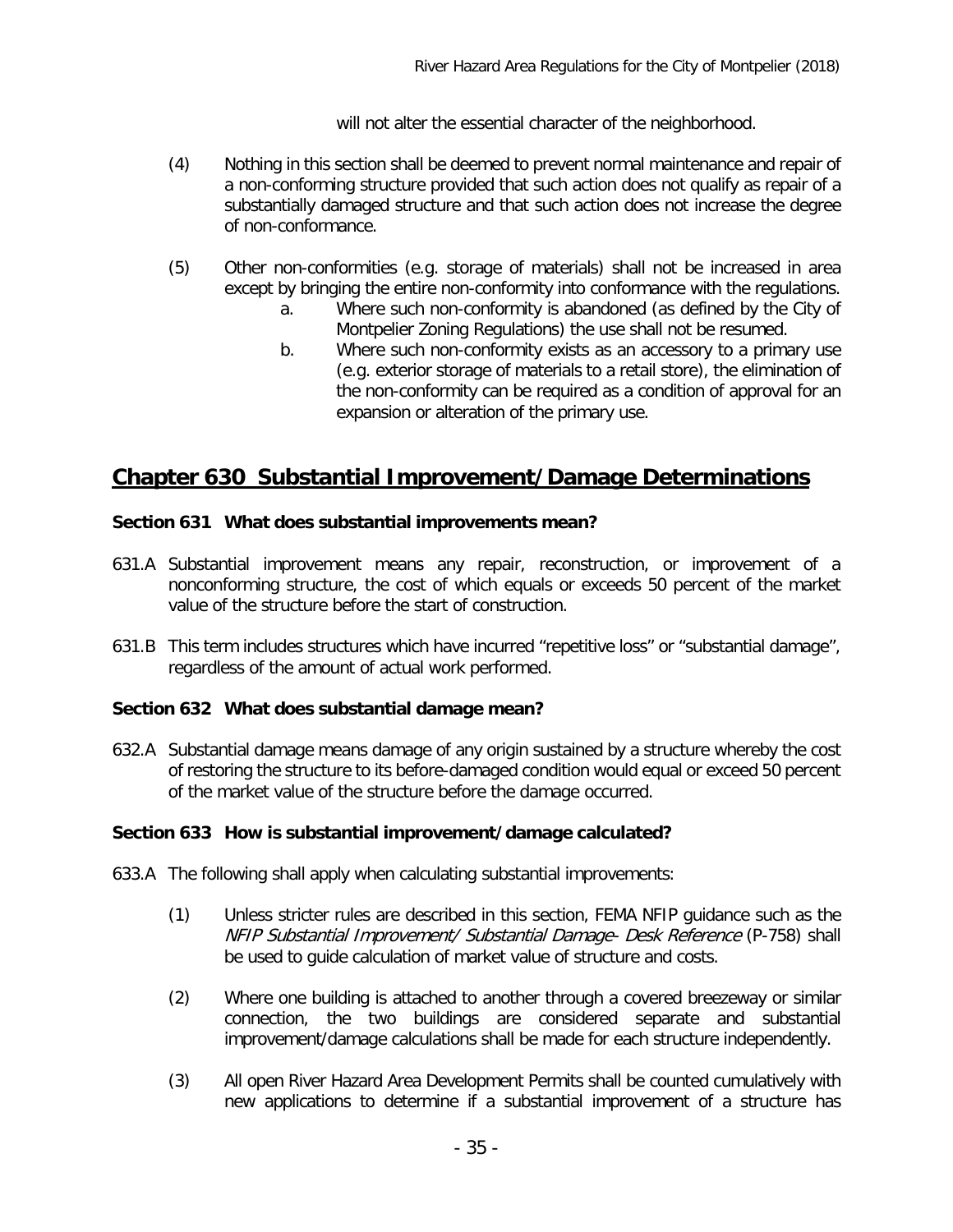will not alter the essential character of the neighborhood.

(4) Nothing in this section shall be deemed to prevent normal maintenance and repair of a non-conforming structure provided that such action does not qualify as repair of a substantially damaged structure and that such action does not increase the degree of non-conformance.

(5) Other non-conformities (e.g. storage of materials) shall not be increased in area except by bringing the entire non-conformity into conformance with the regulations.

   a. Where such non-conformity is abandoned (as defined by the City of Montpelier Zoning Regulations) the use shall not be resumed.

   b. Where such non-conformity exists as an accessory to a primary use (e.g. exterior storage of materials to a retail store), the elimination of the non-conformity can be required as a condition of approval for an expansion or alteration of the primary use.

## Chapter 630 Substantial Improvement/Damage Determinations

### Section 631 What does substantial improvements mean?

631.A Substantial improvement means any repair, reconstruction, or improvement of a nonconforming structure, the cost of which equals or exceeds 50 percent of the market value of the structure before the start of construction.

631.B This term includes structures which have incurred "repetitive loss" or "substantial damage", regardless of the amount of actual work performed.

### Section 632 What does substantial damage mean?

632.A Substantial damage means damage of any origin sustained by a structure whereby the cost of restoring the structure to its before-damaged condition would equal or exceed 50 percent of the market value of the structure before the damage occurred.

### Section 633 How is substantial improvement/damage calculated?

633.A The following shall apply when calculating substantial improvements:

(1) Unless stricter rules are described in this section, FEMA NFIP guidance such as the *NFIP Substantial Improvement/ Substantial Damage- Desk Reference* (P-758) shall be used to guide calculation of market value of structure and costs.

(2) Where one building is attached to another through a covered breezeway or similar connection, the two buildings are considered separate and substantial improvement/damage calculations shall be made for each structure independently.

(3) All open River Hazard Area Development Permits shall be counted cumulatively with new applications to determine if a substantial improvement of a structure has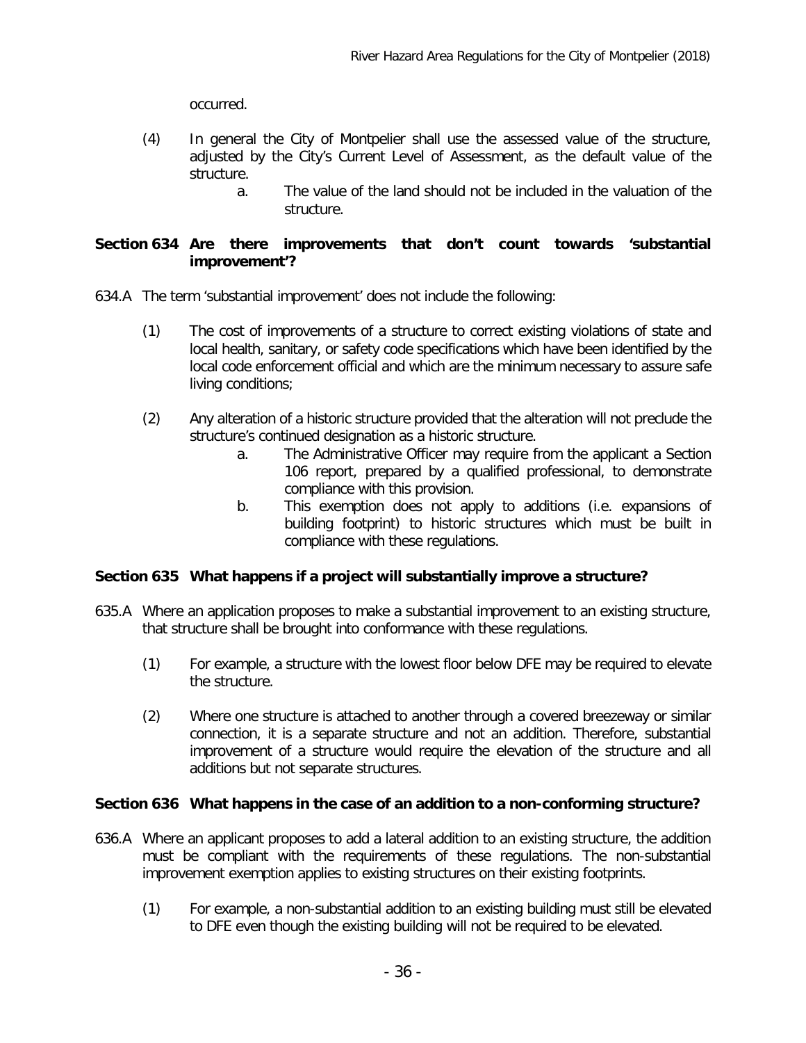occurred.

(4) In general the City of Montpelier shall use the assessed value of the structure, adjusted by the City's Current Level of Assessment, as the default value of the structure.

   a. The value of the land should not be included in the valuation of the structure.

### Section 634 Are there improvements that don't count towards 'substantial improvement'?

634.A The term 'substantial improvement' does not include the following:

(1) The cost of improvements of a structure to correct existing violations of state and local health, sanitary, or safety code specifications which have been identified by the local code enforcement official and which are the minimum necessary to assure safe living conditions;

(2) Any alteration of a historic structure provided that the alteration will not preclude the structure's continued designation as a historic structure.

   a. The Administrative Officer may require from the applicant a Section 106 report, prepared by a qualified professional, to demonstrate compliance with this provision.

   b. This exemption does not apply to additions (i.e. expansions of building footprint) to historic structures which must be built in compliance with these regulations.

### Section 635 What happens if a project will substantially improve a structure?

635.A Where an application proposes to make a substantial improvement to an existing structure, that structure shall be brought into conformance with these regulations.

(1) For example, a structure with the lowest floor below DFE may be required to elevate the structure.

(2) Where one structure is attached to another through a covered breezeway or similar connection, it is a separate structure and not an addition. Therefore, substantial improvement of a structure would require the elevation of the structure and all additions but not separate structures.

### Section 636 What happens in the case of an addition to a non-conforming structure?

636.A Where an applicant proposes to add a lateral addition to an existing structure, the addition must be compliant with the requirements of these regulations. The non-substantial improvement exemption applies to existing structures on their existing footprints.

(1) For example, a non-substantial addition to an existing building must still be elevated to DFE even though the existing building will not be required to be elevated.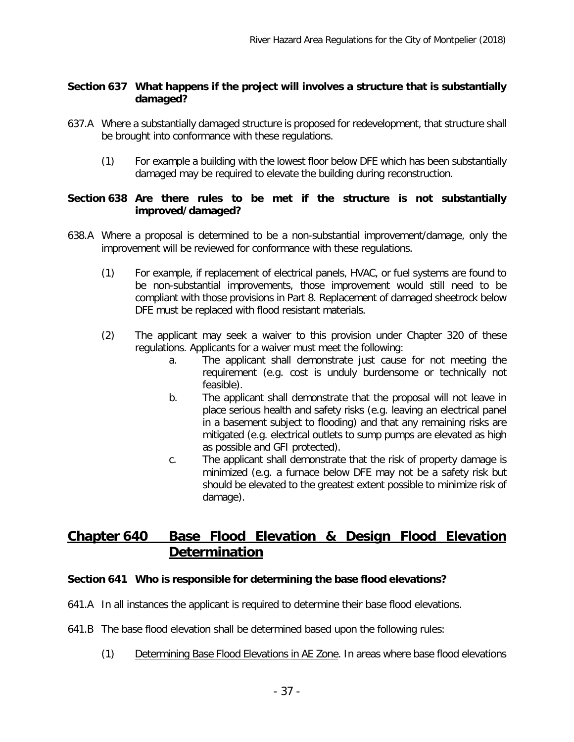### Section 637 What happens if the project will involves a structure that is substantially damaged?

637.A Where a substantially damaged structure is proposed for redevelopment, that structure shall be brought into conformance with these regulations.

(1) For example a building with the lowest floor below DFE which has been substantially damaged may be required to elevate the building during reconstruction.

### Section 638 Are there rules to be met if the structure is not substantially improved/damaged?

638.A Where a proposal is determined to be a non-substantial improvement/damage, only the improvement will be reviewed for conformance with these regulations.

(1) For example, if replacement of electrical panels, HVAC, or fuel systems are found to be non-substantial improvements, those improvement would still need to be compliant with those provisions in Part 8. Replacement of damaged sheetrock below DFE must be replaced with flood resistant materials.

(2) The applicant may seek a waiver to this provision under Chapter 320 of these regulations. Applicants for a waiver must meet the following:

a. The applicant shall demonstrate just cause for not meeting the requirement (e.g. cost is unduly burdensome or technically not feasible).

b. The applicant shall demonstrate that the proposal will not leave in place serious health and safety risks (e.g. leaving an electrical panel in a basement subject to flooding) and that any remaining risks are mitigated (e.g. electrical outlets to sump pumps are elevated as high as possible and GFI protected).

c. The applicant shall demonstrate that the risk of property damage is minimized (e.g. a furnace below DFE may not be a safety risk but should be elevated to the greatest extent possible to minimize risk of damage).

## Chapter 640 Base Flood Elevation & Design Flood Elevation Determination

### Section 641 Who is responsible for determining the base flood elevations?

641.A In all instances the applicant is required to determine their base flood elevations.

641.B The base flood elevation shall be determined based upon the following rules:

(1) Determining Base Flood Elevations in AE Zone. In areas where base flood elevations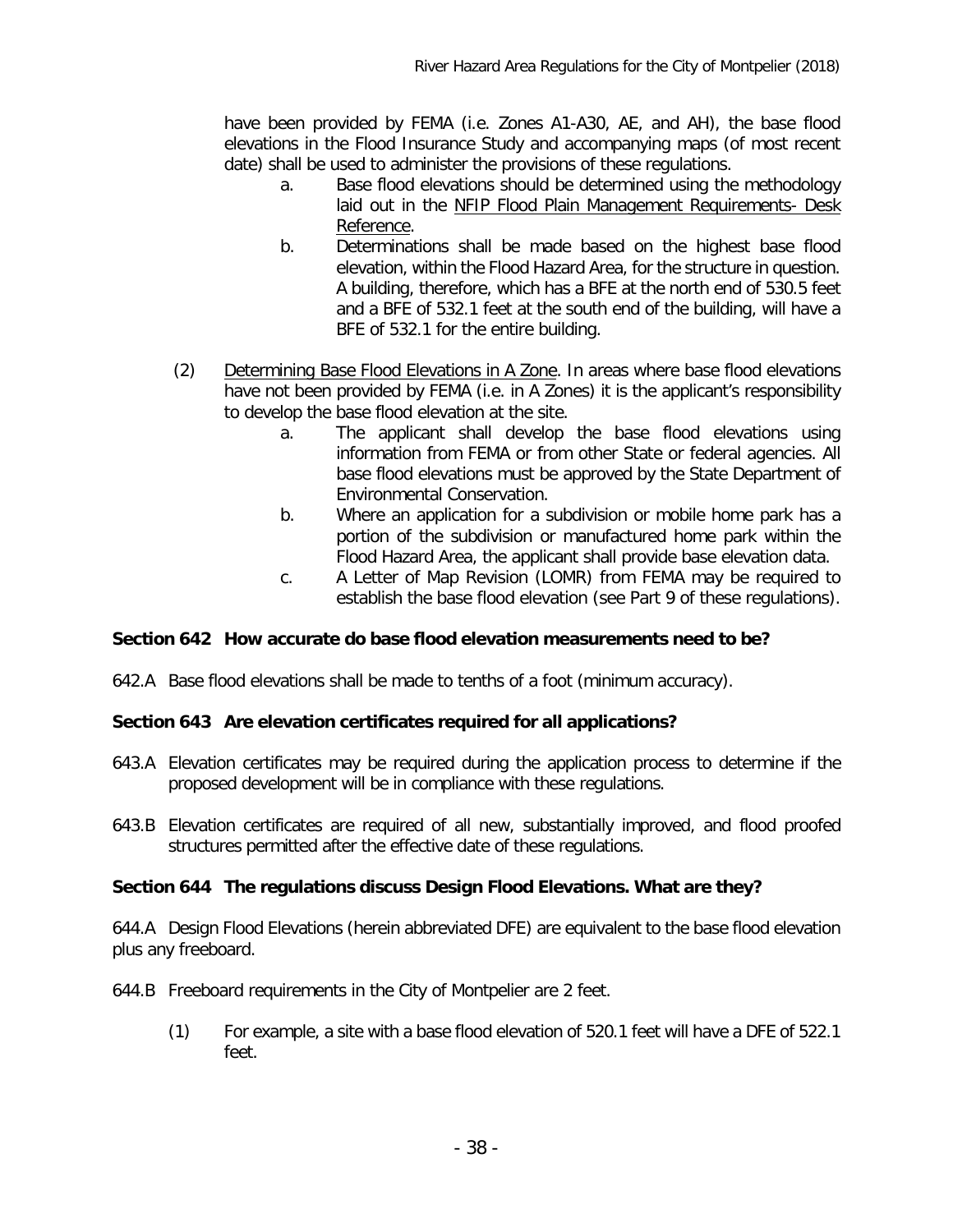have been provided by FEMA (i.e. Zones A1-A30, AE, and AH), the base flood elevations in the Flood Insurance Study and accompanying maps (of most recent date) shall be used to administer the provisions of these regulations.

a. Base flood elevations should be determined using the methodology laid out in the NFIP Flood Plain Management Requirements- Desk Reference.

b. Determinations shall be made based on the highest base flood elevation, within the Flood Hazard Area, for the structure in question. A building, therefore, which has a BFE at the north end of 530.5 feet and a BFE of 532.1 feet at the south end of the building, will have a BFE of 532.1 for the entire building.

(2) Determining Base Flood Elevations in A Zone. In areas where base flood elevations have not been provided by FEMA (i.e. in A Zones) it is the applicant's responsibility to develop the base flood elevation at the site.

a. The applicant shall develop the base flood elevations using information from FEMA or from other State or federal agencies. All base flood elevations must be approved by the State Department of Environmental Conservation.

b. Where an application for a subdivision or mobile home park has a portion of the subdivision or manufactured home park within the Flood Hazard Area, the applicant shall provide base elevation data.

c. A Letter of Map Revision (LOMR) from FEMA may be required to establish the base flood elevation (see Part 9 of these regulations).

**Section 642 How accurate do base flood elevation measurements need to be?**

642.A Base flood elevations shall be made to tenths of a foot (minimum accuracy).

**Section 643 Are elevation certificates required for all applications?**

643.A Elevation certificates may be required during the application process to determine if the proposed development will be in compliance with these regulations.

643.B Elevation certificates are required of all new, substantially improved, and flood proofed structures permitted after the effective date of these regulations.

**Section 644 The regulations discuss Design Flood Elevations. What are they?**

644.A Design Flood Elevations (herein abbreviated DFE) are equivalent to the base flood elevation plus any freeboard.

644.B Freeboard requirements in the City of Montpelier are 2 feet.

(1) For example, a site with a base flood elevation of 520.1 feet will have a DFE of 522.1 feet.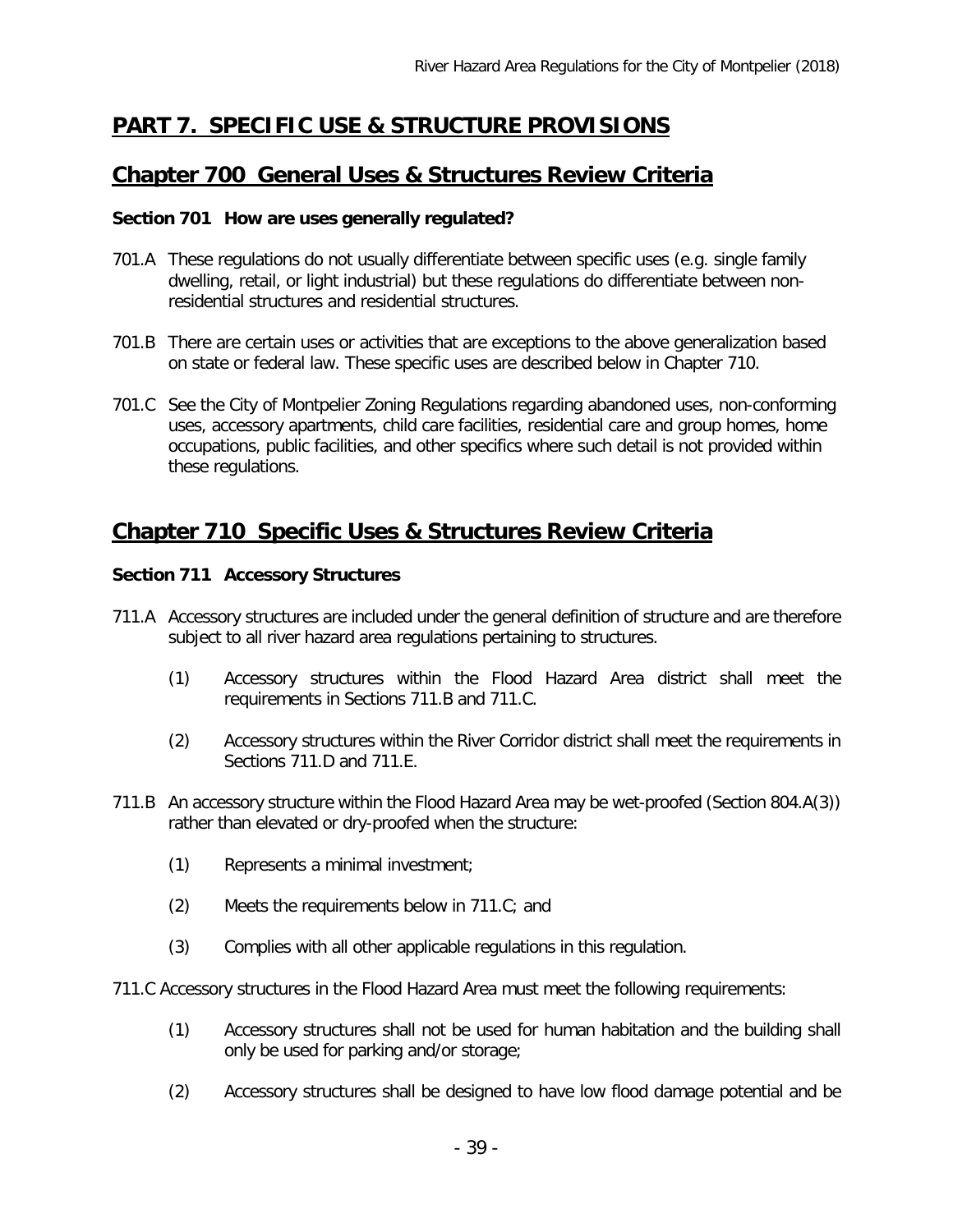# PART 7. SPECIFIC USE & STRUCTURE PROVISIONS

## Chapter 700 General Uses & Structures Review Criteria

**Section 701 How are uses generally regulated?**

701.A These regulations do not usually differentiate between specific uses (e.g. single family dwelling, retail, or light industrial) but these regulations do differentiate between non-residential structures and residential structures.

701.B There are certain uses or activities that are exceptions to the above generalization based on state or federal law. These specific uses are described below in Chapter 710.

701.C See the City of Montpelier Zoning Regulations regarding abandoned uses, non-conforming uses, accessory apartments, child care facilities, residential care and group homes, home occupations, public facilities, and other specifics where such detail is not provided within these regulations.

## Chapter 710 Specific Uses & Structures Review Criteria

**Section 711 Accessory Structures**

711.A Accessory structures are included under the general definition of structure and are therefore subject to all river hazard area regulations pertaining to structures.

(1) Accessory structures within the Flood Hazard Area district shall meet the requirements in Sections 711.B and 711.C.

(2) Accessory structures within the River Corridor district shall meet the requirements in Sections 711.D and 711.E.

711.B An accessory structure within the Flood Hazard Area may be wet-proofed (Section 804.A(3)) rather than elevated or dry-proofed when the structure:

(1) Represents a minimal investment;

(2) Meets the requirements below in 711.C; and

(3) Complies with all other applicable regulations in this regulation.

711.C Accessory structures in the Flood Hazard Area must meet the following requirements:

(1) Accessory structures shall not be used for human habitation and the building shall only be used for parking and/or storage;

(2) Accessory structures shall be designed to have low flood damage potential and be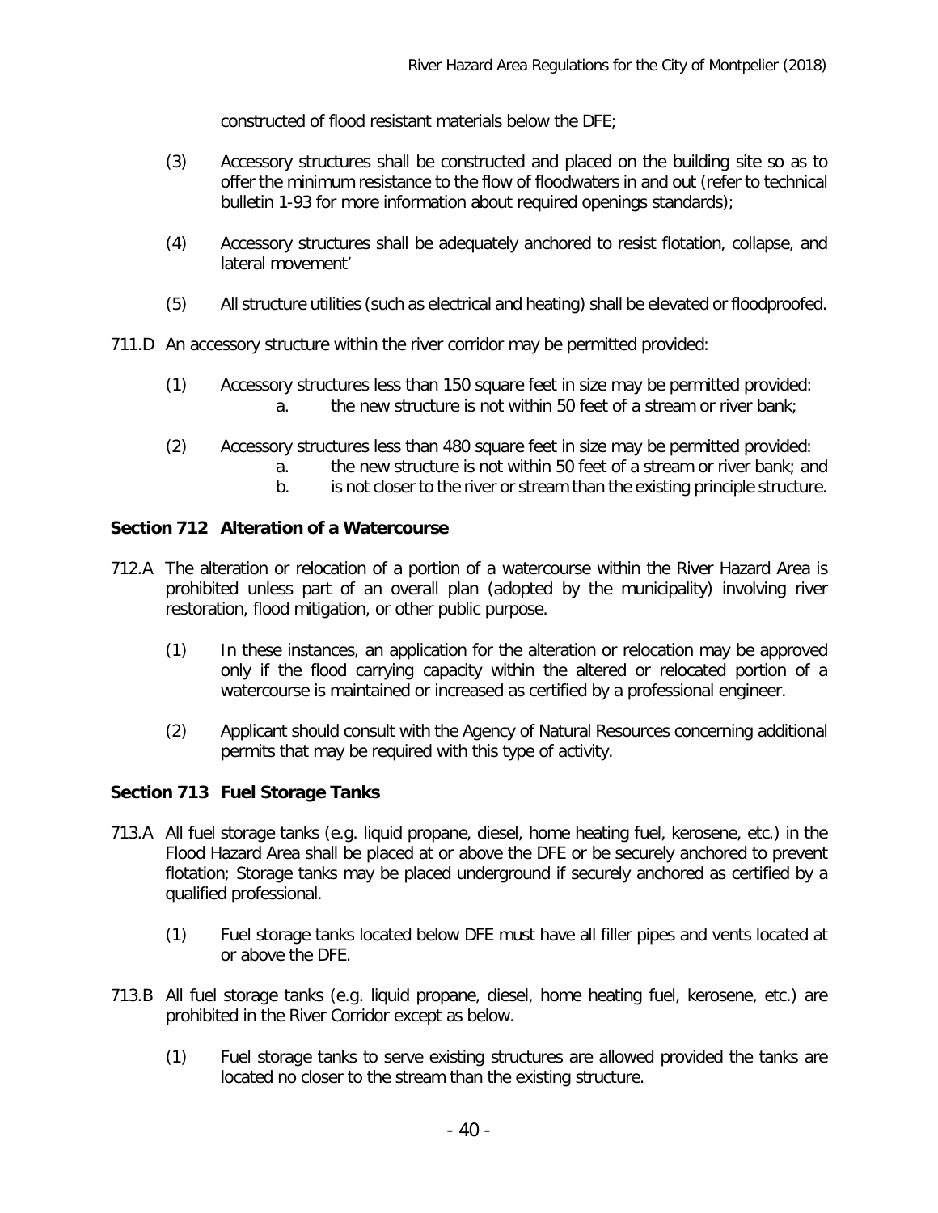constructed of flood resistant materials below the DFE;

(3) Accessory structures shall be constructed and placed on the building site so as to offer the minimum resistance to the flow of floodwaters in and out (refer to technical bulletin 1-93 for more information about required openings standards);

(4) Accessory structures shall be adequately anchored to resist flotation, collapse, and lateral movement'

(5) All structure utilities (such as electrical and heating) shall be elevated or floodproofed.

711.D An accessory structure within the river corridor may be permitted provided:

(1) Accessory structures less than 150 square feet in size may be permitted provided:
   a. the new structure is not within 50 feet of a stream or river bank;

(2) Accessory structures less than 480 square feet in size may be permitted provided:
   a. the new structure is not within 50 feet of a stream or river bank; and
   b. is not closer to the river or stream than the existing principle structure.

**Section 712 Alteration of a Watercourse**

712.A The alteration or relocation of a portion of a watercourse within the River Hazard Area is prohibited unless part of an overall plan (adopted by the municipality) involving river restoration, flood mitigation, or other public purpose.

(1) In these instances, an application for the alteration or relocation may be approved only if the flood carrying capacity within the altered or relocated portion of a watercourse is maintained or increased as certified by a professional engineer.

(2) Applicant should consult with the Agency of Natural Resources concerning additional permits that may be required with this type of activity.

**Section 713 Fuel Storage Tanks**

713.A All fuel storage tanks (e.g. liquid propane, diesel, home heating fuel, kerosene, etc.) in the Flood Hazard Area shall be placed at or above the DFE or be securely anchored to prevent flotation; Storage tanks may be placed underground if securely anchored as certified by a qualified professional.

(1) Fuel storage tanks located below DFE must have all filler pipes and vents located at or above the DFE.

713.B All fuel storage tanks (e.g. liquid propane, diesel, home heating fuel, kerosene, etc.) are prohibited in the River Corridor except as below.

(1) Fuel storage tanks to serve existing structures are allowed provided the tanks are located no closer to the stream than the existing structure.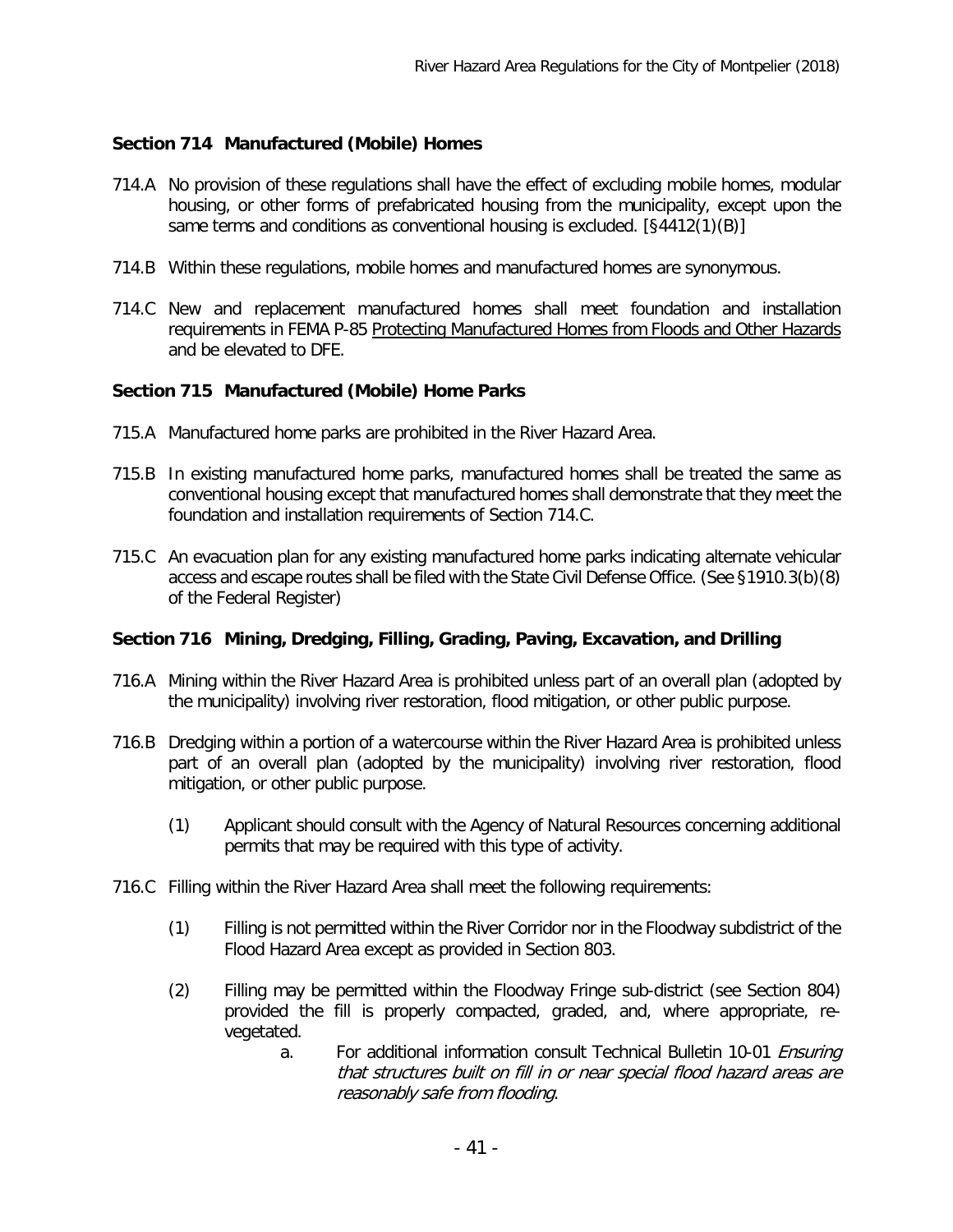### Section 714 Manufactured (Mobile) Homes

714.A No provision of these regulations shall have the effect of excluding mobile homes, modular housing, or other forms of prefabricated housing from the municipality, except upon the same terms and conditions as conventional housing is excluded. [§4412(1)(B)]

714.B Within these regulations, mobile homes and manufactured homes are synonymous.

714.C New and replacement manufactured homes shall meet foundation and installation requirements in FEMA P-85 Protecting Manufactured Homes from Floods and Other Hazards and be elevated to DFE.

### Section 715 Manufactured (Mobile) Home Parks

715.A Manufactured home parks are prohibited in the River Hazard Area.

715.B In existing manufactured home parks, manufactured homes shall be treated the same as conventional housing except that manufactured homes shall demonstrate that they meet the foundation and installation requirements of Section 714.C.

715.C An evacuation plan for any existing manufactured home parks indicating alternate vehicular access and escape routes shall be filed with the State Civil Defense Office. (See §1910.3(b)(8) of the Federal Register)

### Section 716 Mining, Dredging, Filling, Grading, Paving, Excavation, and Drilling

716.A Mining within the River Hazard Area is prohibited unless part of an overall plan (adopted by the municipality) involving river restoration, flood mitigation, or other public purpose.

716.B Dredging within a portion of a watercourse within the River Hazard Area is prohibited unless part of an overall plan (adopted by the municipality) involving river restoration, flood mitigation, or other public purpose.

(1) Applicant should consult with the Agency of Natural Resources concerning additional permits that may be required with this type of activity.

716.C Filling within the River Hazard Area shall meet the following requirements:

(1) Filling is not permitted within the River Corridor nor in the Floodway subdistrict of the Flood Hazard Area except as provided in Section 803.

(2) Filling may be permitted within the Floodway Fringe sub-district (see Section 804) provided the fill is properly compacted, graded, and, where appropriate, re-vegetated.

a. For additional information consult Technical Bulletin 10-01 *Ensuring that structures built on fill in or near special flood hazard areas are reasonably safe from flooding*.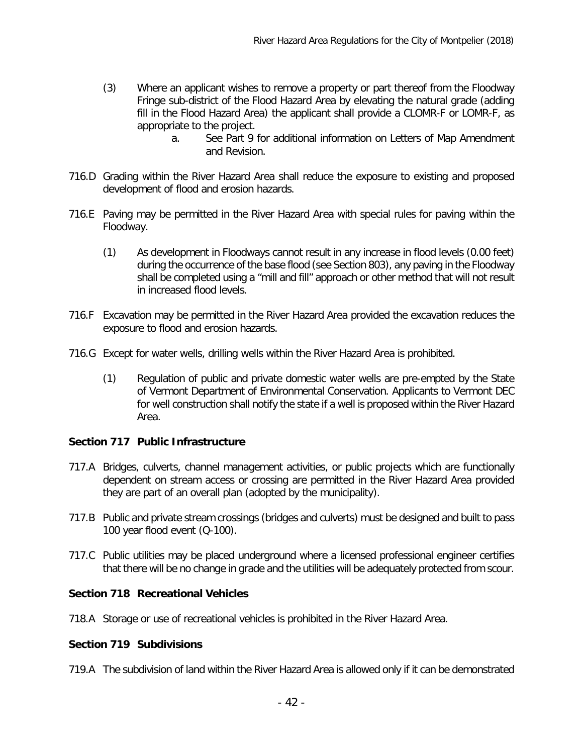(3) Where an applicant wishes to remove a property or part thereof from the Floodway Fringe sub-district of the Flood Hazard Area by elevating the natural grade (adding fill in the Flood Hazard Area) the applicant shall provide a CLOMR-F or LOMR-F, as appropriate to the project.

    a. See Part 9 for additional information on Letters of Map Amendment and Revision.

716.D Grading within the River Hazard Area shall reduce the exposure to existing and proposed development of flood and erosion hazards.

716.E Paving may be permitted in the River Hazard Area with special rules for paving within the Floodway.

(1) As development in Floodways cannot result in any increase in flood levels (0.00 feet) during the occurrence of the base flood (see Section 803), any paving in the Floodway shall be completed using a "mill and fill" approach or other method that will not result in increased flood levels.

716.F Excavation may be permitted in the River Hazard Area provided the excavation reduces the exposure to flood and erosion hazards.

716.G Except for water wells, drilling wells within the River Hazard Area is prohibited.

(1) Regulation of public and private domestic water wells are pre-empted by the State of Vermont Department of Environmental Conservation. Applicants to Vermont DEC for well construction shall notify the state if a well is proposed within the River Hazard Area.

### Section 717 Public Infrastructure

717.A Bridges, culverts, channel management activities, or public projects which are functionally dependent on stream access or crossing are permitted in the River Hazard Area provided they are part of an overall plan (adopted by the municipality).

717.B Public and private stream crossings (bridges and culverts) must be designed and built to pass 100 year flood event (Q-100).

717.C Public utilities may be placed underground where a licensed professional engineer certifies that there will be no change in grade and the utilities will be adequately protected from scour.

### Section 718 Recreational Vehicles

718.A Storage or use of recreational vehicles is prohibited in the River Hazard Area.

### Section 719 Subdivisions

719.A The subdivision of land within the River Hazard Area is allowed only if it can be demonstrated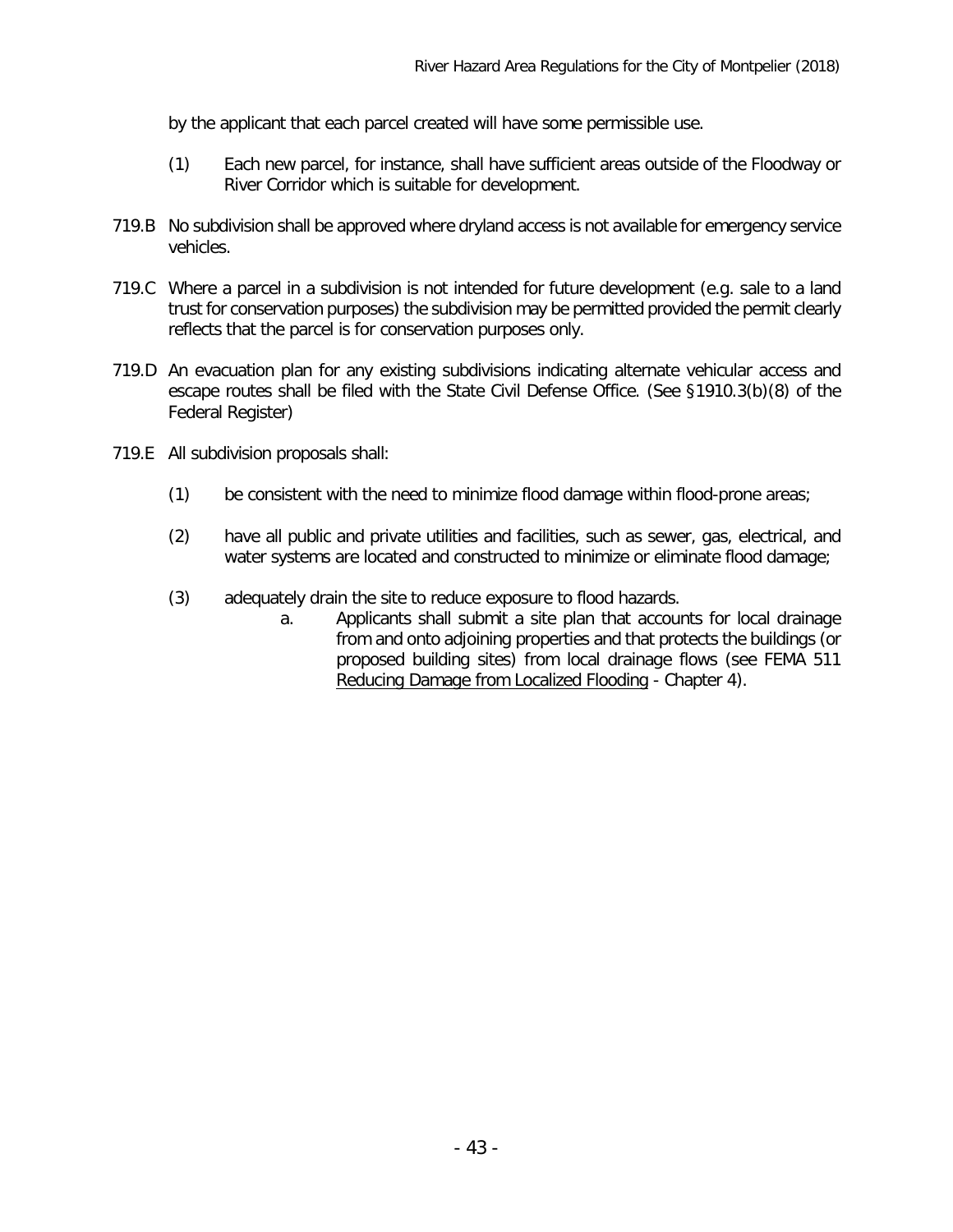by the applicant that each parcel created will have some permissible use.

(1) Each new parcel, for instance, shall have sufficient areas outside of the Floodway or River Corridor which is suitable for development.

719.B No subdivision shall be approved where dryland access is not available for emergency service vehicles.

719.C Where a parcel in a subdivision is not intended for future development (e.g. sale to a land trust for conservation purposes) the subdivision may be permitted provided the permit clearly reflects that the parcel is for conservation purposes only.

719.D An evacuation plan for any existing subdivisions indicating alternate vehicular access and escape routes shall be filed with the State Civil Defense Office. (See §1910.3(b)(8) of the Federal Register)

719.E All subdivision proposals shall:

(1) be consistent with the need to minimize flood damage within flood-prone areas;

(2) have all public and private utilities and facilities, such as sewer, gas, electrical, and water systems are located and constructed to minimize or eliminate flood damage;

(3) adequately drain the site to reduce exposure to flood hazards.

a. Applicants shall submit a site plan that accounts for local drainage from and onto adjoining properties and that protects the buildings (or proposed building sites) from local drainage flows (see FEMA 511 Reducing Damage from Localized Flooding - Chapter 4).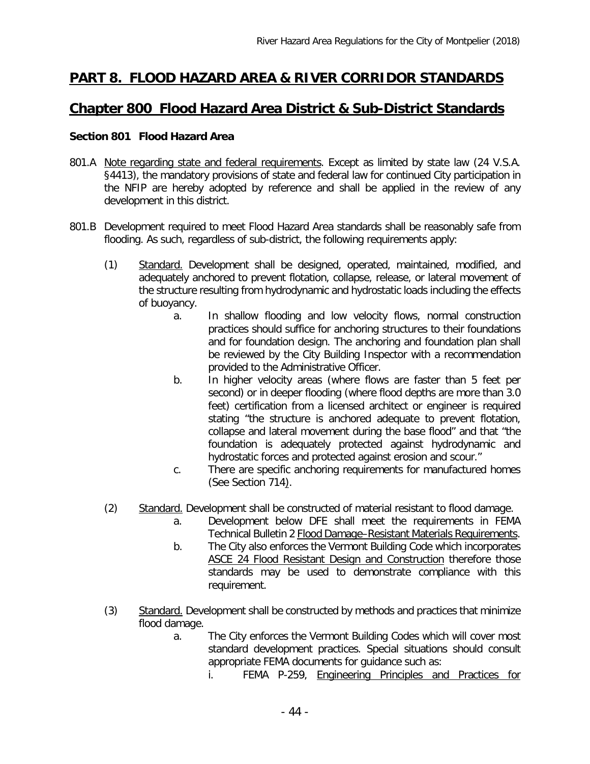# PART 8. FLOOD HAZARD AREA & RIVER CORRIDOR STANDARDS

## Chapter 800 Flood Hazard Area District & Sub-District Standards

### Section 801 Flood Hazard Area

801.A Note regarding state and federal requirements. Except as limited by state law (24 V.S.A. §4413), the mandatory provisions of state and federal law for continued City participation in the NFIP are hereby adopted by reference and shall be applied in the review of any development in this district.

801.B Development required to meet Flood Hazard Area standards shall be reasonably safe from flooding. As such, regardless of sub-district, the following requirements apply:

(1) Standard. Development shall be designed, operated, maintained, modified, and adequately anchored to prevent flotation, collapse, release, or lateral movement of the structure resulting from hydrodynamic and hydrostatic loads including the effects of buoyancy.

a. In shallow flooding and low velocity flows, normal construction practices should suffice for anchoring structures to their foundations and for foundation design. The anchoring and foundation plan shall be reviewed by the City Building Inspector with a recommendation provided to the Administrative Officer.

b. In higher velocity areas (where flows are faster than 5 feet per second) or in deeper flooding (where flood depths are more than 3.0 feet) certification from a licensed architect or engineer is required stating "the structure is anchored adequate to prevent flotation, collapse and lateral movement during the base flood" and that "the foundation is adequately protected against hydrodynamic and hydrostatic forces and protected against erosion and scour."

c. There are specific anchoring requirements for manufactured homes (See Section 714).

(2) Standard. Development shall be constructed of material resistant to flood damage.

a. Development below DFE shall meet the requirements in FEMA Technical Bulletin 2 Flood Damage–Resistant Materials Requirements.

b. The City also enforces the Vermont Building Code which incorporates ASCE 24 Flood Resistant Design and Construction therefore those standards may be used to demonstrate compliance with this requirement.

(3) Standard. Development shall be constructed by methods and practices that minimize flood damage.

a. The City enforces the Vermont Building Codes which will cover most standard development practices. Special situations should consult appropriate FEMA documents for guidance such as:

i. FEMA P-259, Engineering Principles and Practices for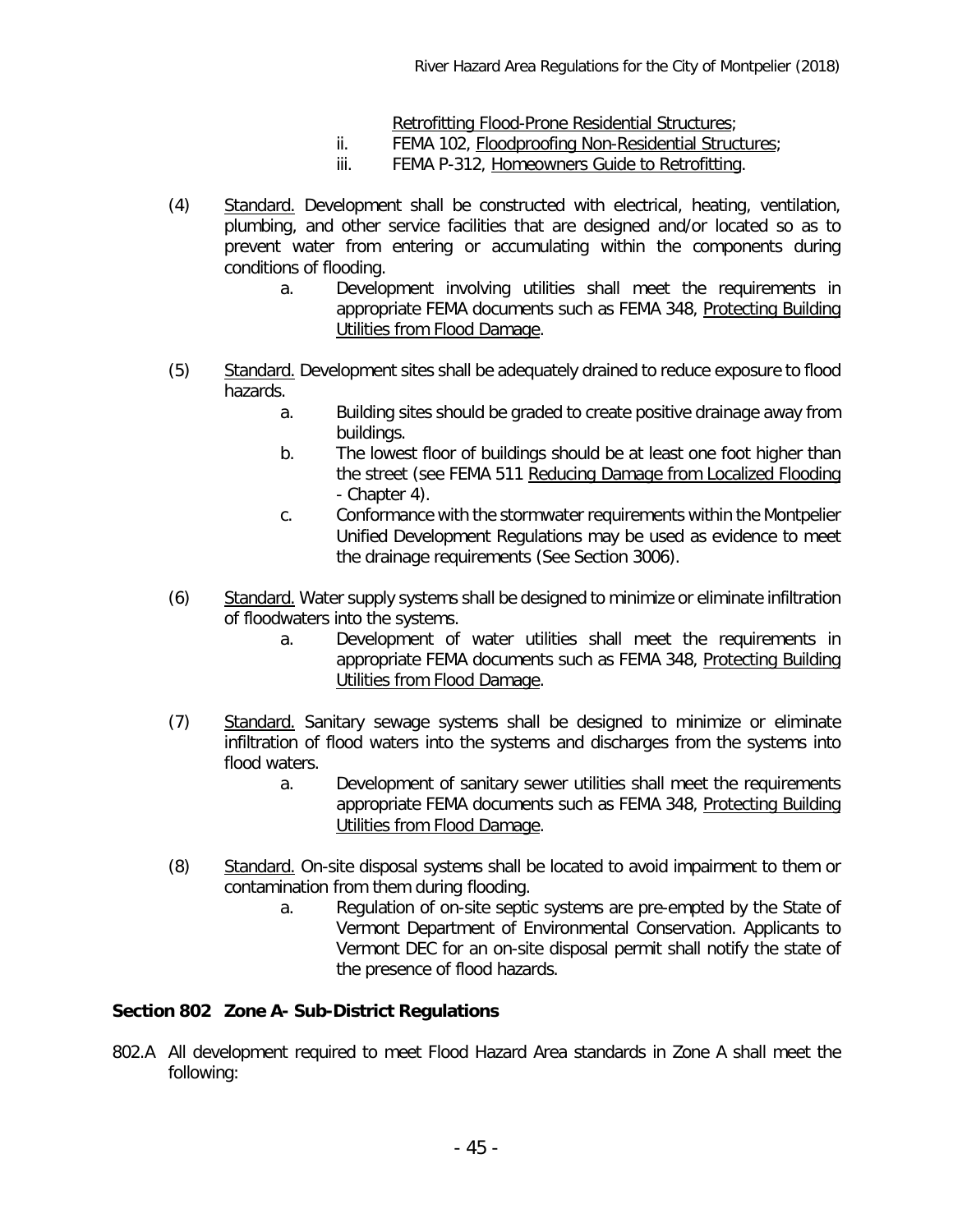Retrofitting Flood-Prone Residential Structures;

ii. FEMA 102, Floodproofing Non-Residential Structures;

iii. FEMA P-312, Homeowners Guide to Retrofitting.

(4) Standard. Development shall be constructed with electrical, heating, ventilation, plumbing, and other service facilities that are designed and/or located so as to prevent water from entering or accumulating within the components during conditions of flooding.

a. Development involving utilities shall meet the requirements in appropriate FEMA documents such as FEMA 348, Protecting Building Utilities from Flood Damage.

(5) Standard. Development sites shall be adequately drained to reduce exposure to flood hazards.

a. Building sites should be graded to create positive drainage away from buildings.

b. The lowest floor of buildings should be at least one foot higher than the street (see FEMA 511 Reducing Damage from Localized Flooding - Chapter 4).

c. Conformance with the stormwater requirements within the Montpelier Unified Development Regulations may be used as evidence to meet the drainage requirements (See Section 3006).

(6) Standard. Water supply systems shall be designed to minimize or eliminate infiltration of floodwaters into the systems.

a. Development of water utilities shall meet the requirements in appropriate FEMA documents such as FEMA 348, Protecting Building Utilities from Flood Damage.

(7) Standard. Sanitary sewage systems shall be designed to minimize or eliminate infiltration of flood waters into the systems and discharges from the systems into flood waters.

a. Development of sanitary sewer utilities shall meet the requirements appropriate FEMA documents such as FEMA 348, Protecting Building Utilities from Flood Damage.

(8) Standard. On-site disposal systems shall be located to avoid impairment to them or contamination from them during flooding.

a. Regulation of on-site septic systems are pre-empted by the State of Vermont Department of Environmental Conservation. Applicants to Vermont DEC for an on-site disposal permit shall notify the state of the presence of flood hazards.

**Section 802 Zone A- Sub-District Regulations**

802.A All development required to meet Flood Hazard Area standards in Zone A shall meet the following: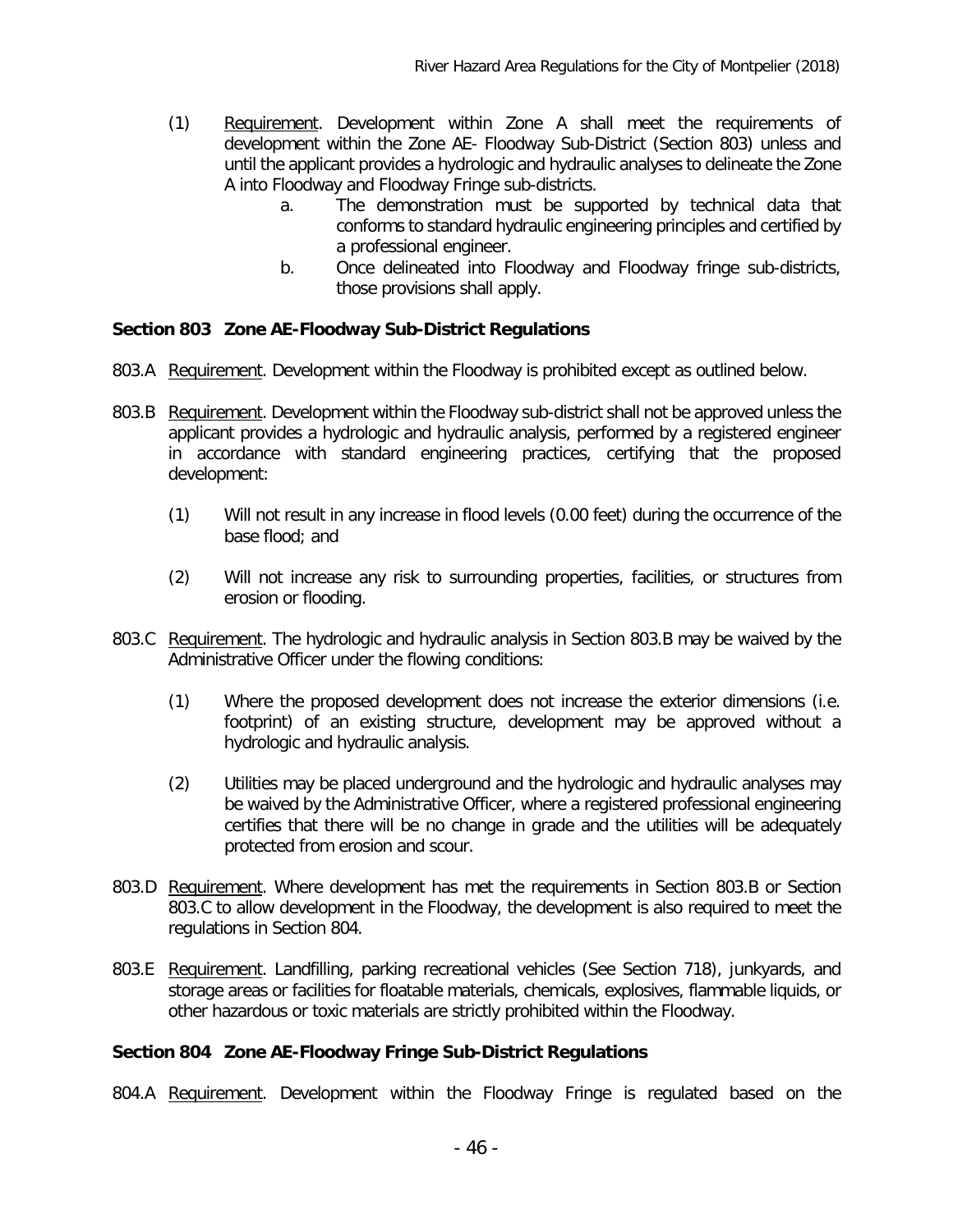(1) Requirement. Development within Zone A shall meet the requirements of development within the Zone AE- Floodway Sub-District (Section 803) unless and until the applicant provides a hydrologic and hydraulic analyses to delineate the Zone A into Floodway and Floodway Fringe sub-districts.

   a. The demonstration must be supported by technical data that conforms to standard hydraulic engineering principles and certified by a professional engineer.

   b. Once delineated into Floodway and Floodway fringe sub-districts, those provisions shall apply.

**Section 803 Zone AE-Floodway Sub-District Regulations**

803.A Requirement. Development within the Floodway is prohibited except as outlined below.

803.B Requirement. Development within the Floodway sub-district shall not be approved unless the applicant provides a hydrologic and hydraulic analysis, performed by a registered engineer in accordance with standard engineering practices, certifying that the proposed development:

(1) Will not result in any increase in flood levels (0.00 feet) during the occurrence of the base flood; and

(2) Will not increase any risk to surrounding properties, facilities, or structures from erosion or flooding.

803.C Requirement. The hydrologic and hydraulic analysis in Section 803.B may be waived by the Administrative Officer under the flowing conditions:

(1) Where the proposed development does not increase the exterior dimensions (i.e. footprint) of an existing structure, development may be approved without a hydrologic and hydraulic analysis.

(2) Utilities may be placed underground and the hydrologic and hydraulic analyses may be waived by the Administrative Officer, where a registered professional engineering certifies that there will be no change in grade and the utilities will be adequately protected from erosion and scour.

803.D Requirement. Where development has met the requirements in Section 803.B or Section 803.C to allow development in the Floodway, the development is also required to meet the regulations in Section 804.

803.E Requirement. Landfilling, parking recreational vehicles (See Section 718), junkyards, and storage areas or facilities for floatable materials, chemicals, explosives, flammable liquids, or other hazardous or toxic materials are strictly prohibited within the Floodway.

**Section 804 Zone AE-Floodway Fringe Sub-District Regulations**

804.A Requirement. Development within the Floodway Fringe is regulated based on the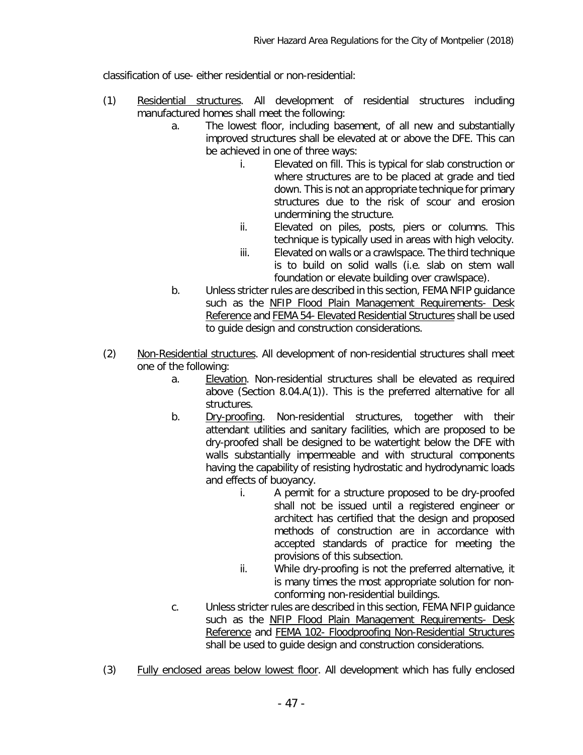classification of use- either residential or non-residential:

(1) Residential structures. All development of residential structures including manufactured homes shall meet the following:

   a. The lowest floor, including basement, of all new and substantially improved structures shall be elevated at or above the DFE. This can be achieved in one of three ways:

      i. Elevated on fill. This is typical for slab construction or where structures are to be placed at grade and tied down. This is not an appropriate technique for primary structures due to the risk of scour and erosion undermining the structure.

      ii. Elevated on piles, posts, piers or columns. This technique is typically used in areas with high velocity.

      iii. Elevated on walls or a crawlspace. The third technique is to build on solid walls (i.e. slab on stem wall foundation or elevate building over crawlspace).

   b. Unless stricter rules are described in this section, FEMA NFIP guidance such as the NFIP Flood Plain Management Requirements- Desk Reference and FEMA 54- Elevated Residential Structures shall be used to guide design and construction considerations.

(2) Non-Residential structures. All development of non-residential structures shall meet one of the following:

   a. Elevation. Non-residential structures shall be elevated as required above (Section 8.04.A(1)). This is the preferred alternative for all structures.

   b. Dry-proofing. Non-residential structures, together with their attendant utilities and sanitary facilities, which are proposed to be dry-proofed shall be designed to be watertight below the DFE with walls substantially impermeable and with structural components having the capability of resisting hydrostatic and hydrodynamic loads and effects of buoyancy.

      i. A permit for a structure proposed to be dry-proofed shall not be issued until a registered engineer or architect has certified that the design and proposed methods of construction are in accordance with accepted standards of practice for meeting the provisions of this subsection.

      ii. While dry-proofing is not the preferred alternative, it is many times the most appropriate solution for non-conforming non-residential buildings.

   c. Unless stricter rules are described in this section, FEMA NFIP guidance such as the NFIP Flood Plain Management Requirements- Desk Reference and FEMA 102- Floodproofing Non-Residential Structures shall be used to guide design and construction considerations.

(3) Fully enclosed areas below lowest floor. All development which has fully enclosed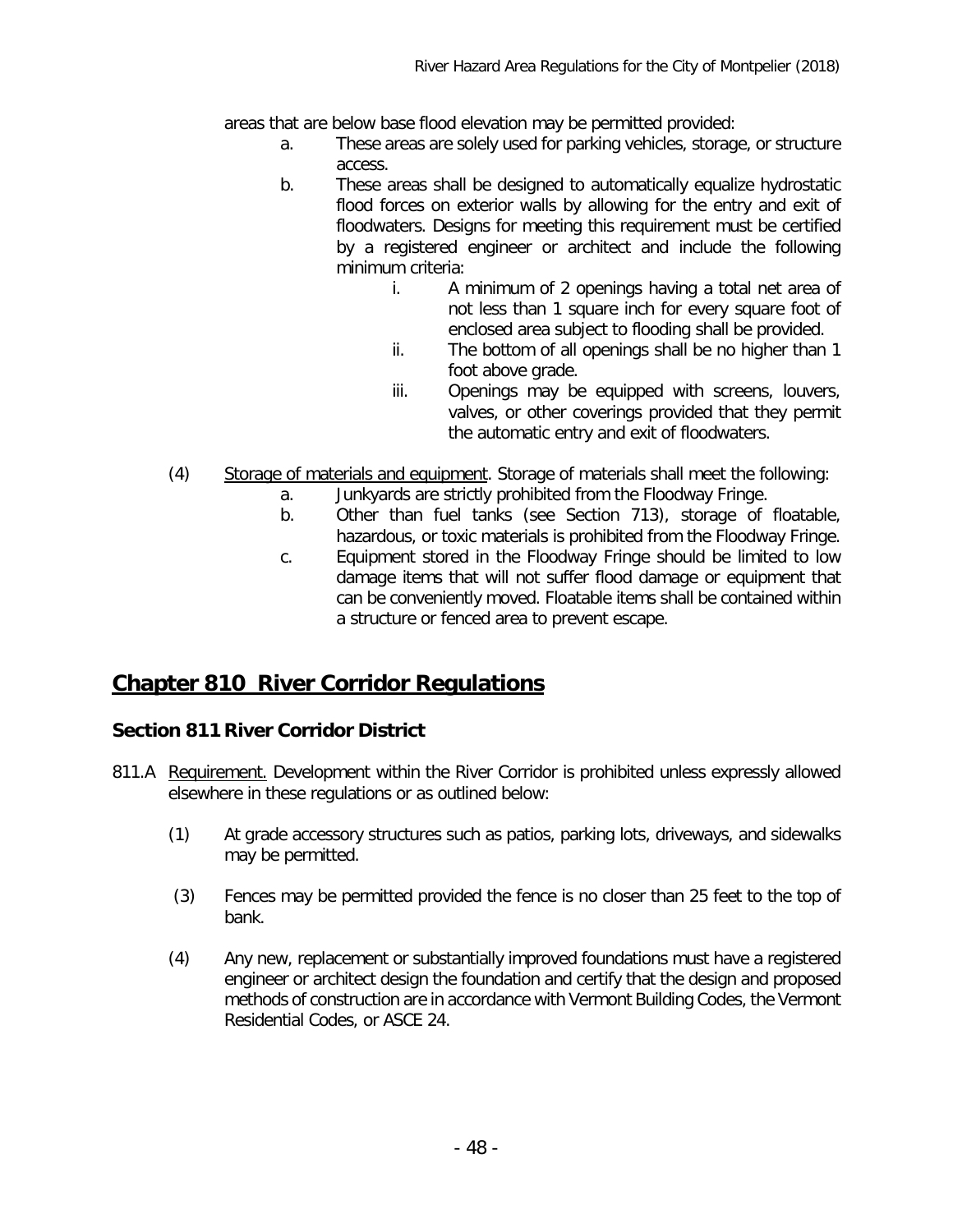areas that are below base flood elevation may be permitted provided:

a. These areas are solely used for parking vehicles, storage, or structure access.
b. These areas shall be designed to automatically equalize hydrostatic flood forces on exterior walls by allowing for the entry and exit of floodwaters. Designs for meeting this requirement must be certified by a registered engineer or architect and include the following minimum criteria:
   i. A minimum of 2 openings having a total net area of not less than 1 square inch for every square foot of enclosed area subject to flooding shall be provided.
   ii. The bottom of all openings shall be no higher than 1 foot above grade.
   iii. Openings may be equipped with screens, louvers, valves, or other coverings provided that they permit the automatic entry and exit of floodwaters.

(4) Storage of materials and equipment. Storage of materials shall meet the following:

a. Junkyards are strictly prohibited from the Floodway Fringe.
b. Other than fuel tanks (see Section 713), storage of floatable, hazardous, or toxic materials is prohibited from the Floodway Fringe.
c. Equipment stored in the Floodway Fringe should be limited to low damage items that will not suffer flood damage or equipment that can be conveniently moved. Floatable items shall be contained within a structure or fenced area to prevent escape.

# Chapter 810 River Corridor Regulations

## Section 811 River Corridor District

811.A Requirement. Development within the River Corridor is prohibited unless expressly allowed elsewhere in these regulations or as outlined below:

(1) At grade accessory structures such as patios, parking lots, driveways, and sidewalks may be permitted.

(3) Fences may be permitted provided the fence is no closer than 25 feet to the top of bank.

(4) Any new, replacement or substantially improved foundations must have a registered engineer or architect design the foundation and certify that the design and proposed methods of construction are in accordance with Vermont Building Codes, the Vermont Residential Codes, or ASCE 24.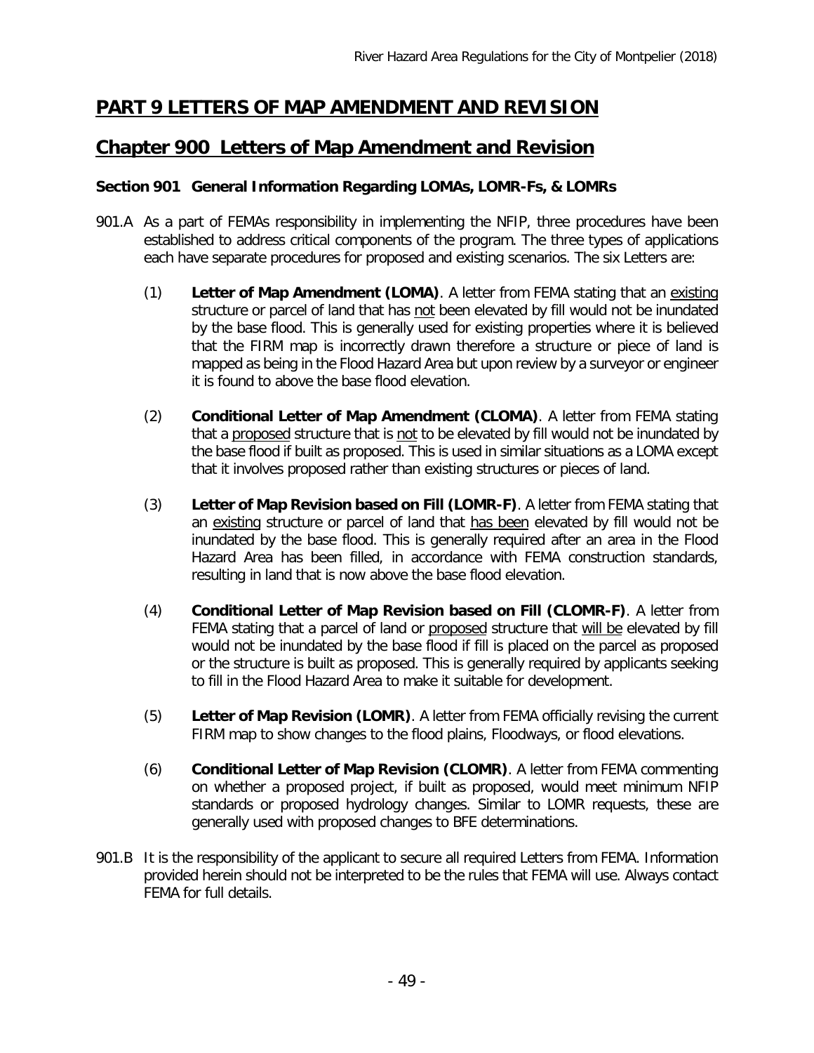# PART 9 LETTERS OF MAP AMENDMENT AND REVISION

## Chapter 900 Letters of Map Amendment and Revision

### Section 901 General Information Regarding LOMAs, LOMR-Fs, & LOMRs

901.A As a part of FEMAs responsibility in implementing the NFIP, three procedures have been established to address critical components of the program. The three types of applications each have separate procedures for proposed and existing scenarios. The six Letters are:

(1) **Letter of Map Amendment (LOMA)**. A letter from FEMA stating that an existing structure or parcel of land that has not been elevated by fill would not be inundated by the base flood. This is generally used for existing properties where it is believed that the FIRM map is incorrectly drawn therefore a structure or piece of land is mapped as being in the Flood Hazard Area but upon review by a surveyor or engineer it is found to above the base flood elevation.

(2) **Conditional Letter of Map Amendment (CLOMA)**. A letter from FEMA stating that a proposed structure that is not to be elevated by fill would not be inundated by the base flood if built as proposed. This is used in similar situations as a LOMA except that it involves proposed rather than existing structures or pieces of land.

(3) **Letter of Map Revision based on Fill (LOMR-F)**. A letter from FEMA stating that an existing structure or parcel of land that has been elevated by fill would not be inundated by the base flood. This is generally required after an area in the Flood Hazard Area has been filled, in accordance with FEMA construction standards, resulting in land that is now above the base flood elevation.

(4) **Conditional Letter of Map Revision based on Fill (CLOMR-F)**. A letter from FEMA stating that a parcel of land or proposed structure that will be elevated by fill would not be inundated by the base flood if fill is placed on the parcel as proposed or the structure is built as proposed. This is generally required by applicants seeking to fill in the Flood Hazard Area to make it suitable for development.

(5) **Letter of Map Revision (LOMR)**. A letter from FEMA officially revising the current FIRM map to show changes to the flood plains, Floodways, or flood elevations.

(6) **Conditional Letter of Map Revision (CLOMR)**. A letter from FEMA commenting on whether a proposed project, if built as proposed, would meet minimum NFIP standards or proposed hydrology changes. Similar to LOMR requests, these are generally used with proposed changes to BFE determinations.

901.B It is the responsibility of the applicant to secure all required Letters from FEMA. Information provided herein should not be interpreted to be the rules that FEMA will use. Always contact FEMA for full details.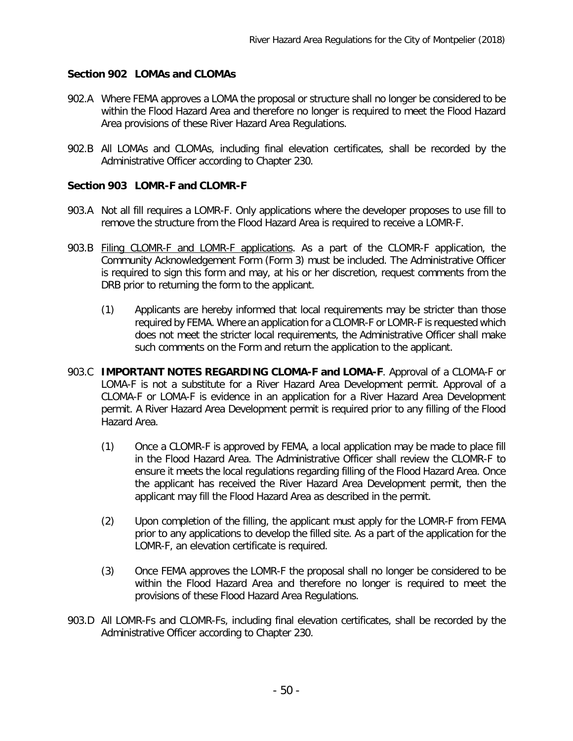## Section 902 LOMAs and CLOMAs

902.A Where FEMA approves a LOMA the proposal or structure shall no longer be considered to be within the Flood Hazard Area and therefore no longer is required to meet the Flood Hazard Area provisions of these River Hazard Area Regulations.

902.B All LOMAs and CLOMAs, including final elevation certificates, shall be recorded by the Administrative Officer according to Chapter 230.

## Section 903 LOMR-F and CLOMR-F

903.A Not all fill requires a LOMR-F. Only applications where the developer proposes to use fill to remove the structure from the Flood Hazard Area is required to receive a LOMR-F.

903.B <u>Filing CLOMR-F and LOMR-F applications</u>. As a part of the CLOMR-F application, the Community Acknowledgement Form (Form 3) must be included. The Administrative Officer is required to sign this form and may, at his or her discretion, request comments from the DRB prior to returning the form to the applicant.

(1) Applicants are hereby informed that local requirements may be stricter than those required by FEMA. Where an application for a CLOMR-F or LOMR-F is requested which does not meet the stricter local requirements, the Administrative Officer shall make such comments on the Form and return the application to the applicant.

903.C **IMPORTANT NOTES REGARDING CLOMA-F and LOMA-F**. Approval of a CLOMA-F or LOMA-F is not a substitute for a River Hazard Area Development permit. Approval of a CLOMA-F or LOMA-F is evidence in an application for a River Hazard Area Development permit. A River Hazard Area Development permit is required prior to any filling of the Flood Hazard Area.

(1) Once a CLOMR-F is approved by FEMA, a local application may be made to place fill in the Flood Hazard Area. The Administrative Officer shall review the CLOMR-F to ensure it meets the local regulations regarding filling of the Flood Hazard Area. Once the applicant has received the River Hazard Area Development permit, then the applicant may fill the Flood Hazard Area as described in the permit.

(2) Upon completion of the filling, the applicant must apply for the LOMR-F from FEMA prior to any applications to develop the filled site. As a part of the application for the LOMR-F, an elevation certificate is required.

(3) Once FEMA approves the LOMR-F the proposal shall no longer be considered to be within the Flood Hazard Area and therefore no longer is required to meet the provisions of these Flood Hazard Area Regulations.

903.D All LOMR-Fs and CLOMR-Fs, including final elevation certificates, shall be recorded by the Administrative Officer according to Chapter 230.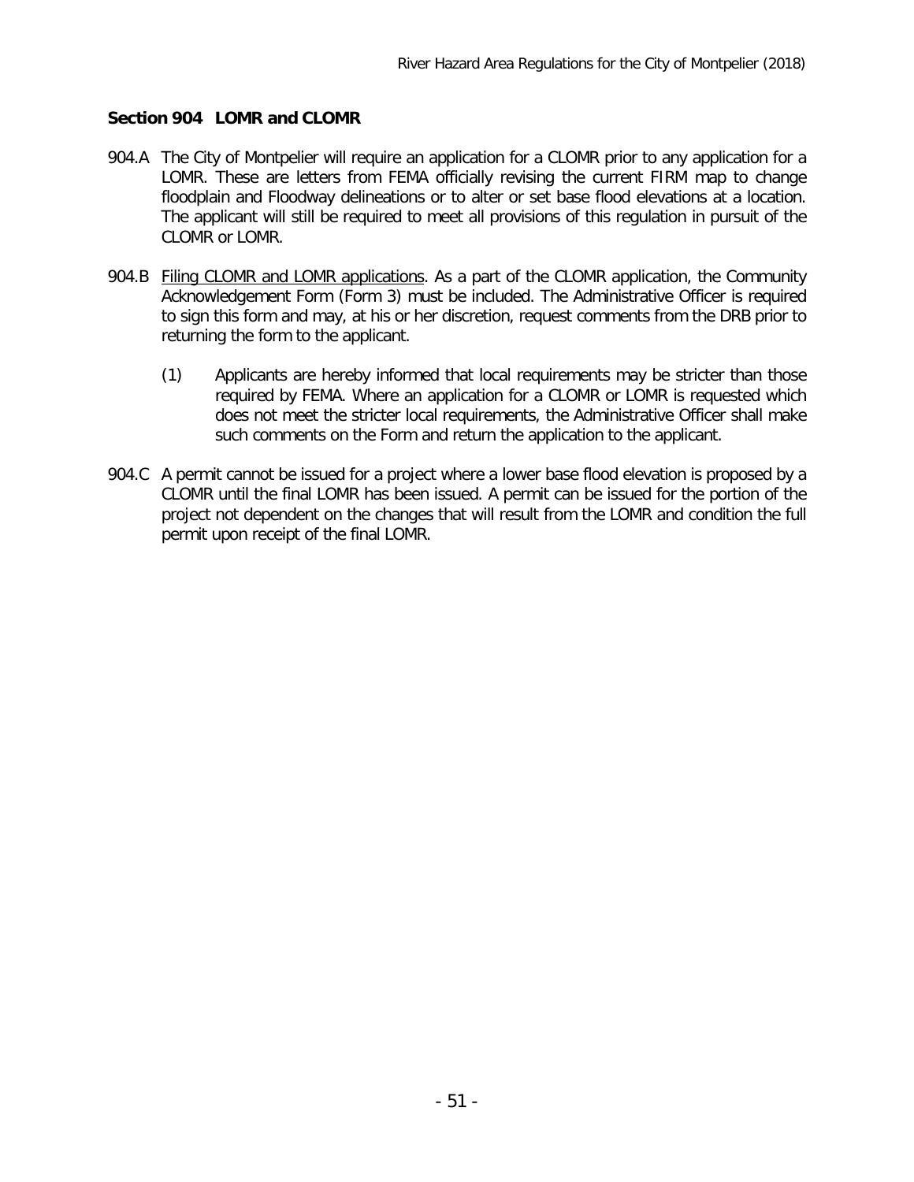## Section 904 LOMR and CLOMR

904.A The City of Montpelier will require an application for a CLOMR prior to any application for a LOMR. These are letters from FEMA officially revising the current FIRM map to change floodplain and Floodway delineations or to alter or set base flood elevations at a location. The applicant will still be required to meet all provisions of this regulation in pursuit of the CLOMR or LOMR.

904.B <u>Filing CLOMR and LOMR applications</u>. As a part of the CLOMR application, the Community Acknowledgement Form (Form 3) must be included. The Administrative Officer is required to sign this form and may, at his or her discretion, request comments from the DRB prior to returning the form to the applicant.

(1) Applicants are hereby informed that local requirements may be stricter than those required by FEMA. Where an application for a CLOMR or LOMR is requested which does not meet the stricter local requirements, the Administrative Officer shall make such comments on the Form and return the application to the applicant.

904.C A permit cannot be issued for a project where a lower base flood elevation is proposed by a CLOMR until the final LOMR has been issued. A permit can be issued for the portion of the project not dependent on the changes that will result from the LOMR and condition the full permit upon receipt of the final LOMR.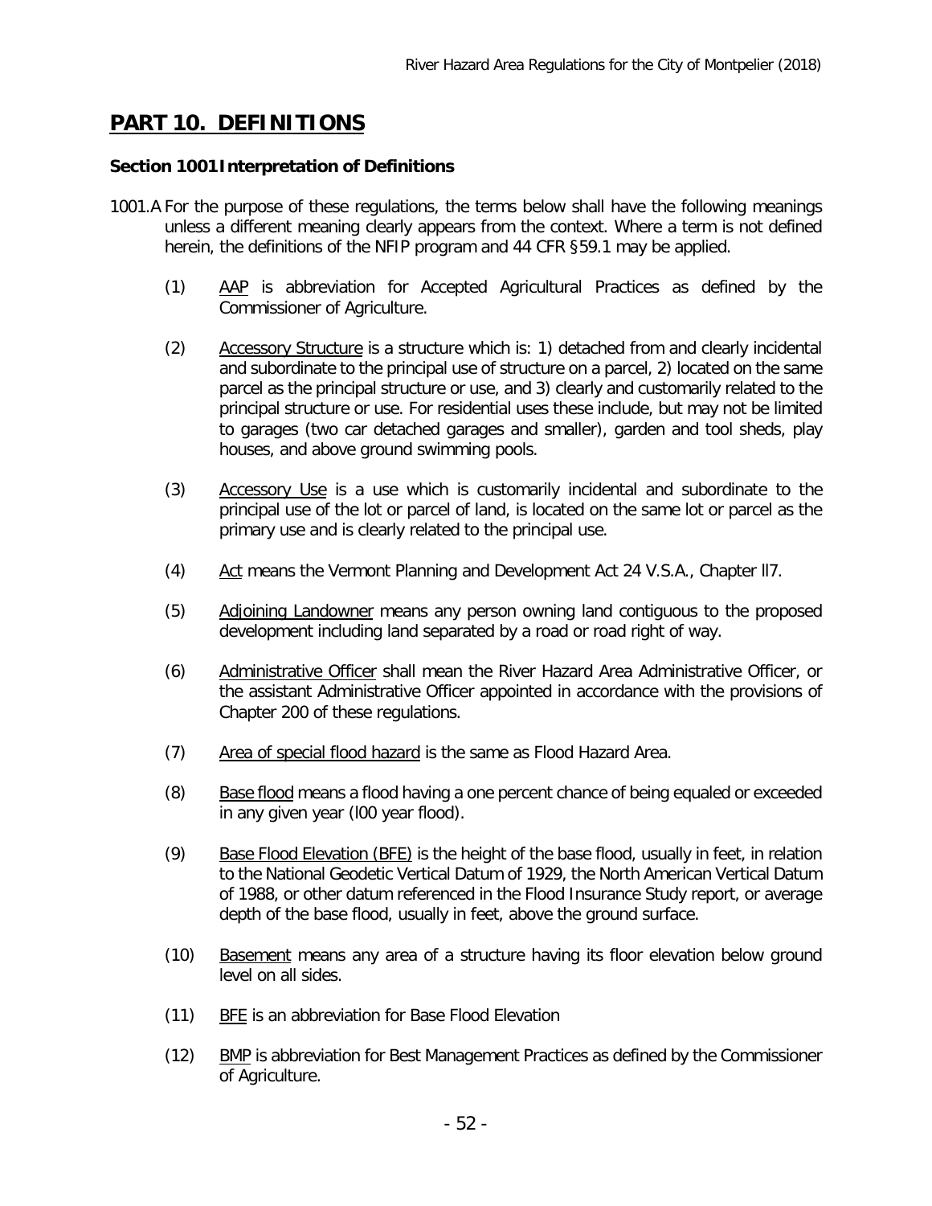# PART 10. DEFINITIONS

**Section 1001 Interpretation of Definitions**

1001.A For the purpose of these regulations, the terms below shall have the following meanings unless a different meaning clearly appears from the context. Where a term is not defined herein, the definitions of the NFIP program and 44 CFR §59.1 may be applied.

(1) AAP is abbreviation for Accepted Agricultural Practices as defined by the Commissioner of Agriculture.

(2) Accessory Structure is a structure which is: 1) detached from and clearly incidental and subordinate to the principal use of structure on a parcel, 2) located on the same parcel as the principal structure or use, and 3) clearly and customarily related to the principal structure or use. For residential uses these include, but may not be limited to garages (two car detached garages and smaller), garden and tool sheds, play houses, and above ground swimming pools.

(3) Accessory Use is a use which is customarily incidental and subordinate to the principal use of the lot or parcel of land, is located on the same lot or parcel as the primary use and is clearly related to the principal use.

(4) Act means the Vermont Planning and Development Act 24 V.S.A., Chapter ll7.

(5) Adjoining Landowner means any person owning land contiguous to the proposed development including land separated by a road or road right of way.

(6) Administrative Officer shall mean the River Hazard Area Administrative Officer, or the assistant Administrative Officer appointed in accordance with the provisions of Chapter 200 of these regulations.

(7) Area of special flood hazard is the same as Flood Hazard Area.

(8) Base flood means a flood having a one percent chance of being equaled or exceeded in any given year (l00 year flood).

(9) Base Flood Elevation (BFE) is the height of the base flood, usually in feet, in relation to the National Geodetic Vertical Datum of 1929, the North American Vertical Datum of 1988, or other datum referenced in the Flood Insurance Study report, or average depth of the base flood, usually in feet, above the ground surface.

(10) Basement means any area of a structure having its floor elevation below ground level on all sides.

(11) BFE is an abbreviation for Base Flood Elevation

(12) BMP is abbreviation for Best Management Practices as defined by the Commissioner of Agriculture.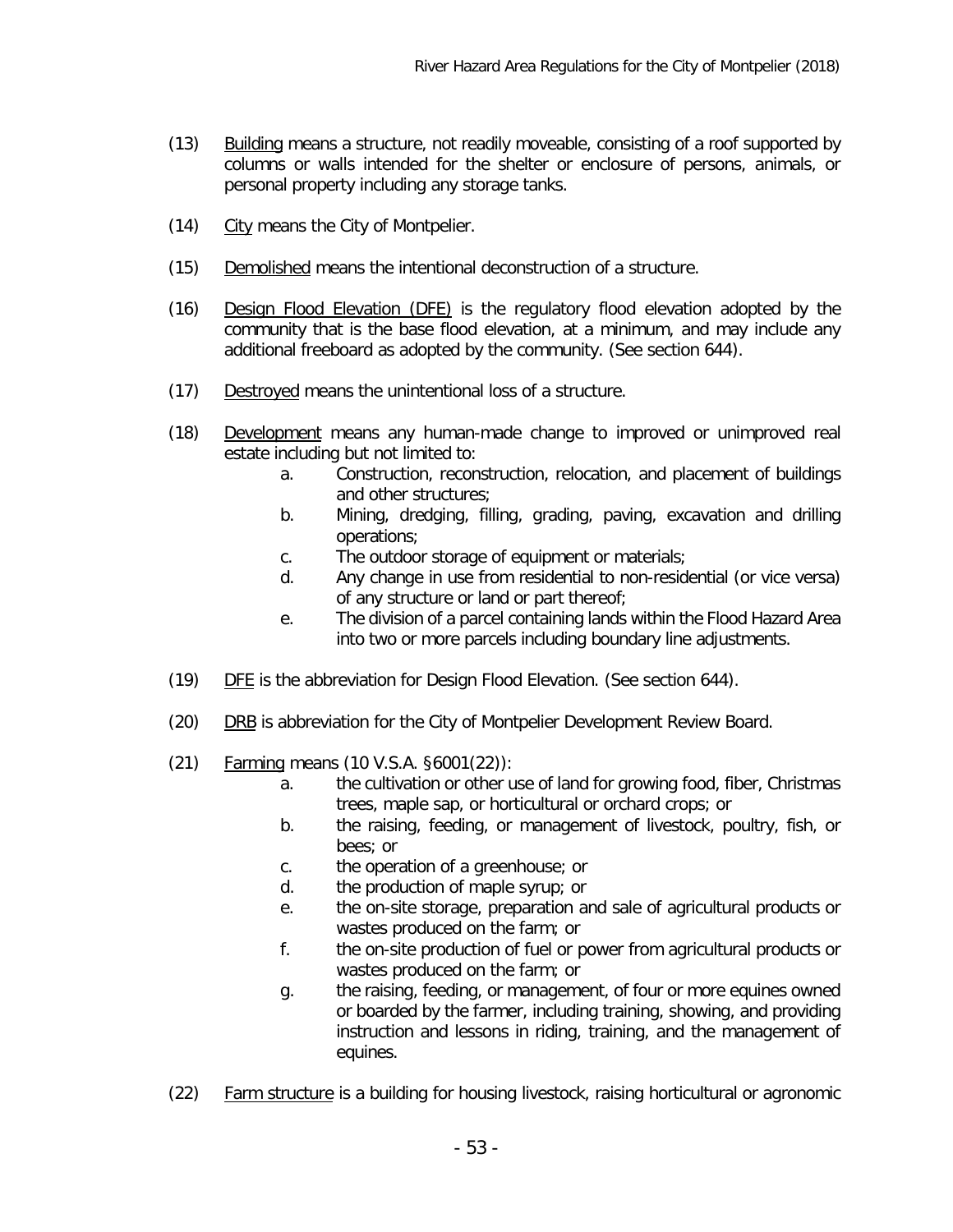(13) Building means a structure, not readily moveable, consisting of a roof supported by columns or walls intended for the shelter or enclosure of persons, animals, or personal property including any storage tanks.

(14) City means the City of Montpelier.

(15) Demolished means the intentional deconstruction of a structure.

(16) Design Flood Elevation (DFE) is the regulatory flood elevation adopted by the community that is the base flood elevation, at a minimum, and may include any additional freeboard as adopted by the community. (See section 644).

(17) Destroyed means the unintentional loss of a structure.

(18) Development means any human-made change to improved or unimproved real estate including but not limited to:

   a. Construction, reconstruction, relocation, and placement of buildings and other structures;
   b. Mining, dredging, filling, grading, paving, excavation and drilling operations;
   c. The outdoor storage of equipment or materials;
   d. Any change in use from residential to non-residential (or vice versa) of any structure or land or part thereof;
   e. The division of a parcel containing lands within the Flood Hazard Area into two or more parcels including boundary line adjustments.

(19) DFE is the abbreviation for Design Flood Elevation. (See section 644).

(20) DRB is abbreviation for the City of Montpelier Development Review Board.

(21) Farming means (10 V.S.A. §6001(22)):

   a. the cultivation or other use of land for growing food, fiber, Christmas trees, maple sap, or horticultural or orchard crops; or
   b. the raising, feeding, or management of livestock, poultry, fish, or bees; or
   c. the operation of a greenhouse; or
   d. the production of maple syrup; or
   e. the on-site storage, preparation and sale of agricultural products or wastes produced on the farm; or
   f. the on-site production of fuel or power from agricultural products or wastes produced on the farm; or
   g. the raising, feeding, or management, of four or more equines owned or boarded by the farmer, including training, showing, and providing instruction and lessons in riding, training, and the management of equines.

(22) Farm structure is a building for housing livestock, raising horticultural or agronomic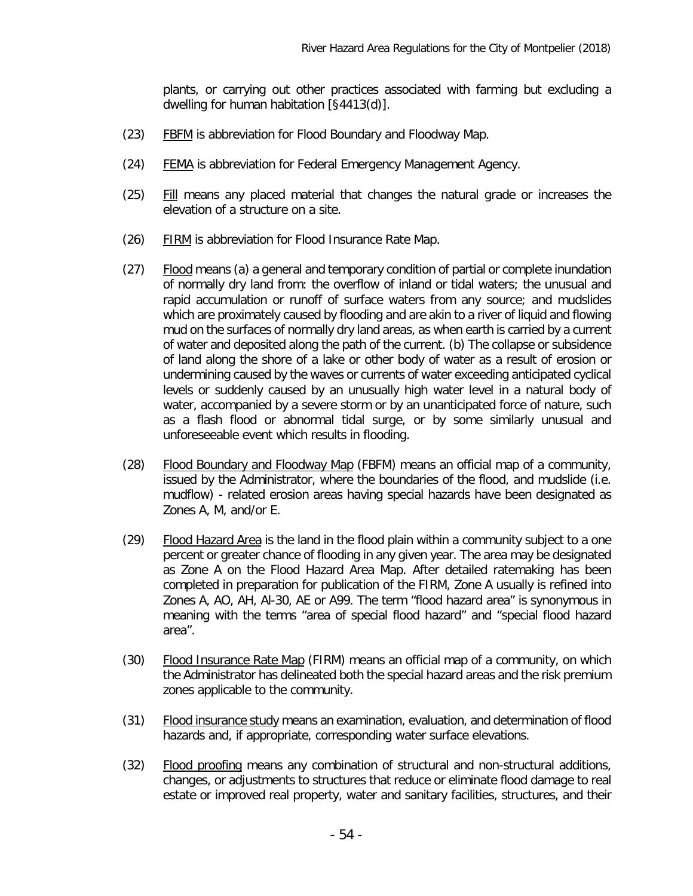plants, or carrying out other practices associated with farming but excluding a dwelling for human habitation [§4413(d)].

(23) FBFM is abbreviation for Flood Boundary and Floodway Map.

(24) FEMA is abbreviation for Federal Emergency Management Agency.

(25) Fill means any placed material that changes the natural grade or increases the elevation of a structure on a site.

(26) FIRM is abbreviation for Flood Insurance Rate Map.

(27) Flood means (a) a general and temporary condition of partial or complete inundation of normally dry land from: the overflow of inland or tidal waters; the unusual and rapid accumulation or runoff of surface waters from any source; and mudslides which are proximately caused by flooding and are akin to a river of liquid and flowing mud on the surfaces of normally dry land areas, as when earth is carried by a current of water and deposited along the path of the current. (b) The collapse or subsidence of land along the shore of a lake or other body of water as a result of erosion or undermining caused by the waves or currents of water exceeding anticipated cyclical levels or suddenly caused by an unusually high water level in a natural body of water, accompanied by a severe storm or by an unanticipated force of nature, such as a flash flood or abnormal tidal surge, or by some similarly unusual and unforeseeable event which results in flooding.

(28) Flood Boundary and Floodway Map (FBFM) means an official map of a community, issued by the Administrator, where the boundaries of the flood, and mudslide (i.e. mudflow) - related erosion areas having special hazards have been designated as Zones A, M, and/or E.

(29) Flood Hazard Area is the land in the flood plain within a community subject to a one percent or greater chance of flooding in any given year. The area may be designated as Zone A on the Flood Hazard Area Map. After detailed ratemaking has been completed in preparation for publication of the FIRM, Zone A usually is refined into Zones A, AO, AH, Al-30, AE or A99. The term "flood hazard area" is synonymous in meaning with the terms "area of special flood hazard" and "special flood hazard area".

(30) Flood Insurance Rate Map (FIRM) means an official map of a community, on which the Administrator has delineated both the special hazard areas and the risk premium zones applicable to the community.

(31) Flood insurance study means an examination, evaluation, and determination of flood hazards and, if appropriate, corresponding water surface elevations.

(32) Flood proofing means any combination of structural and non-structural additions, changes, or adjustments to structures that reduce or eliminate flood damage to real estate or improved real property, water and sanitary facilities, structures, and their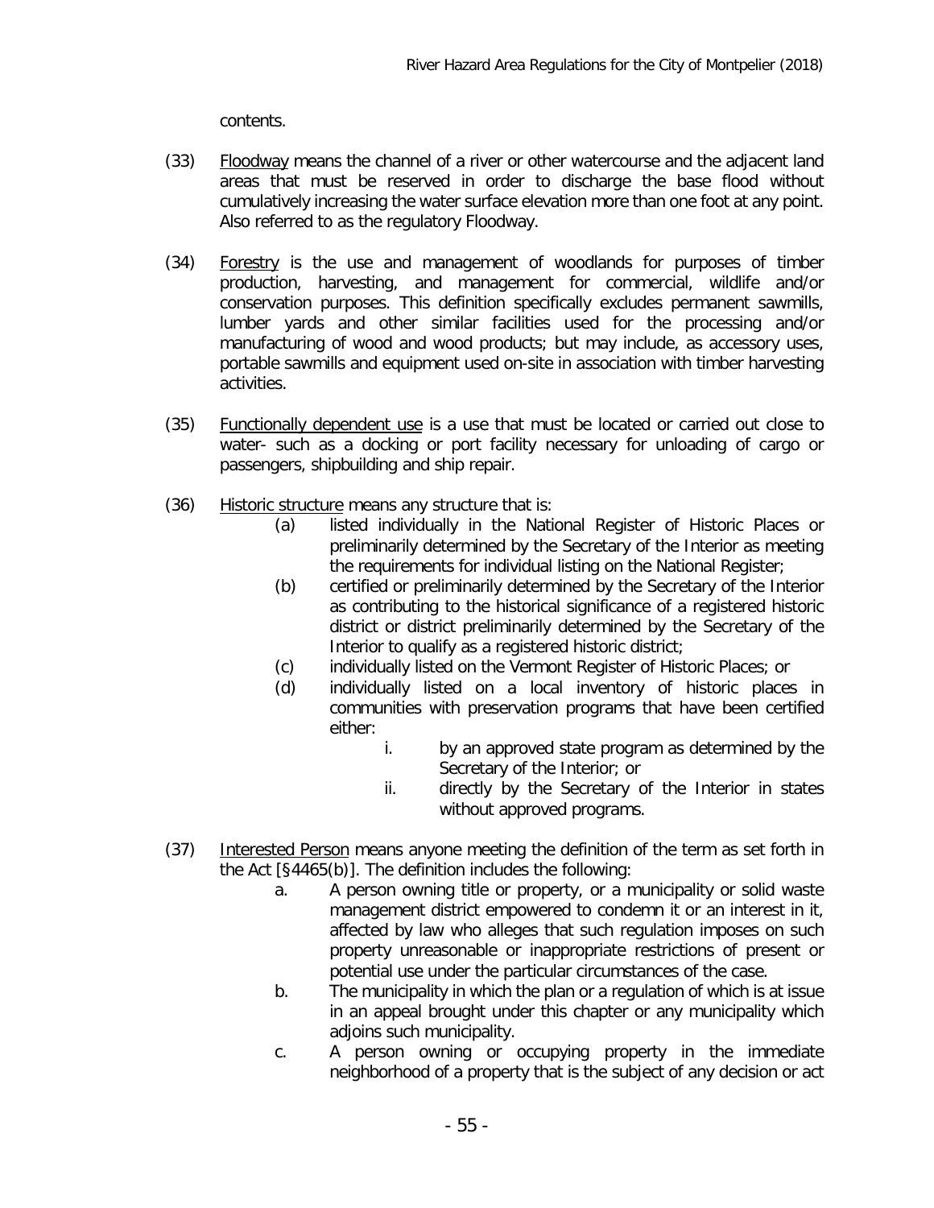contents.

(33) Floodway means the channel of a river or other watercourse and the adjacent land areas that must be reserved in order to discharge the base flood without cumulatively increasing the water surface elevation more than one foot at any point. Also referred to as the regulatory Floodway.

(34) Forestry is the use and management of woodlands for purposes of timber production, harvesting, and management for commercial, wildlife and/or conservation purposes. This definition specifically excludes permanent sawmills, lumber yards and other similar facilities used for the processing and/or manufacturing of wood and wood products; but may include, as accessory uses, portable sawmills and equipment used on-site in association with timber harvesting activities.

(35) Functionally dependent use is a use that must be located or carried out close to water- such as a docking or port facility necessary for unloading of cargo or passengers, shipbuilding and ship repair.

(36) Historic structure means any structure that is:
   - (a) listed individually in the National Register of Historic Places or preliminarily determined by the Secretary of the Interior as meeting the requirements for individual listing on the National Register;
   - (b) certified or preliminarily determined by the Secretary of the Interior as contributing to the historical significance of a registered historic district or district preliminarily determined by the Secretary of the Interior to qualify as a registered historic district;
   - (c) individually listed on the Vermont Register of Historic Places; or
   - (d) individually listed on a local inventory of historic places in communities with preservation programs that have been certified either:
     - i. by an approved state program as determined by the Secretary of the Interior; or
     - ii. directly by the Secretary of the Interior in states without approved programs.

(37) Interested Person means anyone meeting the definition of the term as set forth in the Act [§4465(b)]. The definition includes the following:
   - a. A person owning title or property, or a municipality or solid waste management district empowered to condemn it or an interest in it, affected by law who alleges that such regulation imposes on such property unreasonable or inappropriate restrictions of present or potential use under the particular circumstances of the case.
   - b. The municipality in which the plan or a regulation of which is at issue in an appeal brought under this chapter or any municipality which adjoins such municipality.
   - c. A person owning or occupying property in the immediate neighborhood of a property that is the subject of any decision or act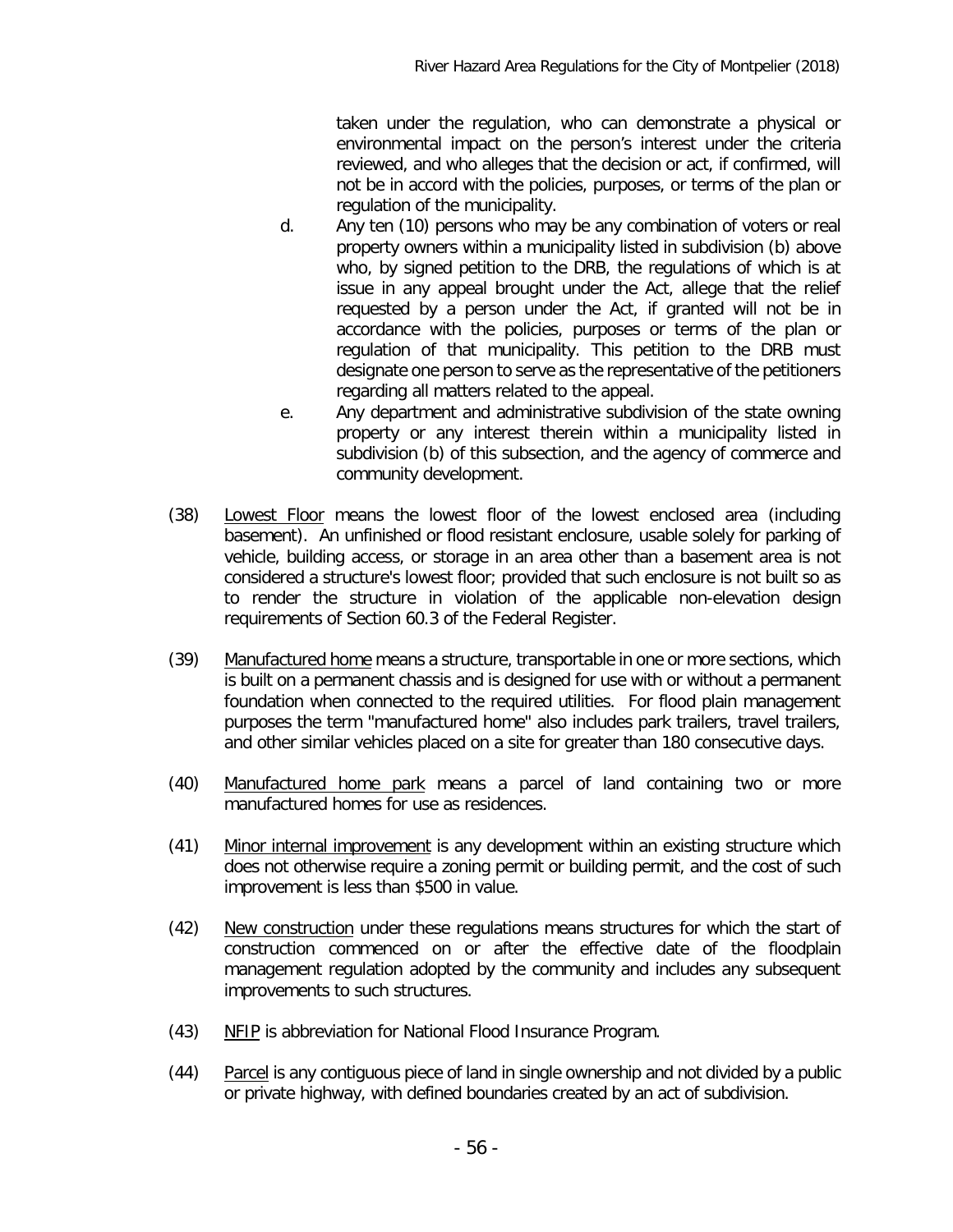taken under the regulation, who can demonstrate a physical or environmental impact on the person's interest under the criteria reviewed, and who alleges that the decision or act, if confirmed, will not be in accord with the policies, purposes, or terms of the plan or regulation of the municipality.

d. Any ten (10) persons who may be any combination of voters or real property owners within a municipality listed in subdivision (b) above who, by signed petition to the DRB, the regulations of which is at issue in any appeal brought under the Act, allege that the relief requested by a person under the Act, if granted will not be in accordance with the policies, purposes or terms of the plan or regulation of that municipality. This petition to the DRB must designate one person to serve as the representative of the petitioners regarding all matters related to the appeal.

e. Any department and administrative subdivision of the state owning property or any interest therein within a municipality listed in subdivision (b) of this subsection, and the agency of commerce and community development.

(38) Lowest Floor means the lowest floor of the lowest enclosed area (including basement). An unfinished or flood resistant enclosure, usable solely for parking of vehicle, building access, or storage in an area other than a basement area is not considered a structure's lowest floor; provided that such enclosure is not built so as to render the structure in violation of the applicable non-elevation design requirements of Section 60.3 of the Federal Register.

(39) Manufactured home means a structure, transportable in one or more sections, which is built on a permanent chassis and is designed for use with or without a permanent foundation when connected to the required utilities. For flood plain management purposes the term "manufactured home" also includes park trailers, travel trailers, and other similar vehicles placed on a site for greater than 180 consecutive days.

(40) Manufactured home park means a parcel of land containing two or more manufactured homes for use as residences.

(41) Minor internal improvement is any development within an existing structure which does not otherwise require a zoning permit or building permit, and the cost of such improvement is less than $500 in value.

(42) New construction under these regulations means structures for which the start of construction commenced on or after the effective date of the floodplain management regulation adopted by the community and includes any subsequent improvements to such structures.

(43) NFIP is abbreviation for National Flood Insurance Program.

(44) Parcel is any contiguous piece of land in single ownership and not divided by a public or private highway, with defined boundaries created by an act of subdivision.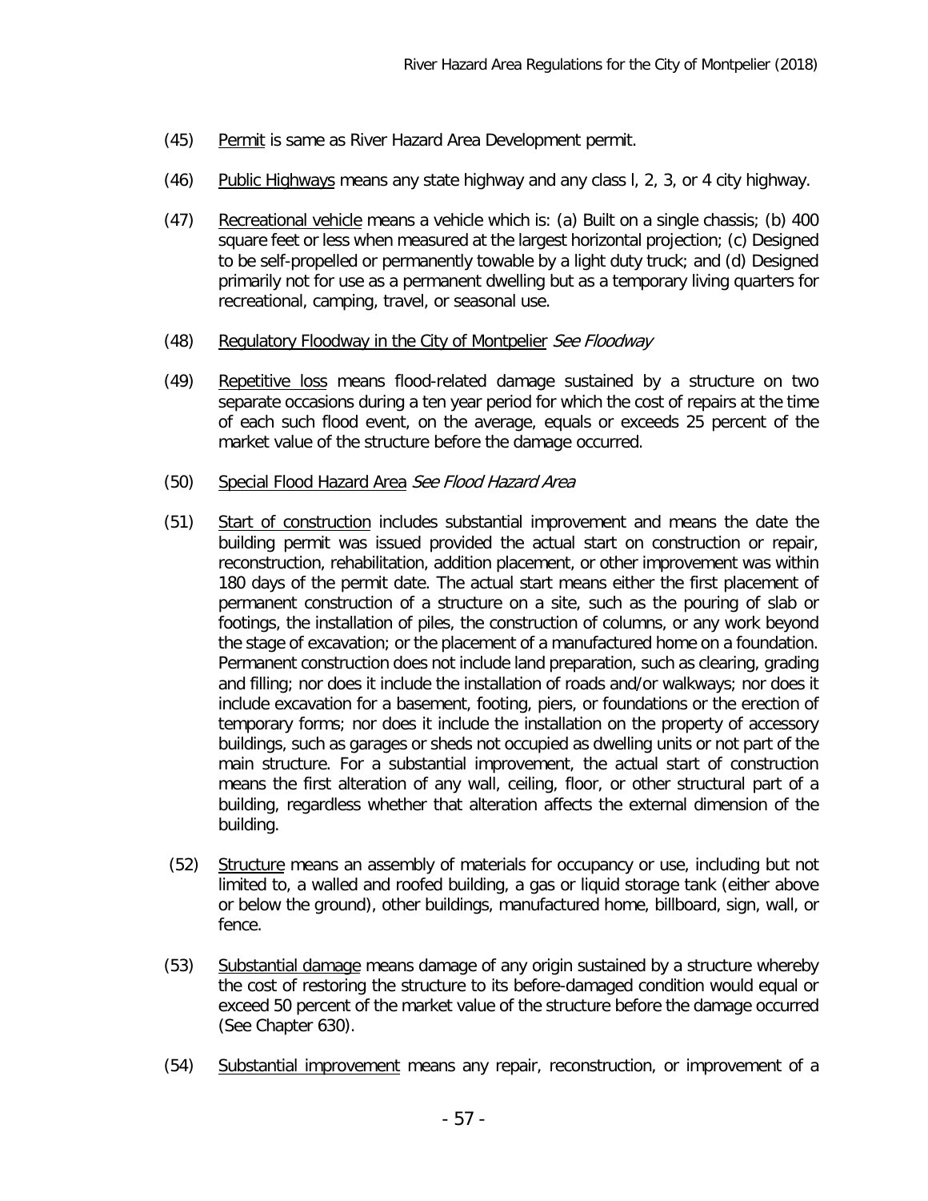(45) Permit is same as River Hazard Area Development permit.

(46) Public Highways means any state highway and any class l, 2, 3, or 4 city highway.

(47) Recreational vehicle means a vehicle which is: (a) Built on a single chassis; (b) 400 square feet or less when measured at the largest horizontal projection; (c) Designed to be self-propelled or permanently towable by a light duty truck; and (d) Designed primarily not for use as a permanent dwelling but as a temporary living quarters for recreational, camping, travel, or seasonal use.

(48) Regulatory Floodway in the City of Montpelier *See Floodway*

(49) Repetitive loss means flood-related damage sustained by a structure on two separate occasions during a ten year period for which the cost of repairs at the time of each such flood event, on the average, equals or exceeds 25 percent of the market value of the structure before the damage occurred.

(50) Special Flood Hazard Area *See Flood Hazard Area*

(51) Start of construction includes substantial improvement and means the date the building permit was issued provided the actual start on construction or repair, reconstruction, rehabilitation, addition placement, or other improvement was within 180 days of the permit date. The actual start means either the first placement of permanent construction of a structure on a site, such as the pouring of slab or footings, the installation of piles, the construction of columns, or any work beyond the stage of excavation; or the placement of a manufactured home on a foundation. Permanent construction does not include land preparation, such as clearing, grading and filling; nor does it include the installation of roads and/or walkways; nor does it include excavation for a basement, footing, piers, or foundations or the erection of temporary forms; nor does it include the installation on the property of accessory buildings, such as garages or sheds not occupied as dwelling units or not part of the main structure. For a substantial improvement, the actual start of construction means the first alteration of any wall, ceiling, floor, or other structural part of a building, regardless whether that alteration affects the external dimension of the building.

(52) Structure means an assembly of materials for occupancy or use, including but not limited to, a walled and roofed building, a gas or liquid storage tank (either above or below the ground), other buildings, manufactured home, billboard, sign, wall, or fence.

(53) Substantial damage means damage of any origin sustained by a structure whereby the cost of restoring the structure to its before-damaged condition would equal or exceed 50 percent of the market value of the structure before the damage occurred (See Chapter 630).

(54) Substantial improvement means any repair, reconstruction, or improvement of a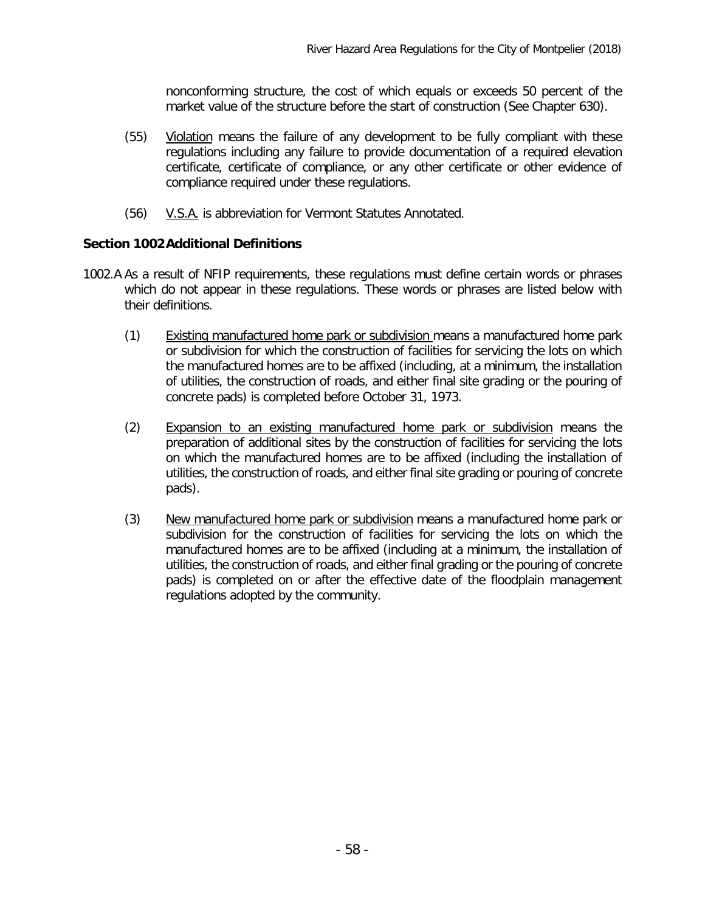nonconforming structure, the cost of which equals or exceeds 50 percent of the market value of the structure before the start of construction (See Chapter 630).

(55) Violation means the failure of any development to be fully compliant with these regulations including any failure to provide documentation of a required elevation certificate, certificate of compliance, or any other certificate or other evidence of compliance required under these regulations.

(56) V.S.A. is abbreviation for Vermont Statutes Annotated.

**Section 1002 Additional Definitions**

1002.A As a result of NFIP requirements, these regulations must define certain words or phrases which do not appear in these regulations. These words or phrases are listed below with their definitions.

(1) Existing manufactured home park or subdivision means a manufactured home park or subdivision for which the construction of facilities for servicing the lots on which the manufactured homes are to be affixed (including, at a minimum, the installation of utilities, the construction of roads, and either final site grading or the pouring of concrete pads) is completed before October 31, 1973.

(2) Expansion to an existing manufactured home park or subdivision means the preparation of additional sites by the construction of facilities for servicing the lots on which the manufactured homes are to be affixed (including the installation of utilities, the construction of roads, and either final site grading or pouring of concrete pads).

(3) New manufactured home park or subdivision means a manufactured home park or subdivision for the construction of facilities for servicing the lots on which the manufactured homes are to be affixed (including at a minimum, the installation of utilities, the construction of roads, and either final grading or the pouring of concrete pads) is completed on or after the effective date of the floodplain management regulations adopted by the community.